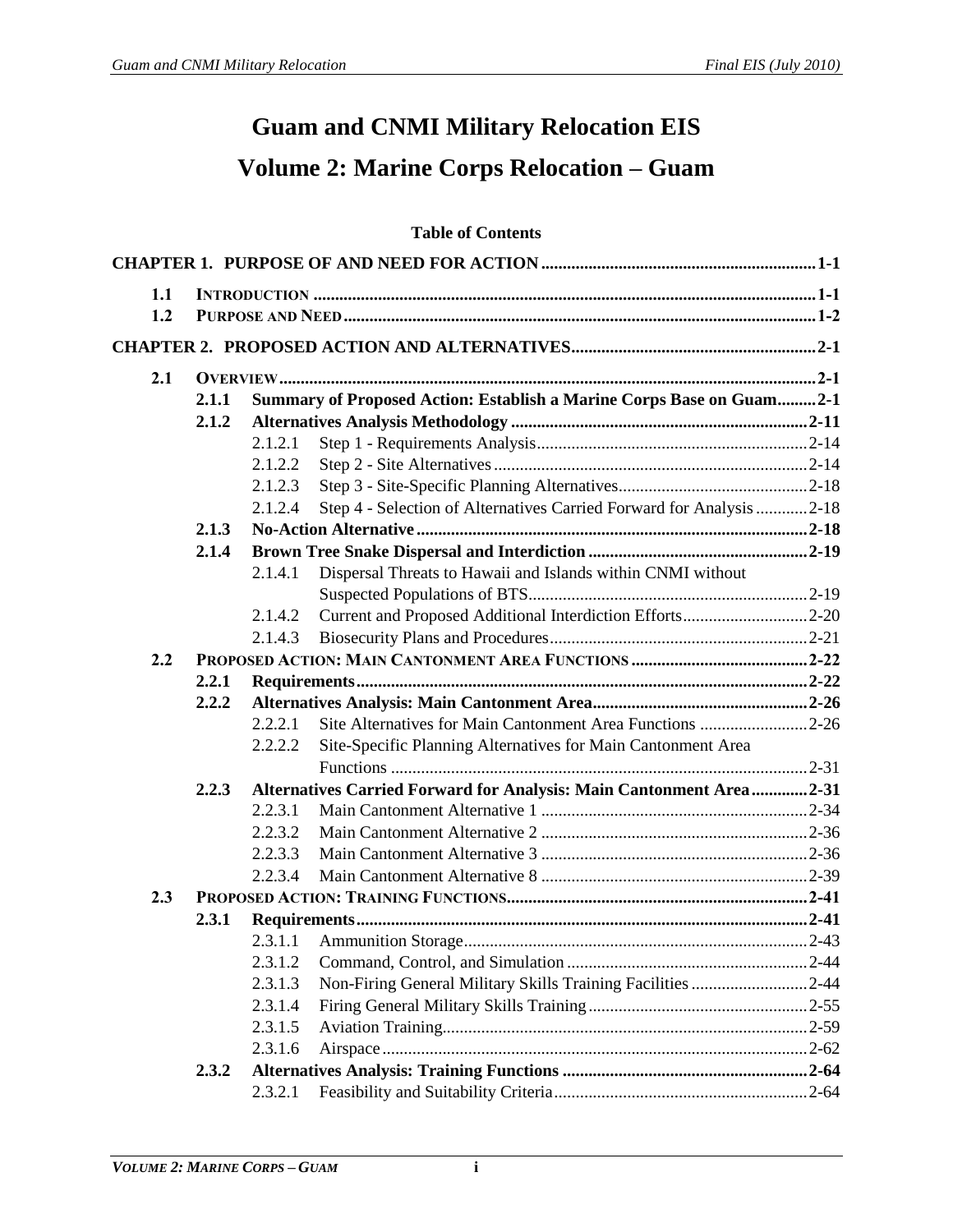# Guam and CNMI Military Relocation EIS

# Volume 2: Marine Corps Relocation – Guam

**Table of Contents**

**CHAPTER 1. PURPOSE OF AND NEED FOR ACTION** ........ 1-1

- 1.1 INTRODUCTION ........ 1-1
- 1.2 PURPOSE AND NEED ........ 1-2

**CHAPTER 2. PROPOSED ACTION AND ALTERNATIVES** ........ 2-1

- 2.1 OVERVIEW ........ 2-1
  - **2.1.1 Summary of Proposed Action: Establish a Marine Corps Base on Guam** ........ 2-1
  - **2.1.2 Alternatives Analysis Methodology** ........ 2-11
    - 2.1.2.1 Step 1 - Requirements Analysis ........ 2-14
    - 2.1.2.2 Step 2 - Site Alternatives ........ 2-14
    - 2.1.2.3 Step 3 - Site-Specific Planning Alternatives ........ 2-18
    - 2.1.2.4 Step 4 - Selection of Alternatives Carried Forward for Analysis ........ 2-18
  - **2.1.3 No-Action Alternative** ........ 2-18
  - **2.1.4 Brown Tree Snake Dispersal and Interdiction** ........ 2-19
    - 2.1.4.1 Dispersal Threats to Hawaii and Islands within CNMI without Suspected Populations of BTS ........ 2-19
    - 2.1.4.2 Current and Proposed Additional Interdiction Efforts ........ 2-20
    - 2.1.4.3 Biosecurity Plans and Procedures ........ 2-21
- 2.2 PROPOSED ACTION: MAIN CANTONMENT AREA FUNCTIONS ........ 2-22
  - **2.2.1 Requirements** ........ 2-22
  - **2.2.2 Alternatives Analysis: Main Cantonment Area** ........ 2-26
    - 2.2.2.1 Site Alternatives for Main Cantonment Area Functions ........ 2-26
    - 2.2.2.2 Site-Specific Planning Alternatives for Main Cantonment Area Functions ........ 2-31
  - **2.2.3 Alternatives Carried Forward for Analysis: Main Cantonment Area** ........ 2-31
    - 2.2.3.1 Main Cantonment Alternative 1 ........ 2-34
    - 2.2.3.2 Main Cantonment Alternative 2 ........ 2-36
    - 2.2.3.3 Main Cantonment Alternative 3 ........ 2-36
    - 2.2.3.4 Main Cantonment Alternative 8 ........ 2-39
- 2.3 PROPOSED ACTION: TRAINING FUNCTIONS ........ 2-41
  - **2.3.1 Requirements** ........ 2-41
    - 2.3.1.1 Ammunition Storage ........ 2-43
    - 2.3.1.2 Command, Control, and Simulation ........ 2-44
    - 2.3.1.3 Non-Firing General Military Skills Training Facilities ........ 2-44
    - 2.3.1.4 Firing General Military Skills Training ........ 2-55
    - 2.3.1.5 Aviation Training ........ 2-59
    - 2.3.1.6 Airspace ........ 2-62
  - **2.3.2 Alternatives Analysis: Training Functions** ........ 2-64
    - 2.3.2.1 Feasibility and Suitability Criteria ........ 2-64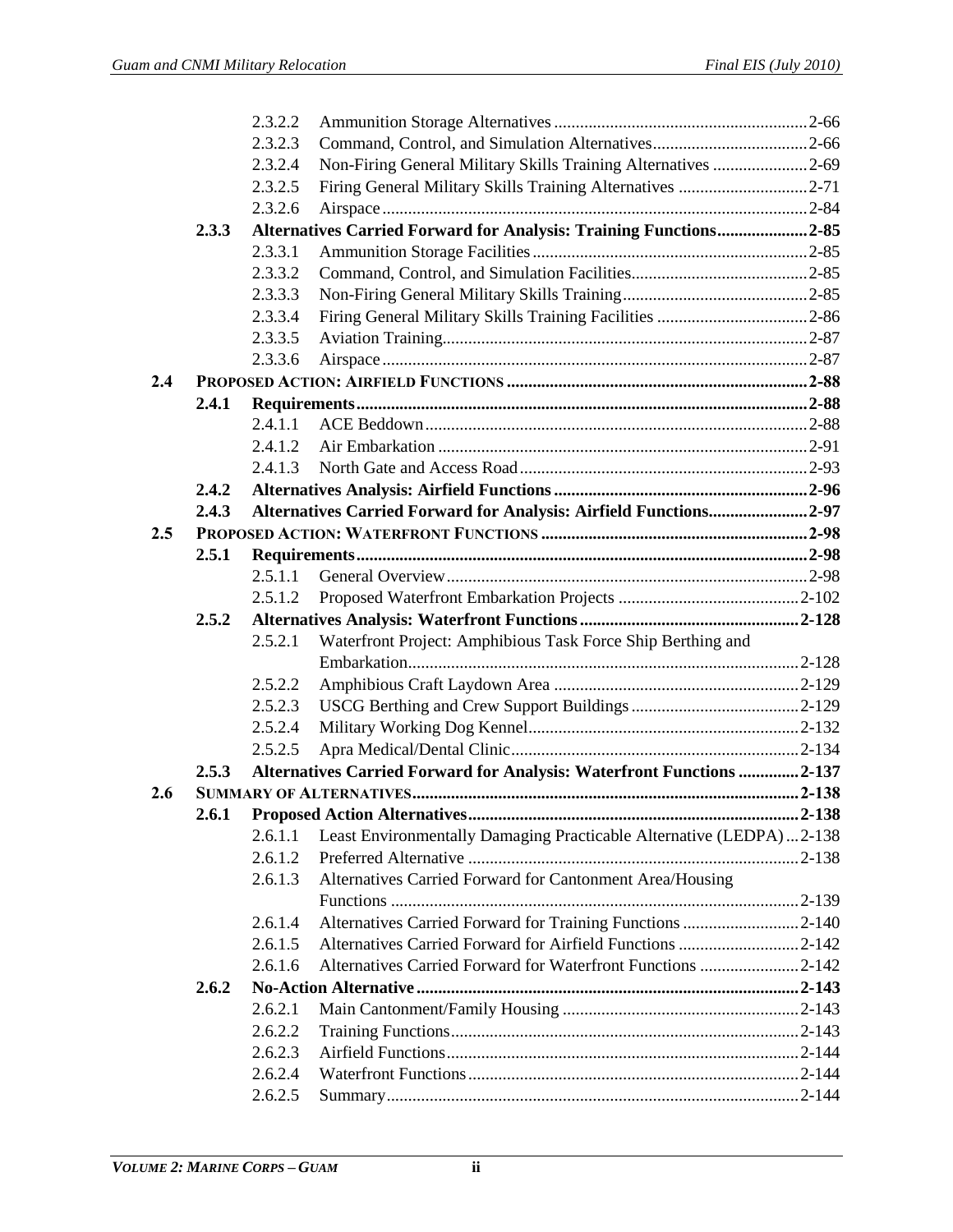| | | | | |
|---|---|---|---|---|
| | | 2.3.2.2 | Ammunition Storage Alternatives | 2-66 |
| | | 2.3.2.3 | Command, Control, and Simulation Alternatives | 2-66 |
| | | 2.3.2.4 | Non-Firing General Military Skills Training Alternatives | 2-69 |
| | | 2.3.2.5 | Firing General Military Skills Training Alternatives | 2-71 |
| | | 2.3.2.6 | Airspace | 2-84 |
| | **2.3.3** | **Alternatives Carried Forward for Analysis: Training Functions** | | **2-85** |
| | | 2.3.3.1 | Ammunition Storage Facilities | 2-85 |
| | | 2.3.3.2 | Command, Control, and Simulation Facilities | 2-85 |
| | | 2.3.3.3 | Non-Firing General Military Skills Training | 2-85 |
| | | 2.3.3.4 | Firing General Military Skills Training Facilities | 2-86 |
| | | 2.3.3.5 | Aviation Training | 2-87 |
| | | 2.3.3.6 | Airspace | 2-87 |
| **2.4** | **PROPOSED ACTION: AIRFIELD FUNCTIONS** | | | **2-88** |
| | **2.4.1** | **Requirements** | | **2-88** |
| | | 2.4.1.1 | ACE Beddown | 2-88 |
| | | 2.4.1.2 | Air Embarkation | 2-91 |
| | | 2.4.1.3 | North Gate and Access Road | 2-93 |
| | **2.4.2** | **Alternatives Analysis: Airfield Functions** | | **2-96** |
| | **2.4.3** | **Alternatives Carried Forward for Analysis: Airfield Functions** | | **2-97** |
| **2.5** | **PROPOSED ACTION: WATERFRONT FUNCTIONS** | | | **2-98** |
| | **2.5.1** | **Requirements** | | **2-98** |
| | | 2.5.1.1 | General Overview | 2-98 |
| | | 2.5.1.2 | Proposed Waterfront Embarkation Projects | 2-102 |
| | **2.5.2** | **Alternatives Analysis: Waterfront Functions** | | **2-128** |
| | | 2.5.2.1 | Waterfront Project: Amphibious Task Force Ship Berthing and Embarkation | 2-128 |
| | | 2.5.2.2 | Amphibious Craft Laydown Area | 2-129 |
| | | 2.5.2.3 | USCG Berthing and Crew Support Buildings | 2-129 |
| | | 2.5.2.4 | Military Working Dog Kennel | 2-132 |
| | | 2.5.2.5 | Apra Medical/Dental Clinic | 2-134 |
| | **2.5.3** | **Alternatives Carried Forward for Analysis: Waterfront Functions** | | **2-137** |
| **2.6** | **SUMMARY OF ALTERNATIVES** | | | **2-138** |
| | **2.6.1** | **Proposed Action Alternatives** | | **2-138** |
| | | 2.6.1.1 | Least Environmentally Damaging Practicable Alternative (LEDPA) | 2-138 |
| | | 2.6.1.2 | Preferred Alternative | 2-138 |
| | | 2.6.1.3 | Alternatives Carried Forward for Cantonment Area/Housing Functions | 2-139 |
| | | 2.6.1.4 | Alternatives Carried Forward for Training Functions | 2-140 |
| | | 2.6.1.5 | Alternatives Carried Forward for Airfield Functions | 2-142 |
| | | 2.6.1.6 | Alternatives Carried Forward for Waterfront Functions | 2-142 |
| | **2.6.2** | **No-Action Alternative** | | **2-143** |
| | | 2.6.2.1 | Main Cantonment/Family Housing | 2-143 |
| | | 2.6.2.2 | Training Functions | 2-143 |
| | | 2.6.2.3 | Airfield Functions | 2-144 |
| | | 2.6.2.4 | Waterfront Functions | 2-144 |
| | | 2.6.2.5 | Summary | 2-144 |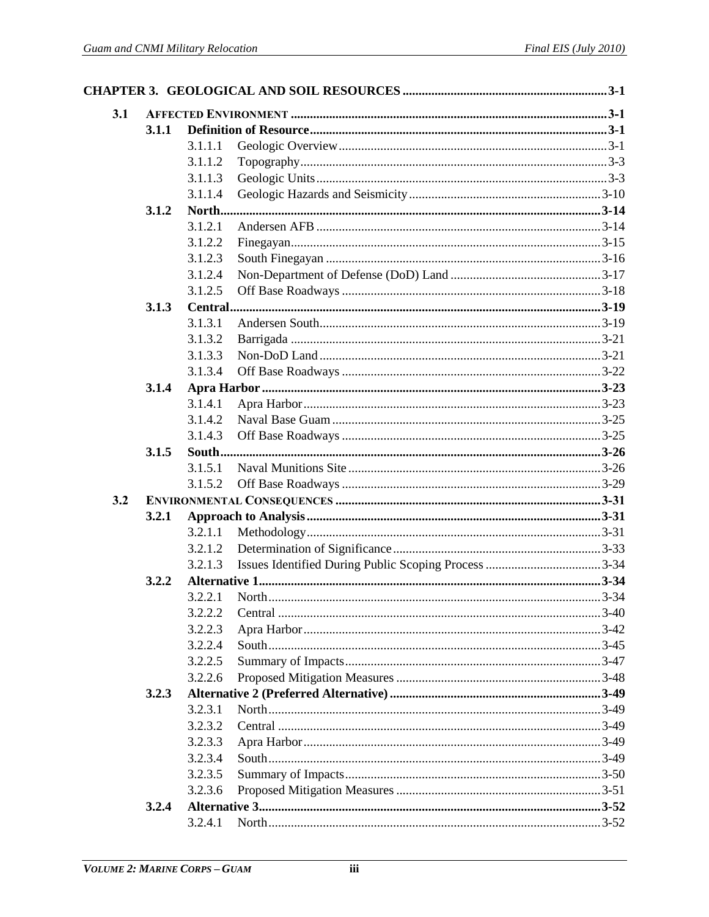**CHAPTER 3. GEOLOGICAL AND SOIL RESOURCES** ............ 3-1

- **3.1 AFFECTED ENVIRONMENT** ............ 3-1
  - **3.1.1 Definition of Resource** ............ 3-1
    - 3.1.1.1 Geologic Overview ............ 3-1
    - 3.1.1.2 Topography ............ 3-3
    - 3.1.1.3 Geologic Units ............ 3-3
    - 3.1.1.4 Geologic Hazards and Seismicity ............ 3-10
  - **3.1.2 North** ............ 3-14
    - 3.1.2.1 Andersen AFB ............ 3-14
    - 3.1.2.2 Finegayan ............ 3-15
    - 3.1.2.3 South Finegayan ............ 3-16
    - 3.1.2.4 Non-Department of Defense (DoD) Land ............ 3-17
    - 3.1.2.5 Off Base Roadways ............ 3-18
  - **3.1.3 Central** ............ 3-19
    - 3.1.3.1 Andersen South ............ 3-19
    - 3.1.3.2 Barrigada ............ 3-21
    - 3.1.3.3 Non-DoD Land ............ 3-21
    - 3.1.3.4 Off Base Roadways ............ 3-22
  - **3.1.4 Apra Harbor** ............ 3-23
    - 3.1.4.1 Apra Harbor ............ 3-23
    - 3.1.4.2 Naval Base Guam ............ 3-25
    - 3.1.4.3 Off Base Roadways ............ 3-25
  - **3.1.5 South** ............ 3-26
    - 3.1.5.1 Naval Munitions Site ............ 3-26
    - 3.1.5.2 Off Base Roadways ............ 3-29
- **3.2 ENVIRONMENTAL CONSEQUENCES** ............ 3-31
  - **3.2.1 Approach to Analysis** ............ 3-31
    - 3.2.1.1 Methodology ............ 3-31
    - 3.2.1.2 Determination of Significance ............ 3-33
    - 3.2.1.3 Issues Identified During Public Scoping Process ............ 3-34
  - **3.2.2 Alternative 1** ............ 3-34
    - 3.2.2.1 North ............ 3-34
    - 3.2.2.2 Central ............ 3-40
    - 3.2.2.3 Apra Harbor ............ 3-42
    - 3.2.2.4 South ............ 3-45
    - 3.2.2.5 Summary of Impacts ............ 3-47
    - 3.2.2.6 Proposed Mitigation Measures ............ 3-48
  - **3.2.3 Alternative 2 (Preferred Alternative)** ............ 3-49
    - 3.2.3.1 North ............ 3-49
    - 3.2.3.2 Central ............ 3-49
    - 3.2.3.3 Apra Harbor ............ 3-49
    - 3.2.3.4 South ............ 3-49
    - 3.2.3.5 Summary of Impacts ............ 3-50
    - 3.2.3.6 Proposed Mitigation Measures ............ 3-51
  - **3.2.4 Alternative 3** ............ 3-52
    - 3.2.4.1 North ............ 3-52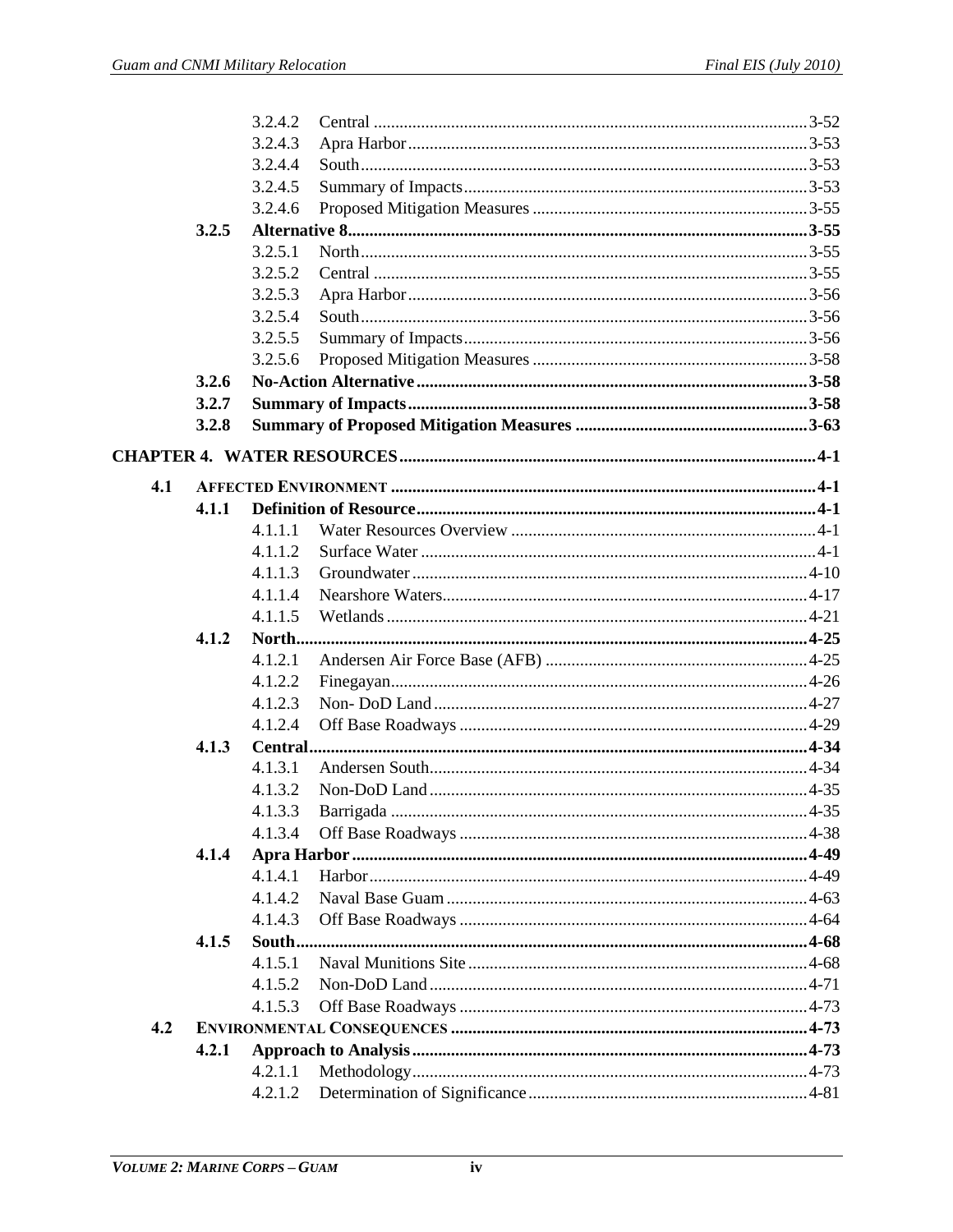| | | | | |
|---|---|---|---|---|
| | | 3.2.4.2 | Central | 3-52 |
| | | 3.2.4.3 | Apra Harbor | 3-53 |
| | | 3.2.4.4 | South | 3-53 |
| | | 3.2.4.5 | Summary of Impacts | 3-53 |
| | | 3.2.4.6 | Proposed Mitigation Measures | 3-55 |
| | **3.2.5** | **Alternative 8** | | **3-55** |
| | | 3.2.5.1 | North | 3-55 |
| | | 3.2.5.2 | Central | 3-55 |
| | | 3.2.5.3 | Apra Harbor | 3-56 |
| | | 3.2.5.4 | South | 3-56 |
| | | 3.2.5.5 | Summary of Impacts | 3-56 |
| | | 3.2.5.6 | Proposed Mitigation Measures | 3-58 |
| | **3.2.6** | **No-Action Alternative** | | **3-58** |
| | **3.2.7** | **Summary of Impacts** | | **3-58** |
| | **3.2.8** | **Summary of Proposed Mitigation Measures** | | **3-63** |

**CHAPTER 4. WATER RESOURCES** .......... **4-1**

| | | | | |
|---|---|---|---|---|
| **4.1** | **AFFECTED ENVIRONMENT** | | | **4-1** |
| | **4.1.1** | **Definition of Resource** | | **4-1** |
| | | 4.1.1.1 | Water Resources Overview | 4-1 |
| | | 4.1.1.2 | Surface Water | 4-1 |
| | | 4.1.1.3 | Groundwater | 4-10 |
| | | 4.1.1.4 | Nearshore Waters | 4-17 |
| | | 4.1.1.5 | Wetlands | 4-21 |
| | **4.1.2** | **North** | | **4-25** |
| | | 4.1.2.1 | Andersen Air Force Base (AFB) | 4-25 |
| | | 4.1.2.2 | Finegayan | 4-26 |
| | | 4.1.2.3 | Non- DoD Land | 4-27 |
| | | 4.1.2.4 | Off Base Roadways | 4-29 |
| | **4.1.3** | **Central** | | **4-34** |
| | | 4.1.3.1 | Andersen South | 4-34 |
| | | 4.1.3.2 | Non-DoD Land | 4-35 |
| | | 4.1.3.3 | Barrigada | 4-35 |
| | | 4.1.3.4 | Off Base Roadways | 4-38 |
| | **4.1.4** | **Apra Harbor** | | **4-49** |
| | | 4.1.4.1 | Harbor | 4-49 |
| | | 4.1.4.2 | Naval Base Guam | 4-63 |
| | | 4.1.4.3 | Off Base Roadways | 4-64 |
| | **4.1.5** | **South** | | **4-68** |
| | | 4.1.5.1 | Naval Munitions Site | 4-68 |
| | | 4.1.5.2 | Non-DoD Land | 4-71 |
| | | 4.1.5.3 | Off Base Roadways | 4-73 |
| **4.2** | **ENVIRONMENTAL CONSEQUENCES** | | | **4-73** |
| | **4.2.1** | **Approach to Analysis** | | **4-73** |
| | | 4.2.1.1 | Methodology | 4-73 |
| | | 4.2.1.2 | Determination of Significance | 4-81 |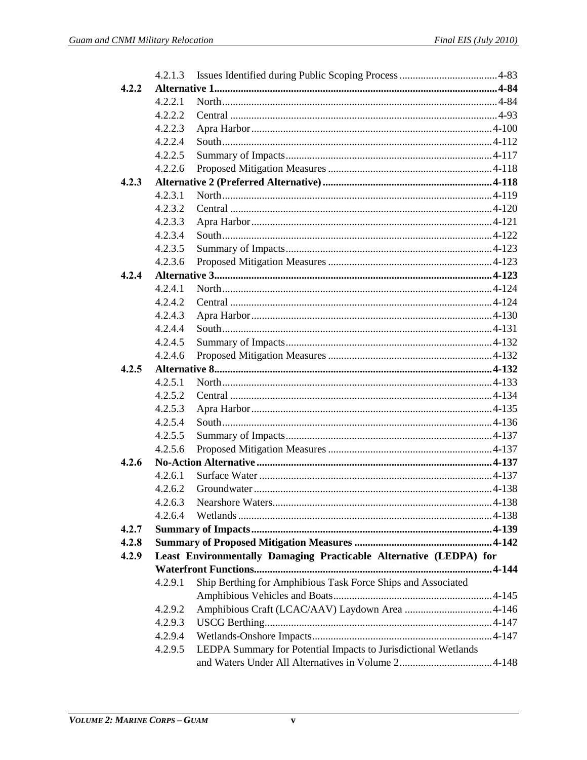4.2.1.3 Issues Identified during Public Scoping Process ....................................4-83

**4.2.2 Alternative 1 ....................................................................................................4-84**

4.2.2.1 North .......................................................................................................4-84

4.2.2.2 Central ....................................................................................................4-93

4.2.2.3 Apra Harbor ...........................................................................................4-100

4.2.2.4 South ......................................................................................................4-112

4.2.2.5 Summary of Impacts ..............................................................................4-117

4.2.2.6 Proposed Mitigation Measures ..............................................................4-118

**4.2.3 Alternative 2 (Preferred Alternative) ..............................................................4-118**

4.2.3.1 North ......................................................................................................4-119

4.2.3.2 Central ...................................................................................................4-120

4.2.3.3 Apra Harbor ...........................................................................................4-121

4.2.3.4 South ......................................................................................................4-122

4.2.3.5 Summary of Impacts ..............................................................................4-123

4.2.3.6 Proposed Mitigation Measures ..............................................................4-123

**4.2.4 Alternative 3 ..................................................................................................4-123**

4.2.4.1 North ......................................................................................................4-124

4.2.4.2 Central ...................................................................................................4-124

4.2.4.3 Apra Harbor ...........................................................................................4-130

4.2.4.4 South ......................................................................................................4-131

4.2.4.5 Summary of Impacts ..............................................................................4-132

4.2.4.6 Proposed Mitigation Measures ..............................................................4-132

**4.2.5 Alternative 8 ..................................................................................................4-132**

4.2.5.1 North ......................................................................................................4-133

4.2.5.2 Central ...................................................................................................4-134

4.2.5.3 Apra Harbor ...........................................................................................4-135

4.2.5.4 South ......................................................................................................4-136

4.2.5.5 Summary of Impacts ..............................................................................4-137

4.2.5.6 Proposed Mitigation Measures ..............................................................4-137

**4.2.6 No-Action Alternative ...................................................................................4-137**

4.2.6.1 Surface Water ........................................................................................4-137

4.2.6.2 Groundwater ..........................................................................................4-138

4.2.6.3 Nearshore Waters...................................................................................4-138

4.2.6.4 Wetlands ................................................................................................4-138

**4.2.7 Summary of Impacts .....................................................................................4-139**

**4.2.8 Summary of Proposed Mitigation Measures .................................................4-142**

**4.2.9 Least Environmentally Damaging Practicable Alternative (LEDPA) for Waterfront Functions ......................................................................................4-144**

4.2.9.1 Ship Berthing for Amphibious Task Force Ships and Associated Amphibious Vehicles and Boats ............................................................4-145

4.2.9.2 Amphibious Craft (LCAC/AAV) Laydown Area .................................4-146

4.2.9.3 USCG Berthing......................................................................................4-147

4.2.9.4 Wetlands-Onshore Impacts....................................................................4-147

4.2.9.5 LEDPA Summary for Potential Impacts to Jurisdictional Wetlands and Waters Under All Alternatives in Volume 2 ...................................4-148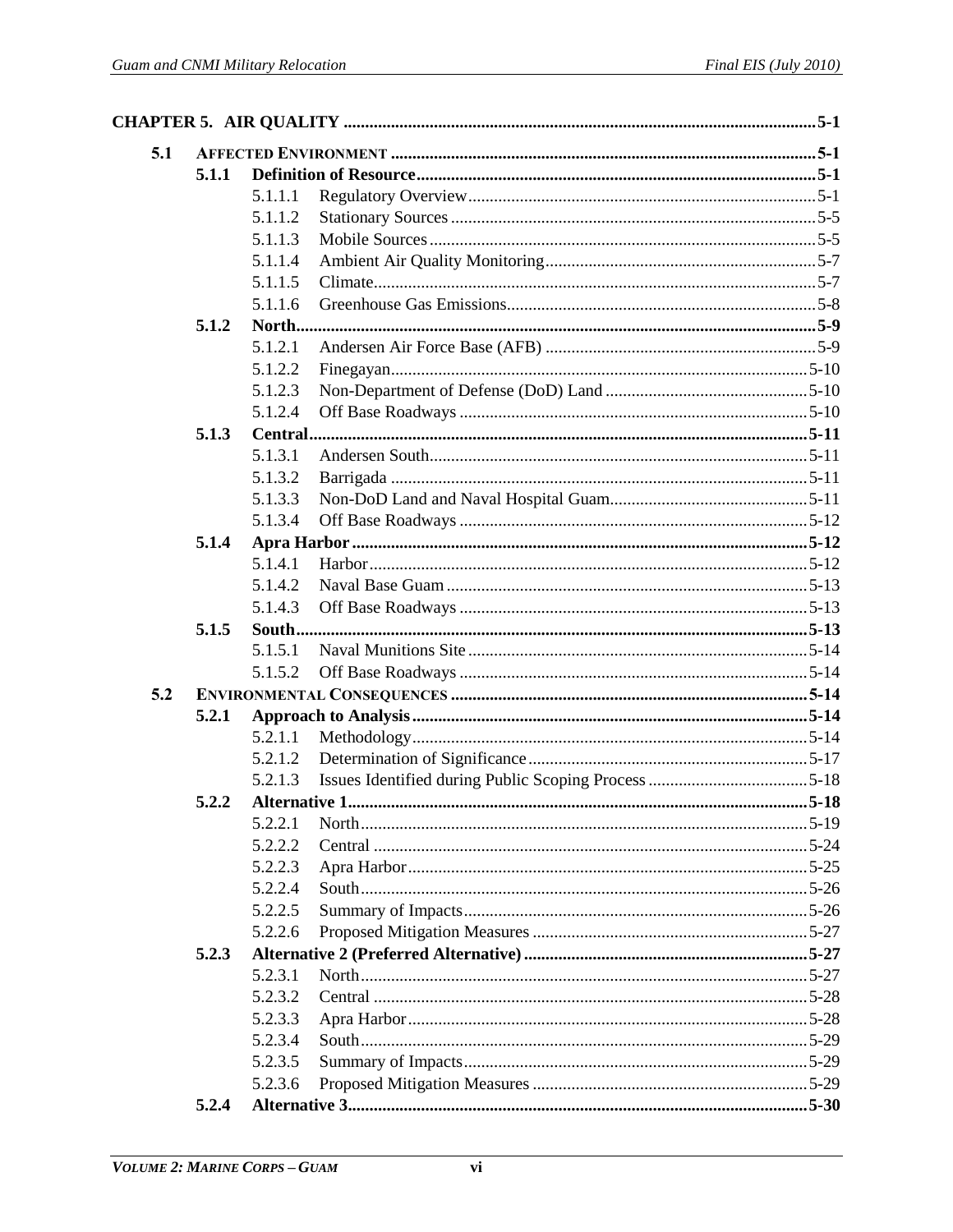**CHAPTER 5. AIR QUALITY** 5-1

- **5.1 AFFECTED ENVIRONMENT** 5-1
  - **5.1.1 Definition of Resource** 5-1
    - 5.1.1.1 Regulatory Overview 5-1
    - 5.1.1.2 Stationary Sources 5-5
    - 5.1.1.3 Mobile Sources 5-5
    - 5.1.1.4 Ambient Air Quality Monitoring 5-7
    - 5.1.1.5 Climate 5-7
    - 5.1.1.6 Greenhouse Gas Emissions 5-8
  - **5.1.2 North** 5-9
    - 5.1.2.1 Andersen Air Force Base (AFB) 5-9
    - 5.1.2.2 Finegayan 5-10
    - 5.1.2.3 Non-Department of Defense (DoD) Land 5-10
    - 5.1.2.4 Off Base Roadways 5-10
  - **5.1.3 Central** 5-11
    - 5.1.3.1 Andersen South 5-11
    - 5.1.3.2 Barrigada 5-11
    - 5.1.3.3 Non-DoD Land and Naval Hospital Guam 5-11
    - 5.1.3.4 Off Base Roadways 5-12
  - **5.1.4 Apra Harbor** 5-12
    - 5.1.4.1 Harbor 5-12
    - 5.1.4.2 Naval Base Guam 5-13
    - 5.1.4.3 Off Base Roadways 5-13
  - **5.1.5 South** 5-13
    - 5.1.5.1 Naval Munitions Site 5-14
    - 5.1.5.2 Off Base Roadways 5-14
- **5.2 ENVIRONMENTAL CONSEQUENCES** 5-14
  - **5.2.1 Approach to Analysis** 5-14
    - 5.2.1.1 Methodology 5-14
    - 5.2.1.2 Determination of Significance 5-17
    - 5.2.1.3 Issues Identified during Public Scoping Process 5-18
  - **5.2.2 Alternative 1** 5-18
    - 5.2.2.1 North 5-19
    - 5.2.2.2 Central 5-24
    - 5.2.2.3 Apra Harbor 5-25
    - 5.2.2.4 South 5-26
    - 5.2.2.5 Summary of Impacts 5-26
    - 5.2.2.6 Proposed Mitigation Measures 5-27
  - **5.2.3 Alternative 2 (Preferred Alternative)** 5-27
    - 5.2.3.1 North 5-27
    - 5.2.3.2 Central 5-28
    - 5.2.3.3 Apra Harbor 5-28
    - 5.2.3.4 South 5-29
    - 5.2.3.5 Summary of Impacts 5-29
    - 5.2.3.6 Proposed Mitigation Measures 5-29
  - **5.2.4 Alternative 3** 5-30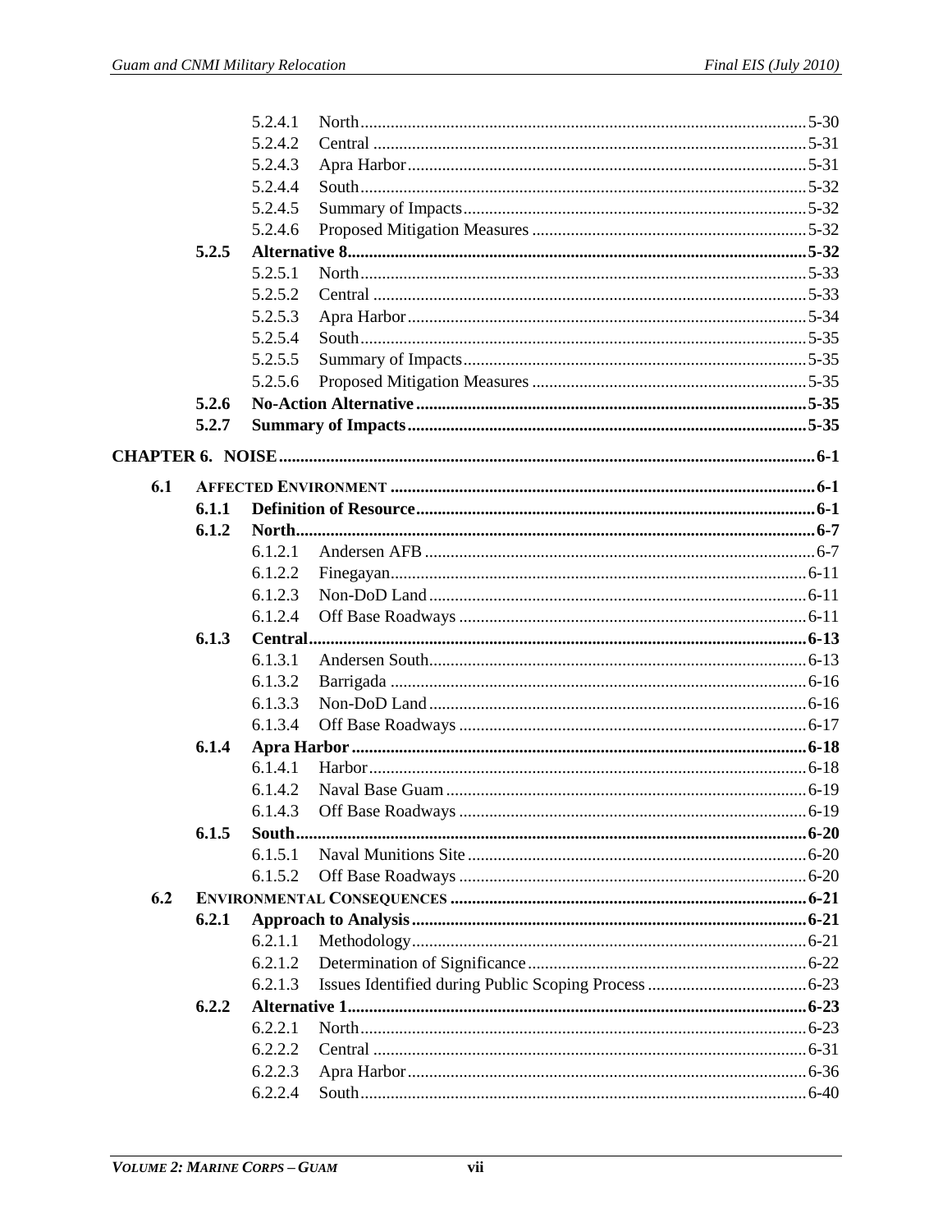5.2.4.1 North ........ 5-30
5.2.4.2 Central ........ 5-31
5.2.4.3 Apra Harbor ........ 5-31
5.2.4.4 South ........ 5-32
5.2.4.5 Summary of Impacts ........ 5-32
5.2.4.6 Proposed Mitigation Measures ........ 5-32

**5.2.5 Alternative 8 ........ 5-32**

5.2.5.1 North ........ 5-33
5.2.5.2 Central ........ 5-33
5.2.5.3 Apra Harbor ........ 5-34
5.2.5.4 South ........ 5-35
5.2.5.5 Summary of Impacts ........ 5-35
5.2.5.6 Proposed Mitigation Measures ........ 5-35

**5.2.6 No-Action Alternative ........ 5-35**

**5.2.7 Summary of Impacts ........ 5-35**

**CHAPTER 6. NOISE ........ 6-1**

**6.1 AFFECTED ENVIRONMENT ........ 6-1**

**6.1.1 Definition of Resource ........ 6-1**

**6.1.2 North ........ 6-7**

6.1.2.1 Andersen AFB ........ 6-7
6.1.2.2 Finegayan ........ 6-11
6.1.2.3 Non-DoD Land ........ 6-11
6.1.2.4 Off Base Roadways ........ 6-11

**6.1.3 Central ........ 6-13**

6.1.3.1 Andersen South ........ 6-13
6.1.3.2 Barrigada ........ 6-16
6.1.3.3 Non-DoD Land ........ 6-16
6.1.3.4 Off Base Roadways ........ 6-17

**6.1.4 Apra Harbor ........ 6-18**

6.1.4.1 Harbor ........ 6-18
6.1.4.2 Naval Base Guam ........ 6-19
6.1.4.3 Off Base Roadways ........ 6-19

**6.1.5 South ........ 6-20**

6.1.5.1 Naval Munitions Site ........ 6-20
6.1.5.2 Off Base Roadways ........ 6-20

**6.2 ENVIRONMENTAL CONSEQUENCES ........ 6-21**

**6.2.1 Approach to Analysis ........ 6-21**

6.2.1.1 Methodology ........ 6-21
6.2.1.2 Determination of Significance ........ 6-22
6.2.1.3 Issues Identified during Public Scoping Process ........ 6-23

**6.2.2 Alternative 1 ........ 6-23**

6.2.2.1 North ........ 6-23
6.2.2.2 Central ........ 6-31
6.2.2.3 Apra Harbor ........ 6-36
6.2.2.4 South ........ 6-40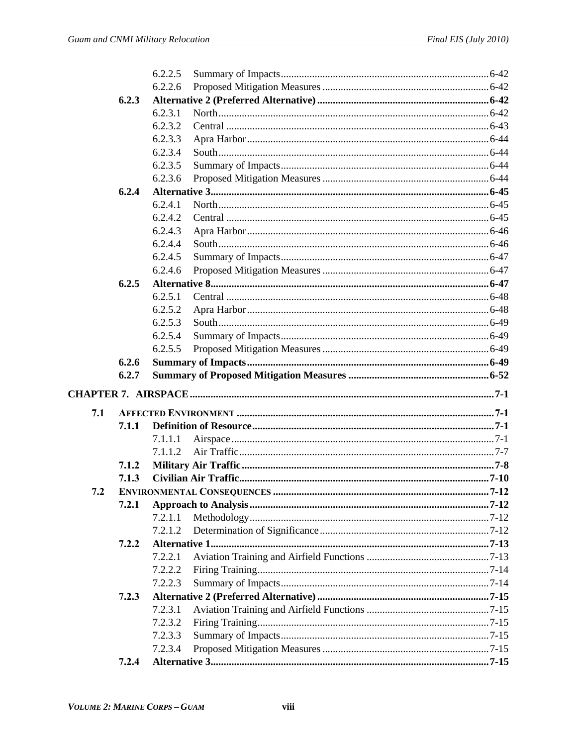- 6.2.2.5 Summary of Impacts ... 6-42
- 6.2.2.6 Proposed Mitigation Measures ... 6-42

**6.2.3 Alternative 2 (Preferred Alternative) ... 6-42**

- 6.2.3.1 North ... 6-42
- 6.2.3.2 Central ... 6-43
- 6.2.3.3 Apra Harbor ... 6-44
- 6.2.3.4 South ... 6-44
- 6.2.3.5 Summary of Impacts ... 6-44
- 6.2.3.6 Proposed Mitigation Measures ... 6-44

**6.2.4 Alternative 3 ... 6-45**

- 6.2.4.1 North ... 6-45
- 6.2.4.2 Central ... 6-45
- 6.2.4.3 Apra Harbor ... 6-46
- 6.2.4.4 South ... 6-46
- 6.2.4.5 Summary of Impacts ... 6-47
- 6.2.4.6 Proposed Mitigation Measures ... 6-47

**6.2.5 Alternative 8 ... 6-47**

- 6.2.5.1 Central ... 6-48
- 6.2.5.2 Apra Harbor ... 6-48
- 6.2.5.3 South ... 6-49
- 6.2.5.4 Summary of Impacts ... 6-49
- 6.2.5.5 Proposed Mitigation Measures ... 6-49

**6.2.6 Summary of Impacts ... 6-49**

**6.2.7 Summary of Proposed Mitigation Measures ... 6-52**

**CHAPTER 7. AIRSPACE ... 7-1**

**7.1 AFFECTED ENVIRONMENT ... 7-1**

**7.1.1 Definition of Resource ... 7-1**

- 7.1.1.1 Airspace ... 7-1
- 7.1.1.2 Air Traffic ... 7-7

**7.1.2 Military Air Traffic ... 7-8**

**7.1.3 Civilian Air Traffic ... 7-10**

**7.2 ENVIRONMENTAL CONSEQUENCES ... 7-12**

**7.2.1 Approach to Analysis ... 7-12**

- 7.2.1.1 Methodology ... 7-12
- 7.2.1.2 Determination of Significance ... 7-12

**7.2.2 Alternative 1 ... 7-13**

- 7.2.2.1 Aviation Training and Airfield Functions ... 7-13
- 7.2.2.2 Firing Training ... 7-14
- 7.2.2.3 Summary of Impacts ... 7-14

**7.2.3 Alternative 2 (Preferred Alternative) ... 7-15**

- 7.2.3.1 Aviation Training and Airfield Functions ... 7-15
- 7.2.3.2 Firing Training ... 7-15
- 7.2.3.3 Summary of Impacts ... 7-15
- 7.2.3.4 Proposed Mitigation Measures ... 7-15

**7.2.4 Alternative 3 ... 7-15**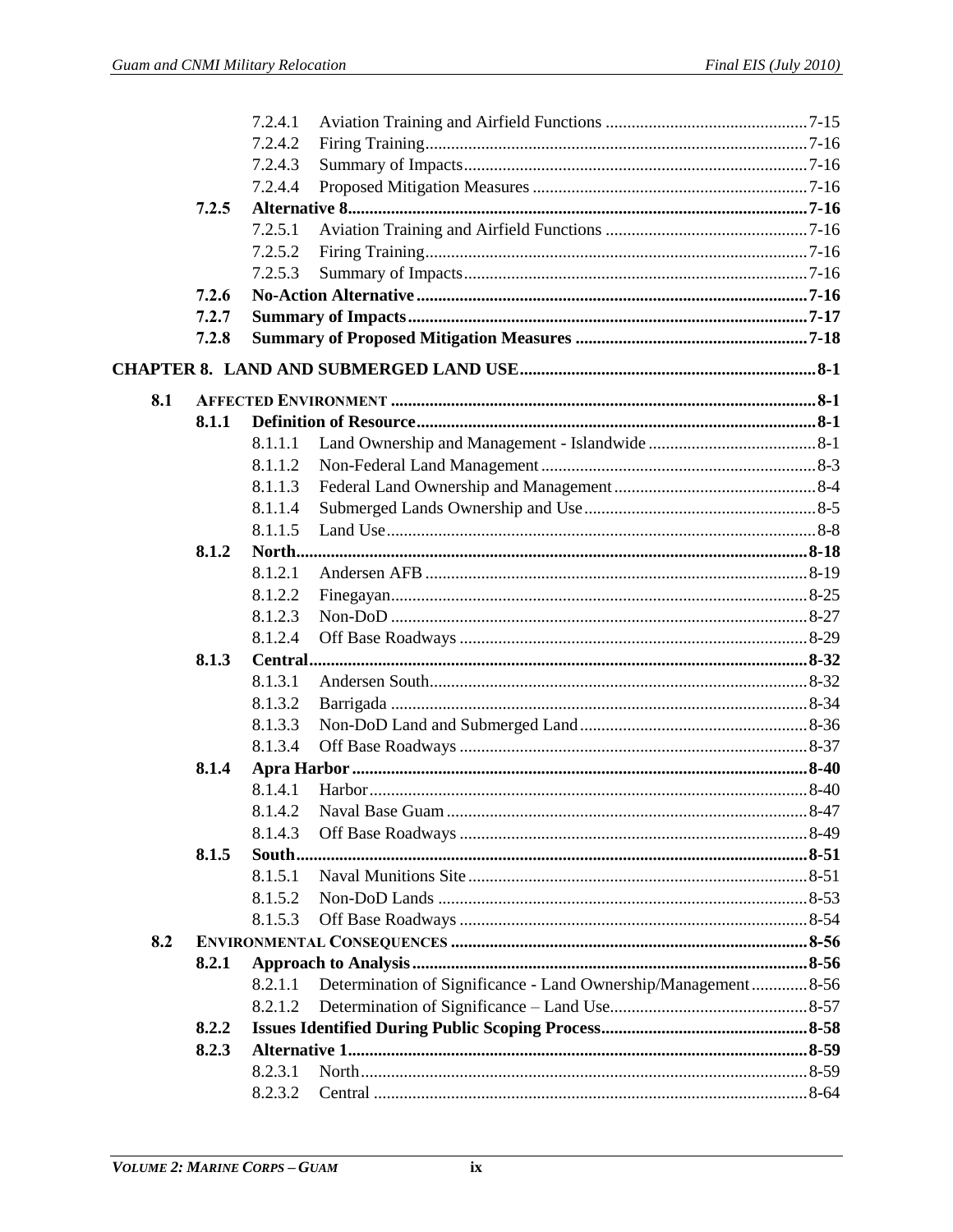- 7.2.4.1 Aviation Training and Airfield Functions ....7-15
- 7.2.4.2 Firing Training....7-16
- 7.2.4.3 Summary of Impacts....7-16
- 7.2.4.4 Proposed Mitigation Measures....7-16

**7.2.5 Alternative 8....7-16**

- 7.2.5.1 Aviation Training and Airfield Functions ....7-16
- 7.2.5.2 Firing Training....7-16
- 7.2.5.3 Summary of Impacts....7-16

**7.2.6 No-Action Alternative....7-16**

**7.2.7 Summary of Impacts....7-17**

**7.2.8 Summary of Proposed Mitigation Measures....7-18**

**CHAPTER 8. LAND AND SUBMERGED LAND USE....8-1**

**8.1 AFFECTED ENVIRONMENT....8-1**

**8.1.1 Definition of Resource....8-1**

- 8.1.1.1 Land Ownership and Management - Islandwide....8-1
- 8.1.1.2 Non-Federal Land Management....8-3
- 8.1.1.3 Federal Land Ownership and Management....8-4
- 8.1.1.4 Submerged Lands Ownership and Use....8-5
- 8.1.1.5 Land Use....8-8

**8.1.2 North....8-18**

- 8.1.2.1 Andersen AFB....8-19
- 8.1.2.2 Finegayan....8-25
- 8.1.2.3 Non-DoD....8-27
- 8.1.2.4 Off Base Roadways....8-29

**8.1.3 Central....8-32**

- 8.1.3.1 Andersen South....8-32
- 8.1.3.2 Barrigada....8-34
- 8.1.3.3 Non-DoD Land and Submerged Land....8-36
- 8.1.3.4 Off Base Roadways....8-37

**8.1.4 Apra Harbor....8-40**

- 8.1.4.1 Harbor....8-40
- 8.1.4.2 Naval Base Guam....8-47
- 8.1.4.3 Off Base Roadways....8-49

**8.1.5 South....8-51**

- 8.1.5.1 Naval Munitions Site....8-51
- 8.1.5.2 Non-DoD Lands....8-53
- 8.1.5.3 Off Base Roadways....8-54

**8.2 ENVIRONMENTAL CONSEQUENCES....8-56**

**8.2.1 Approach to Analysis....8-56**

- 8.2.1.1 Determination of Significance - Land Ownership/Management....8-56
- 8.2.1.2 Determination of Significance – Land Use....8-57

**8.2.2 Issues Identified During Public Scoping Process....8-58**

**8.2.3 Alternative 1....8-59**

- 8.2.3.1 North....8-59
- 8.2.3.2 Central....8-64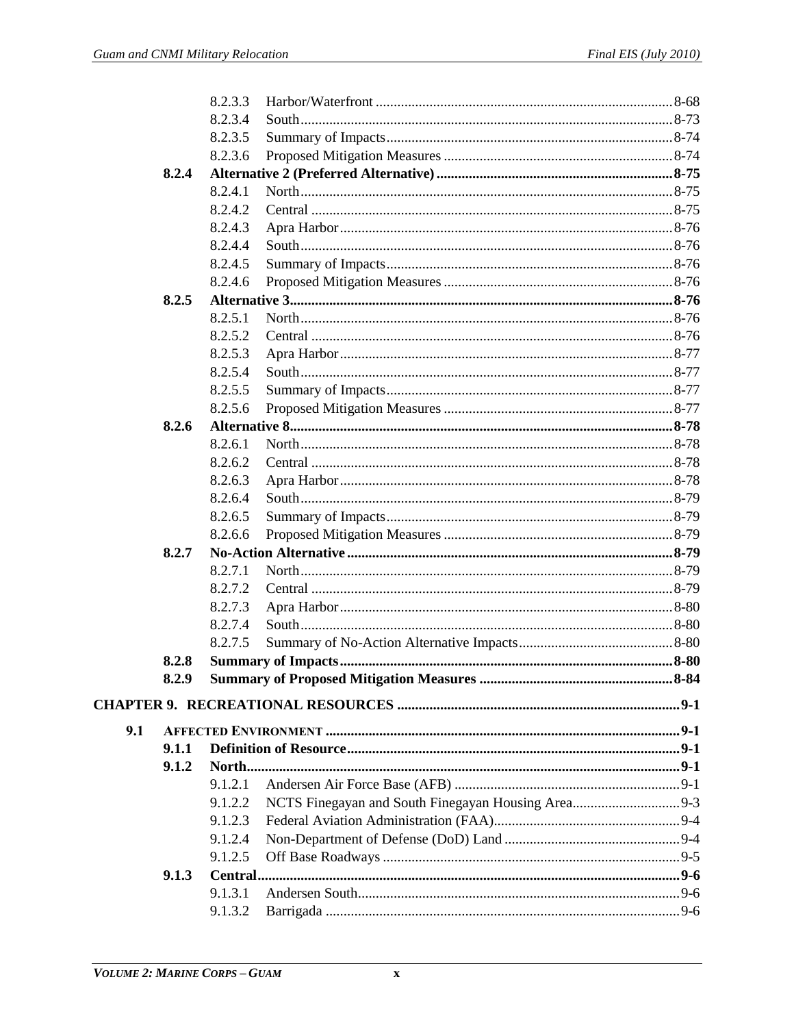| | | | |
|---|---|---|---|
| | 8.2.3.3 | Harbor/Waterfront | 8-68 |
| | 8.2.3.4 | South | 8-73 |
| | 8.2.3.5 | Summary of Impacts | 8-74 |
| | 8.2.3.6 | Proposed Mitigation Measures | 8-74 |
| **8.2.4** | **Alternative 2 (Preferred Alternative)** | | **8-75** |
| | 8.2.4.1 | North | 8-75 |
| | 8.2.4.2 | Central | 8-75 |
| | 8.2.4.3 | Apra Harbor | 8-76 |
| | 8.2.4.4 | South | 8-76 |
| | 8.2.4.5 | Summary of Impacts | 8-76 |
| | 8.2.4.6 | Proposed Mitigation Measures | 8-76 |
| **8.2.5** | **Alternative 3** | | **8-76** |
| | 8.2.5.1 | North | 8-76 |
| | 8.2.5.2 | Central | 8-76 |
| | 8.2.5.3 | Apra Harbor | 8-77 |
| | 8.2.5.4 | South | 8-77 |
| | 8.2.5.5 | Summary of Impacts | 8-77 |
| | 8.2.5.6 | Proposed Mitigation Measures | 8-77 |
| **8.2.6** | **Alternative 8** | | **8-78** |
| | 8.2.6.1 | North | 8-78 |
| | 8.2.6.2 | Central | 8-78 |
| | 8.2.6.3 | Apra Harbor | 8-78 |
| | 8.2.6.4 | South | 8-79 |
| | 8.2.6.5 | Summary of Impacts | 8-79 |
| | 8.2.6.6 | Proposed Mitigation Measures | 8-79 |
| **8.2.7** | **No-Action Alternative** | | **8-79** |
| | 8.2.7.1 | North | 8-79 |
| | 8.2.7.2 | Central | 8-79 |
| | 8.2.7.3 | Apra Harbor | 8-80 |
| | 8.2.7.4 | South | 8-80 |
| | 8.2.7.5 | Summary of No-Action Alternative Impacts | 8-80 |
| **8.2.8** | **Summary of Impacts** | | **8-80** |
| **8.2.9** | **Summary of Proposed Mitigation Measures** | | **8-84** |

**CHAPTER 9. RECREATIONAL RESOURCES** ..... **9-1**

| | | | |
|---|---|---|---|
| **9.1** | **AFFECTED ENVIRONMENT** | | **9-1** |
| **9.1.1** | **Definition of Resource** | | **9-1** |
| **9.1.2** | **North** | | **9-1** |
| | 9.1.2.1 | Andersen Air Force Base (AFB) | 9-1 |
| | 9.1.2.2 | NCTS Finegayan and South Finegayan Housing Area | 9-3 |
| | 9.1.2.3 | Federal Aviation Administration (FAA) | 9-4 |
| | 9.1.2.4 | Non-Department of Defense (DoD) Land | 9-4 |
| | 9.1.2.5 | Off Base Roadways | 9-5 |
| **9.1.3** | **Central** | | **9-6** |
| | 9.1.3.1 | Andersen South | 9-6 |
| | 9.1.3.2 | Barrigada | 9-6 |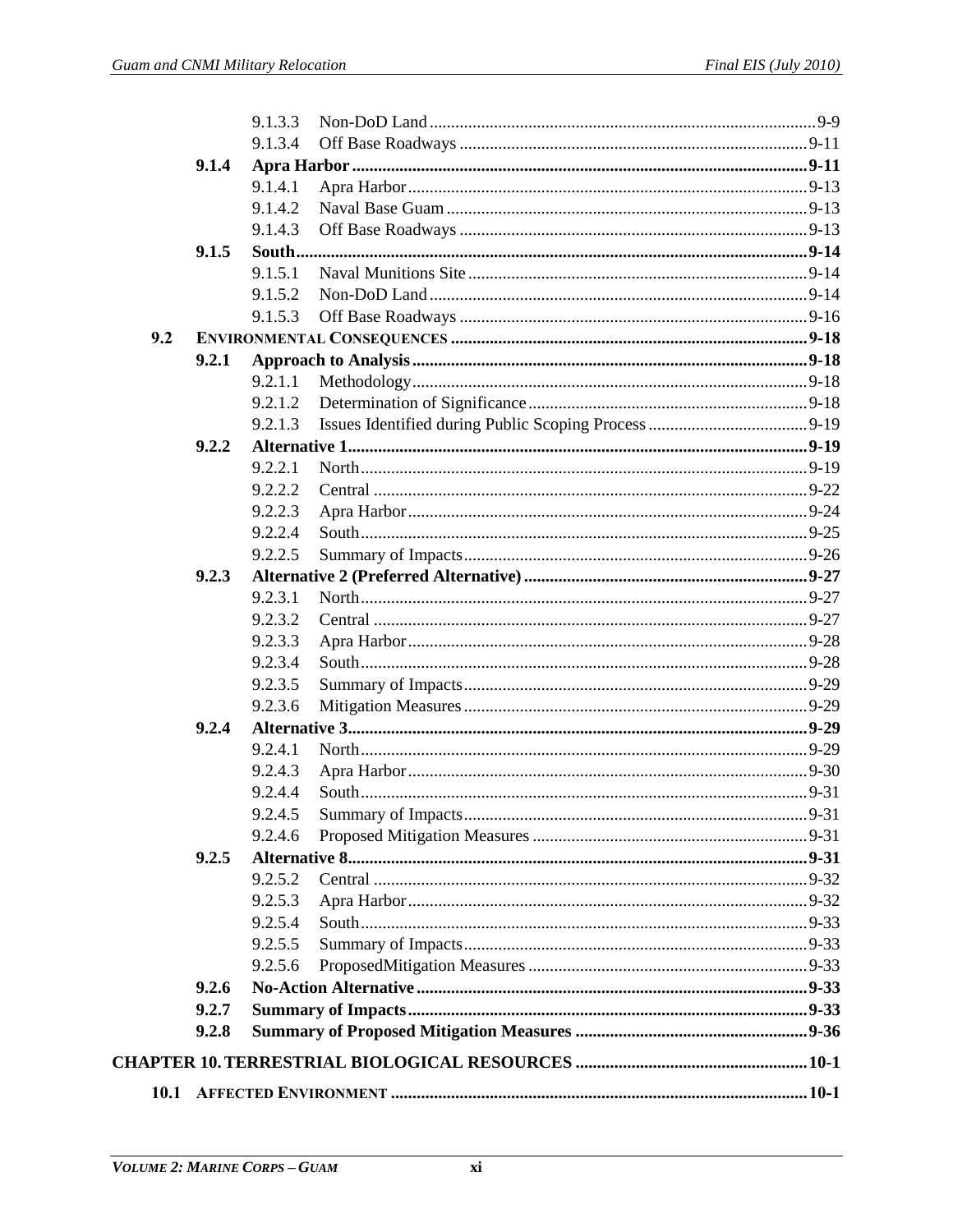9.1.3.3 Non-DoD Land ........ 9-9

9.1.3.4 Off Base Roadways ........ 9-11

**9.1.4 Apra Harbor ........ 9-11**

9.1.4.1 Apra Harbor ........ 9-13

9.1.4.2 Naval Base Guam ........ 9-13

9.1.4.3 Off Base Roadways ........ 9-13

**9.1.5 South ........ 9-14**

9.1.5.1 Naval Munitions Site ........ 9-14

9.1.5.2 Non-DoD Land ........ 9-14

9.1.5.3 Off Base Roadways ........ 9-16

**9.2 ENVIRONMENTAL CONSEQUENCES ........ 9-18**

**9.2.1 Approach to Analysis ........ 9-18**

9.2.1.1 Methodology ........ 9-18

9.2.1.2 Determination of Significance ........ 9-18

9.2.1.3 Issues Identified during Public Scoping Process ........ 9-19

**9.2.2 Alternative 1 ........ 9-19**

9.2.2.1 North ........ 9-19

9.2.2.2 Central ........ 9-22

9.2.2.3 Apra Harbor ........ 9-24

9.2.2.4 South ........ 9-25

9.2.2.5 Summary of Impacts ........ 9-26

**9.2.3 Alternative 2 (Preferred Alternative) ........ 9-27**

9.2.3.1 North ........ 9-27

9.2.3.2 Central ........ 9-27

9.2.3.3 Apra Harbor ........ 9-28

9.2.3.4 South ........ 9-28

9.2.3.5 Summary of Impacts ........ 9-29

9.2.3.6 Mitigation Measures ........ 9-29

**9.2.4 Alternative 3 ........ 9-29**

9.2.4.1 North ........ 9-29

9.2.4.3 Apra Harbor ........ 9-30

9.2.4.4 South ........ 9-31

9.2.4.5 Summary of Impacts ........ 9-31

9.2.4.6 Proposed Mitigation Measures ........ 9-31

**9.2.5 Alternative 8 ........ 9-31**

9.2.5.2 Central ........ 9-32

9.2.5.3 Apra Harbor ........ 9-32

9.2.5.4 South ........ 9-33

9.2.5.5 Summary of Impacts ........ 9-33

9.2.5.6 ProposedMitigation Measures ........ 9-33

**9.2.6 No-Action Alternative ........ 9-33**

**9.2.7 Summary of Impacts ........ 9-33**

**9.2.8 Summary of Proposed Mitigation Measures ........ 9-36**

**CHAPTER 10. TERRESTRIAL BIOLOGICAL RESOURCES ........ 10-1**

**10.1 AFFECTED ENVIRONMENT ........ 10-1**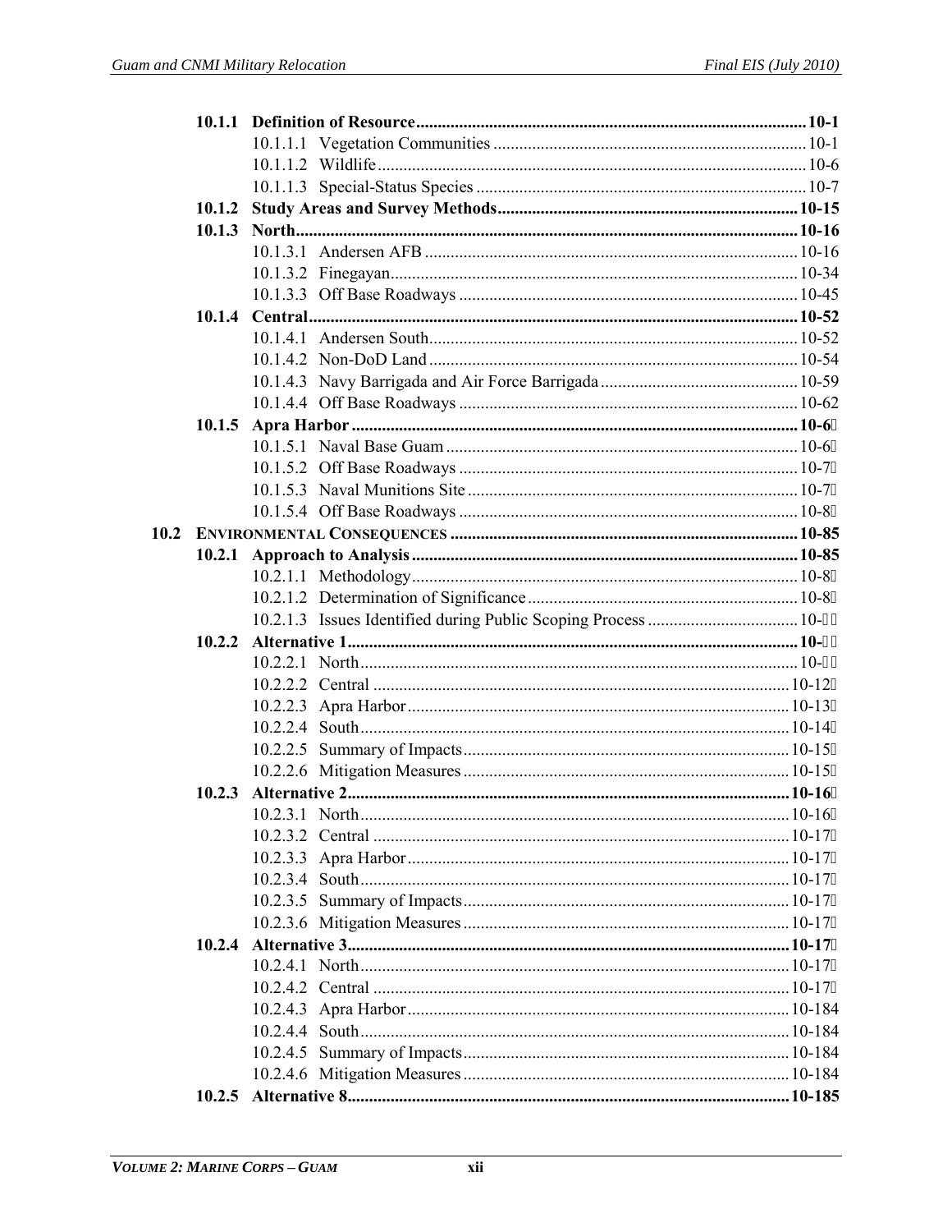- **10.1.1 Definition of Resource** .......... **10-1**
  - 10.1.1.1 Vegetation Communities .......... 10-1
  - 10.1.1.2 Wildlife .......... 10-6
  - 10.1.1.3 Special-Status Species .......... 10-7
- **10.1.2 Study Areas and Survey Methods** .......... **10-15**
- **10.1.3 North** .......... **10-16**
  - 10.1.3.1 Andersen AFB .......... 10-16
  - 10.1.3.2 Finegayan .......... 10-34
  - 10.1.3.3 Off Base Roadways .......... 10-45
- **10.1.4 Central** .......... **10-52**
  - 10.1.4.1 Andersen South .......... 10-52
  - 10.1.4.2 Non-DoD Land .......... 10-54
  - 10.1.4.3 Navy Barrigada and Air Force Barrigada .......... 10-59
  - 10.1.4.4 Off Base Roadways .......... 10-62
- **10.1.5 Apra Harbor** .......... **10-6**
  - 10.1.5.1 Naval Base Guam .......... 10-6
  - 10.1.5.2 Off Base Roadways .......... 10-7
  - 10.1.5.3 Naval Munitions Site .......... 10-7
  - 10.1.5.4 Off Base Roadways .......... 10-8

**10.2 ENVIRONMENTAL CONSEQUENCES** .......... **10-85**

- **10.2.1 Approach to Analysis** .......... **10-85**
  - 10.2.1.1 Methodology .......... 10-8
  - 10.2.1.2 Determination of Significance .......... 10-8
  - 10.2.1.3 Issues Identified during Public Scoping Process .......... 10-
- **10.2.2 Alternative 1** .......... **10-**
  - 10.2.2.1 North .......... 10-
  - 10.2.2.2 Central .......... 10-12
  - 10.2.2.3 Apra Harbor .......... 10-13
  - 10.2.2.4 South .......... 10-14
  - 10.2.2.5 Summary of Impacts .......... 10-15
  - 10.2.2.6 Mitigation Measures .......... 10-15
- **10.2.3 Alternative 2** .......... **10-16**
  - 10.2.3.1 North .......... 10-16
  - 10.2.3.2 Central .......... 10-17
  - 10.2.3.3 Apra Harbor .......... 10-17
  - 10.2.3.4 South .......... 10-17
  - 10.2.3.5 Summary of Impacts .......... 10-17
  - 10.2.3.6 Mitigation Measures .......... 10-17
- **10.2.4 Alternative 3** .......... **10-17**
  - 10.2.4.1 North .......... 10-17
  - 10.2.4.2 Central .......... 10-17
  - 10.2.4.3 Apra Harbor .......... 10-184
  - 10.2.4.4 South .......... 10-184
  - 10.2.4.5 Summary of Impacts .......... 10-184
  - 10.2.4.6 Mitigation Measures .......... 10-184
- **10.2.5 Alternative 8** .......... **10-185**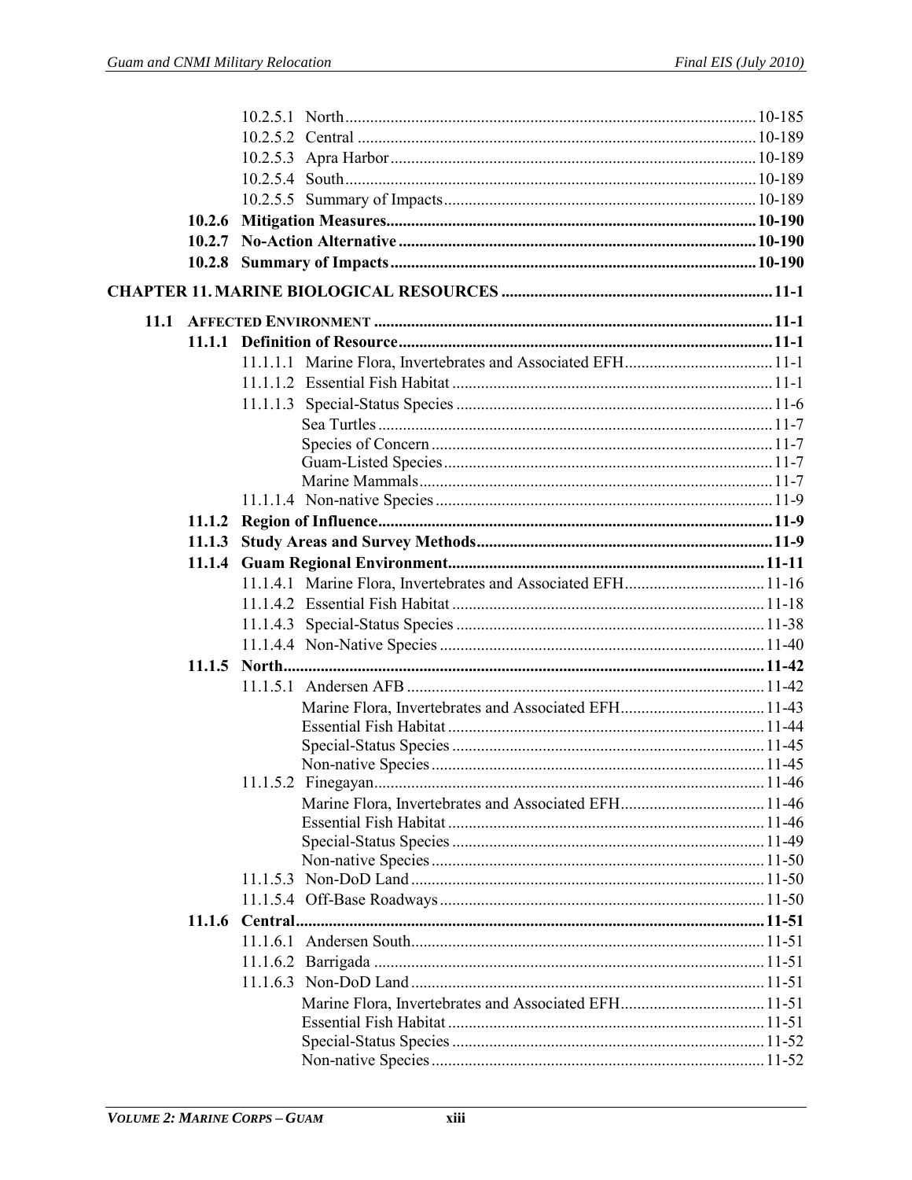10.2.5.1 North ........ 10-185
10.2.5.2 Central ........ 10-189
10.2.5.3 Apra Harbor ........ 10-189
10.2.5.4 South ........ 10-189
10.2.5.5 Summary of Impacts ........ 10-189

**10.2.6 Mitigation Measures ........ 10-190**
**10.2.7 No-Action Alternative ........ 10-190**
**10.2.8 Summary of Impacts ........ 10-190**

**CHAPTER 11. MARINE BIOLOGICAL RESOURCES ........ 11-1**

**11.1 AFFECTED ENVIRONMENT ........ 11-1**

**11.1.1 Definition of Resource ........ 11-1**
11.1.1.1 Marine Flora, Invertebrates and Associated EFH ........ 11-1
11.1.1.2 Essential Fish Habitat ........ 11-1
11.1.1.3 Special-Status Species ........ 11-6
Sea Turtles ........ 11-7
Species of Concern ........ 11-7
Guam-Listed Species ........ 11-7
Marine Mammals ........ 11-7
11.1.1.4 Non-native Species ........ 11-9

**11.1.2 Region of Influence ........ 11-9**
**11.1.3 Study Areas and Survey Methods ........ 11-9**
**11.1.4 Guam Regional Environment ........ 11-11**
11.1.4.1 Marine Flora, Invertebrates and Associated EFH ........ 11-16
11.1.4.2 Essential Fish Habitat ........ 11-18
11.1.4.3 Special-Status Species ........ 11-38
11.1.4.4 Non-Native Species ........ 11-40

**11.1.5 North ........ 11-42**
11.1.5.1 Andersen AFB ........ 11-42
Marine Flora, Invertebrates and Associated EFH ........ 11-43
Essential Fish Habitat ........ 11-44
Special-Status Species ........ 11-45
Non-native Species ........ 11-45
11.1.5.2 Finegayan ........ 11-46
Marine Flora, Invertebrates and Associated EFH ........ 11-46
Essential Fish Habitat ........ 11-46
Special-Status Species ........ 11-49
Non-native Species ........ 11-50
11.1.5.3 Non-DoD Land ........ 11-50
11.1.5.4 Off-Base Roadways ........ 11-50

**11.1.6 Central ........ 11-51**
11.1.6.1 Andersen South ........ 11-51
11.1.6.2 Barrigada ........ 11-51
11.1.6.3 Non-DoD Land ........ 11-51
Marine Flora, Invertebrates and Associated EFH ........ 11-51
Essential Fish Habitat ........ 11-51
Special-Status Species ........ 11-52
Non-native Species ........ 11-52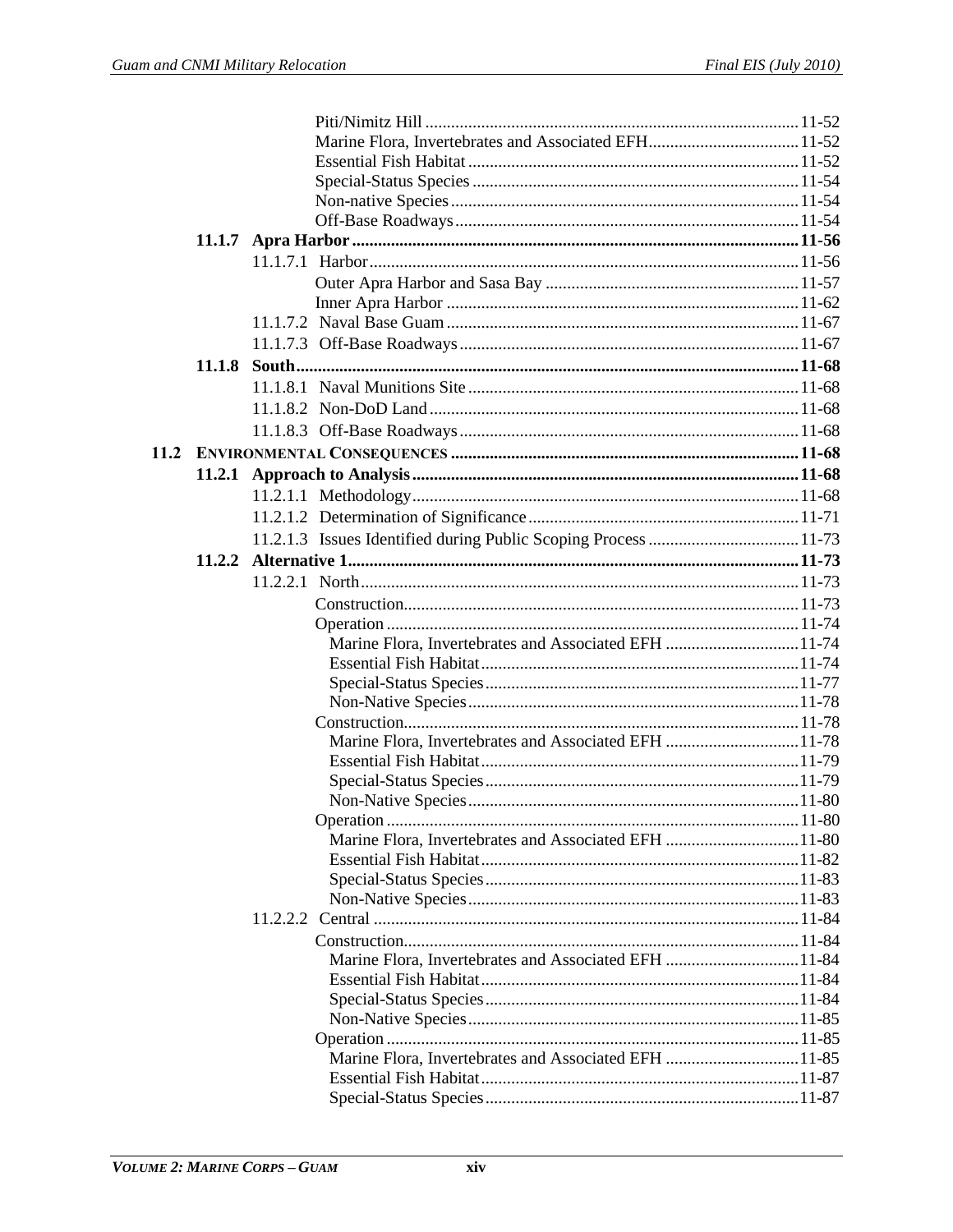Piti/Nimitz Hill ........ 11-52
Marine Flora, Invertebrates and Associated EFH ........ 11-52
Essential Fish Habitat ........ 11-52
Special-Status Species ........ 11-54
Non-native Species ........ 11-54
Off-Base Roadways ........ 11-54

**11.1.7 Apra Harbor ........ 11-56**

11.1.7.1 Harbor ........ 11-56
Outer Apra Harbor and Sasa Bay ........ 11-57
Inner Apra Harbor ........ 11-62
11.1.7.2 Naval Base Guam ........ 11-67
11.1.7.3 Off-Base Roadways ........ 11-67

**11.1.8 South ........ 11-68**

11.1.8.1 Naval Munitions Site ........ 11-68
11.1.8.2 Non-DoD Land ........ 11-68
11.1.8.3 Off-Base Roadways ........ 11-68

**11.2 ENVIRONMENTAL CONSEQUENCES ........ 11-68**

**11.2.1 Approach to Analysis ........ 11-68**

11.2.1.1 Methodology ........ 11-68
11.2.1.2 Determination of Significance ........ 11-71
11.2.1.3 Issues Identified during Public Scoping Process ........ 11-73

**11.2.2 Alternative 1 ........ 11-73**

11.2.2.1 North ........ 11-73
Construction ........ 11-73
Operation ........ 11-74
Marine Flora, Invertebrates and Associated EFH ........ 11-74
Essential Fish Habitat ........ 11-74
Special-Status Species ........ 11-77
Non-Native Species ........ 11-78
Construction ........ 11-78
Marine Flora, Invertebrates and Associated EFH ........ 11-78
Essential Fish Habitat ........ 11-79
Special-Status Species ........ 11-79
Non-Native Species ........ 11-80
Operation ........ 11-80
Marine Flora, Invertebrates and Associated EFH ........ 11-80
Essential Fish Habitat ........ 11-82
Special-Status Species ........ 11-83
Non-Native Species ........ 11-83
11.2.2.2 Central ........ 11-84
Construction ........ 11-84
Marine Flora, Invertebrates and Associated EFH ........ 11-84
Essential Fish Habitat ........ 11-84
Special-Status Species ........ 11-84
Non-Native Species ........ 11-85
Operation ........ 11-85
Marine Flora, Invertebrates and Associated EFH ........ 11-85
Essential Fish Habitat ........ 11-87
Special-Status Species ........ 11-87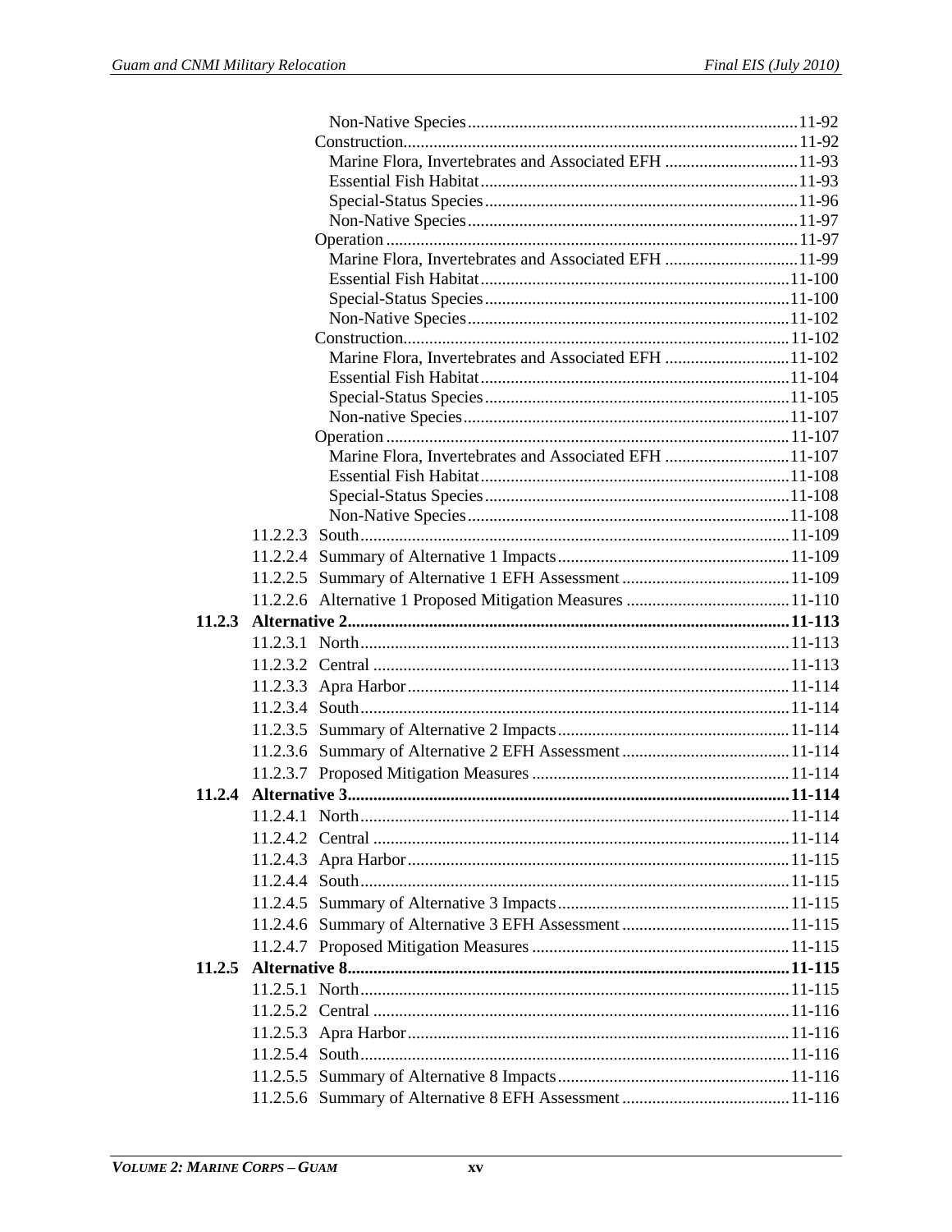Non-Native Species ........................................................................ 11-92
Construction ........................................................................ 11-92
Marine Flora, Invertebrates and Associated EFH ........................................................................ 11-93
Essential Fish Habitat ........................................................................ 11-93
Special-Status Species ........................................................................ 11-96
Non-Native Species ........................................................................ 11-97
Operation ........................................................................ 11-97
Marine Flora, Invertebrates and Associated EFH ........................................................................ 11-99
Essential Fish Habitat ........................................................................ 11-100
Special-Status Species ........................................................................ 11-100
Non-Native Species ........................................................................ 11-102
Construction ........................................................................ 11-102
Marine Flora, Invertebrates and Associated EFH ........................................................................ 11-102
Essential Fish Habitat ........................................................................ 11-104
Special-Status Species ........................................................................ 11-105
Non-native Species ........................................................................ 11-107
Operation ........................................................................ 11-107
Marine Flora, Invertebrates and Associated EFH ........................................................................ 11-107
Essential Fish Habitat ........................................................................ 11-108
Special-Status Species ........................................................................ 11-108
Non-Native Species ........................................................................ 11-108

11.2.2.3 South ........................................................................ 11-109
11.2.2.4 Summary of Alternative 1 Impacts ........................................................................ 11-109
11.2.2.5 Summary of Alternative 1 EFH Assessment ........................................................................ 11-109
11.2.2.6 Alternative 1 Proposed Mitigation Measures ........................................................................ 11-110

**11.2.3 Alternative 2 ........................................................................ 11-113**

11.2.3.1 North ........................................................................ 11-113
11.2.3.2 Central ........................................................................ 11-113
11.2.3.3 Apra Harbor ........................................................................ 11-114
11.2.3.4 South ........................................................................ 11-114
11.2.3.5 Summary of Alternative 2 Impacts ........................................................................ 11-114
11.2.3.6 Summary of Alternative 2 EFH Assessment ........................................................................ 11-114
11.2.3.7 Proposed Mitigation Measures ........................................................................ 11-114

**11.2.4 Alternative 3 ........................................................................ 11-114**

11.2.4.1 North ........................................................................ 11-114
11.2.4.2 Central ........................................................................ 11-114
11.2.4.3 Apra Harbor ........................................................................ 11-115
11.2.4.4 South ........................................................................ 11-115
11.2.4.5 Summary of Alternative 3 Impacts ........................................................................ 11-115
11.2.4.6 Summary of Alternative 3 EFH Assessment ........................................................................ 11-115
11.2.4.7 Proposed Mitigation Measures ........................................................................ 11-115

**11.2.5 Alternative 8 ........................................................................ 11-115**

11.2.5.1 North ........................................................................ 11-115
11.2.5.2 Central ........................................................................ 11-116
11.2.5.3 Apra Harbor ........................................................................ 11-116
11.2.5.4 South ........................................................................ 11-116
11.2.5.5 Summary of Alternative 8 Impacts ........................................................................ 11-116
11.2.5.6 Summary of Alternative 8 EFH Assessment ........................................................................ 11-116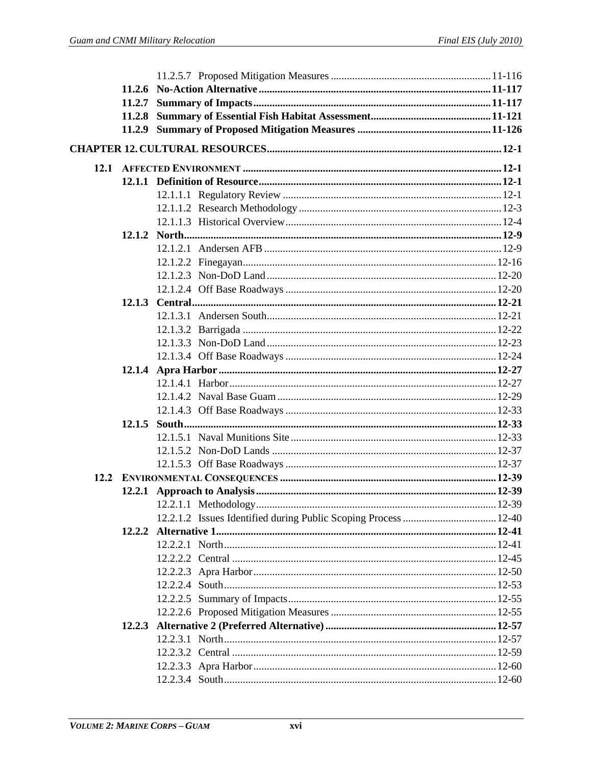11.2.5.7 Proposed Mitigation Measures ............................................................ 11-116

**11.2.6 No-Action Alternative ....................................................................................... 11-117**

**11.2.7 Summary of Impacts ......................................................................................... 11-117**

**11.2.8 Summary of Essential Fish Habitat Assessment ............................................. 11-121**

**11.2.9 Summary of Proposed Mitigation Measures .................................................. 11-126**

**CHAPTER 12. CULTURAL RESOURCES ....................................................................................... 12-1**

**12.1 AFFECTED ENVIRONMENT ................................................................................................ 12-1**

**12.1.1 Definition of Resource .......................................................................................... 12-1**

12.1.1.1 Regulatory Review ................................................................................. 12-1

12.1.1.2 Research Methodology ........................................................................... 12-3

12.1.1.3 Historical Overview ................................................................................ 12-4

**12.1.2 North ...................................................................................................................... 12-9**

12.1.2.1 Andersen AFB ........................................................................................ 12-9

12.1.2.2 Finegayan .............................................................................................. 12-16

12.1.2.3 Non-DoD Land ..................................................................................... 12-20

12.1.2.4 Off Base Roadways .............................................................................. 12-20

**12.1.3 Central .................................................................................................................. 12-21**

12.1.3.1 Andersen South ..................................................................................... 12-21

12.1.3.2 Barrigada .............................................................................................. 12-22

12.1.3.3 Non-DoD Land ..................................................................................... 12-23

12.1.3.4 Off Base Roadways .............................................................................. 12-24

**12.1.4 Apra Harbor ........................................................................................................ 12-27**

12.1.4.1 Harbor ................................................................................................... 12-27

12.1.4.2 Naval Base Guam ................................................................................. 12-29

12.1.4.3 Off Base Roadways .............................................................................. 12-33

**12.1.5 South ..................................................................................................................... 12-33**

12.1.5.1 Naval Munitions Site ............................................................................ 12-33

12.1.5.2 Non-DoD Lands ................................................................................... 12-37

12.1.5.3 Off Base Roadways .............................................................................. 12-37

**12.2 ENVIRONMENTAL CONSEQUENCES ................................................................................ 12-39**

**12.2.1 Approach to Analysis .......................................................................................... 12-39**

12.2.1.1 Methodology ......................................................................................... 12-39

12.2.1.2 Issues Identified during Public Scoping Process ................................... 12-40

**12.2.2 Alternative 1 ......................................................................................................... 12-41**

12.2.2.1 North ..................................................................................................... 12-41

12.2.2.2 Central .................................................................................................. 12-45

12.2.2.3 Apra Harbor .......................................................................................... 12-50

12.2.2.4 South ..................................................................................................... 12-53

12.2.2.5 Summary of Impacts ............................................................................. 12-55

12.2.2.6 Proposed Mitigation Measures ............................................................. 12-55

**12.2.3 Alternative 2 (Preferred Alternative) ................................................................ 12-57**

12.2.3.1 North ..................................................................................................... 12-57

12.2.3.2 Central .................................................................................................. 12-59

12.2.3.3 Apra Harbor .......................................................................................... 12-60

12.2.3.4 South ..................................................................................................... 12-60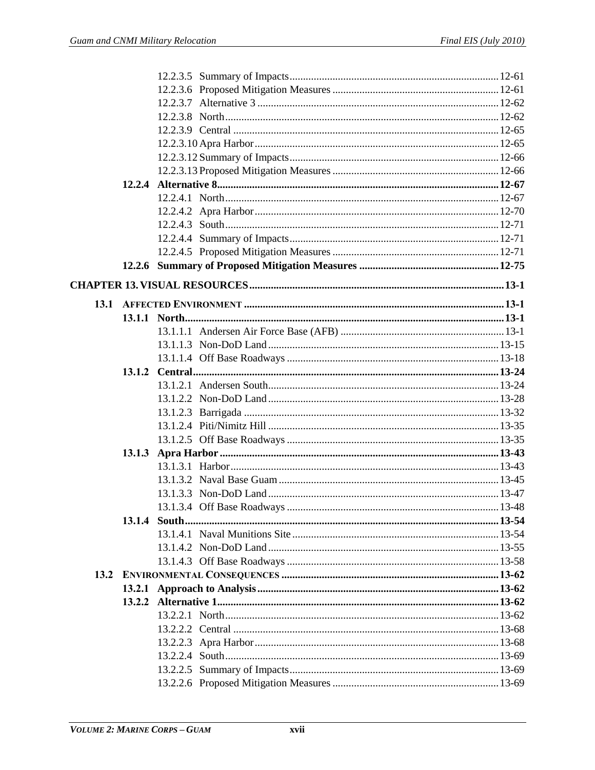12.2.3.5 Summary of Impacts ............ 12-61
12.2.3.6 Proposed Mitigation Measures ............ 12-61
12.2.3.7 Alternative 3 ............ 12-62
12.2.3.8 North ............ 12-62
12.2.3.9 Central ............ 12-65
12.2.3.10 Apra Harbor ............ 12-65
12.2.3.12 Summary of Impacts ............ 12-66
12.2.3.13 Proposed Mitigation Measures ............ 12-66

**12.2.4 Alternative 8 ............ 12-67**

12.2.4.1 North ............ 12-67
12.2.4.2 Apra Harbor ............ 12-70
12.2.4.3 South ............ 12-71
12.2.4.4 Summary of Impacts ............ 12-71
12.2.4.5 Proposed Mitigation Measures ............ 12-71

**12.2.6 Summary of Proposed Mitigation Measures ............ 12-75**

**CHAPTER 13. VISUAL RESOURCES ............ 13-1**

**13.1 AFFECTED ENVIRONMENT ............ 13-1**

**13.1.1 North ............ 13-1**

13.1.1.1 Andersen Air Force Base (AFB) ............ 13-1
13.1.1.3 Non-DoD Land ............ 13-15
13.1.1.4 Off Base Roadways ............ 13-18

**13.1.2 Central ............ 13-24**

13.1.2.1 Andersen South ............ 13-24
13.1.2.2 Non-DoD Land ............ 13-28
13.1.2.3 Barrigada ............ 13-32
13.1.2.4 Piti/Nimitz Hill ............ 13-35
13.1.2.5 Off Base Roadways ............ 13-35

**13.1.3 Apra Harbor ............ 13-43**

13.1.3.1 Harbor ............ 13-43
13.1.3.2 Naval Base Guam ............ 13-45
13.1.3.3 Non-DoD Land ............ 13-47
13.1.3.4 Off Base Roadways ............ 13-48

**13.1.4 South ............ 13-54**

13.1.4.1 Naval Munitions Site ............ 13-54
13.1.4.2 Non-DoD Land ............ 13-55
13.1.4.3 Off Base Roadways ............ 13-58

**13.2 ENVIRONMENTAL CONSEQUENCES ............ 13-62**

**13.2.1 Approach to Analysis ............ 13-62**

**13.2.2 Alternative 1 ............ 13-62**

13.2.2.1 North ............ 13-62
13.2.2.2 Central ............ 13-68
13.2.2.3 Apra Harbor ............ 13-68
13.2.2.4 South ............ 13-69
13.2.2.5 Summary of Impacts ............ 13-69
13.2.2.6 Proposed Mitigation Measures ............ 13-69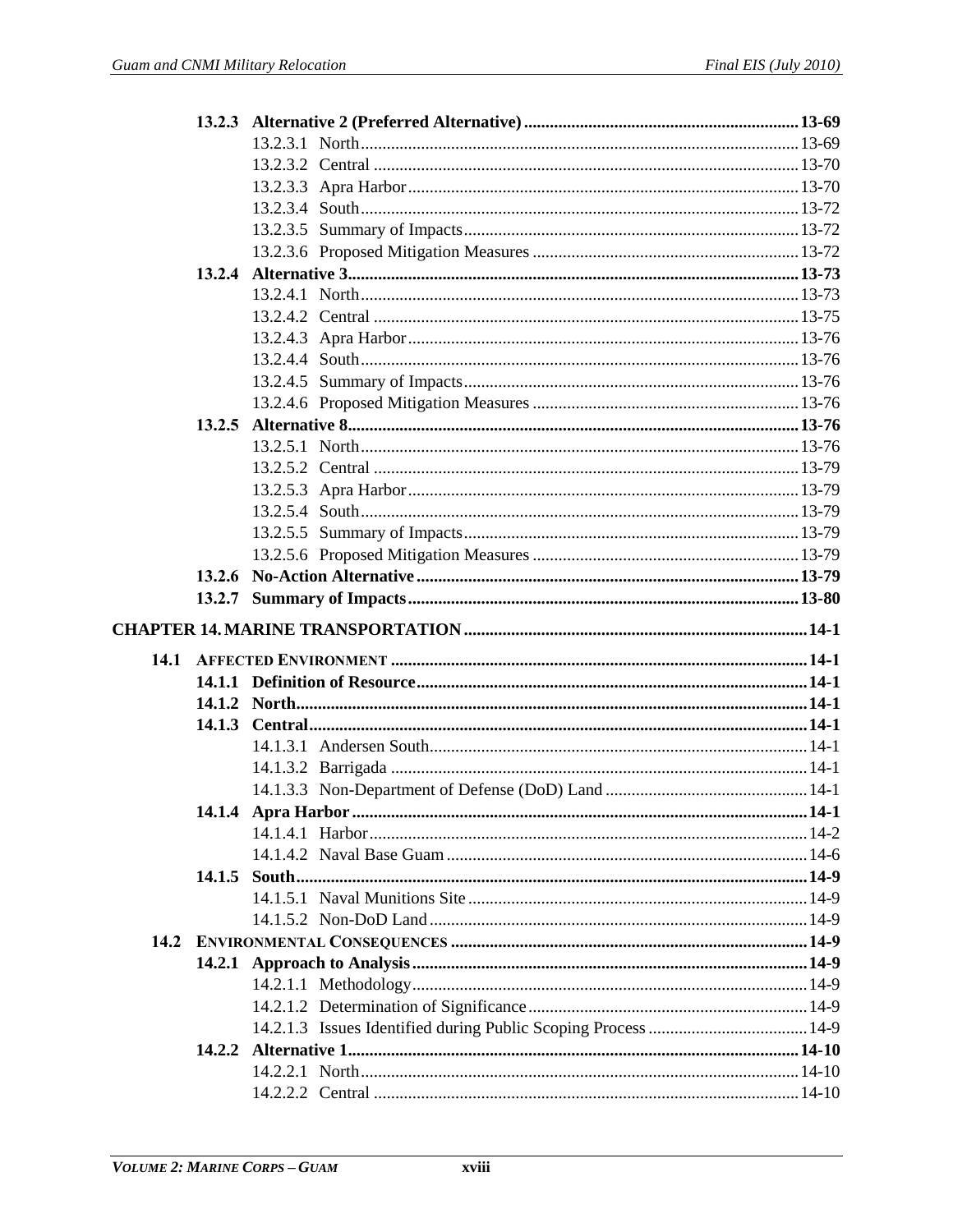**13.2.3 Alternative 2 (Preferred Alternative)** ........ **13-69**

13.2.3.1 North ........ 13-69

13.2.3.2 Central ........ 13-70

13.2.3.3 Apra Harbor ........ 13-70

13.2.3.4 South ........ 13-72

13.2.3.5 Summary of Impacts ........ 13-72

13.2.3.6 Proposed Mitigation Measures ........ 13-72

**13.2.4 Alternative 3** ........ **13-73**

13.2.4.1 North ........ 13-73

13.2.4.2 Central ........ 13-75

13.2.4.3 Apra Harbor ........ 13-76

13.2.4.4 South ........ 13-76

13.2.4.5 Summary of Impacts ........ 13-76

13.2.4.6 Proposed Mitigation Measures ........ 13-76

**13.2.5 Alternative 8** ........ **13-76**

13.2.5.1 North ........ 13-76

13.2.5.2 Central ........ 13-79

13.2.5.3 Apra Harbor ........ 13-79

13.2.5.4 South ........ 13-79

13.2.5.5 Summary of Impacts ........ 13-79

13.2.5.6 Proposed Mitigation Measures ........ 13-79

**13.2.6 No-Action Alternative** ........ **13-79**

**13.2.7 Summary of Impacts** ........ **13-80**

**CHAPTER 14. MARINE TRANSPORTATION** ........ **14-1**

**14.1 AFFECTED ENVIRONMENT** ........ **14-1**

**14.1.1 Definition of Resource** ........ **14-1**

**14.1.2 North** ........ **14-1**

**14.1.3 Central** ........ **14-1**

14.1.3.1 Andersen South ........ 14-1

14.1.3.2 Barrigada ........ 14-1

14.1.3.3 Non-Department of Defense (DoD) Land ........ 14-1

**14.1.4 Apra Harbor** ........ **14-1**

14.1.4.1 Harbor ........ 14-2

14.1.4.2 Naval Base Guam ........ 14-6

**14.1.5 South** ........ **14-9**

14.1.5.1 Naval Munitions Site ........ 14-9

14.1.5.2 Non-DoD Land ........ 14-9

**14.2 ENVIRONMENTAL CONSEQUENCES** ........ **14-9**

**14.2.1 Approach to Analysis** ........ **14-9**

14.2.1.1 Methodology ........ 14-9

14.2.1.2 Determination of Significance ........ 14-9

14.2.1.3 Issues Identified during Public Scoping Process ........ 14-9

**14.2.2 Alternative 1** ........ **14-10**

14.2.2.1 North ........ 14-10

14.2.2.2 Central ........ 14-10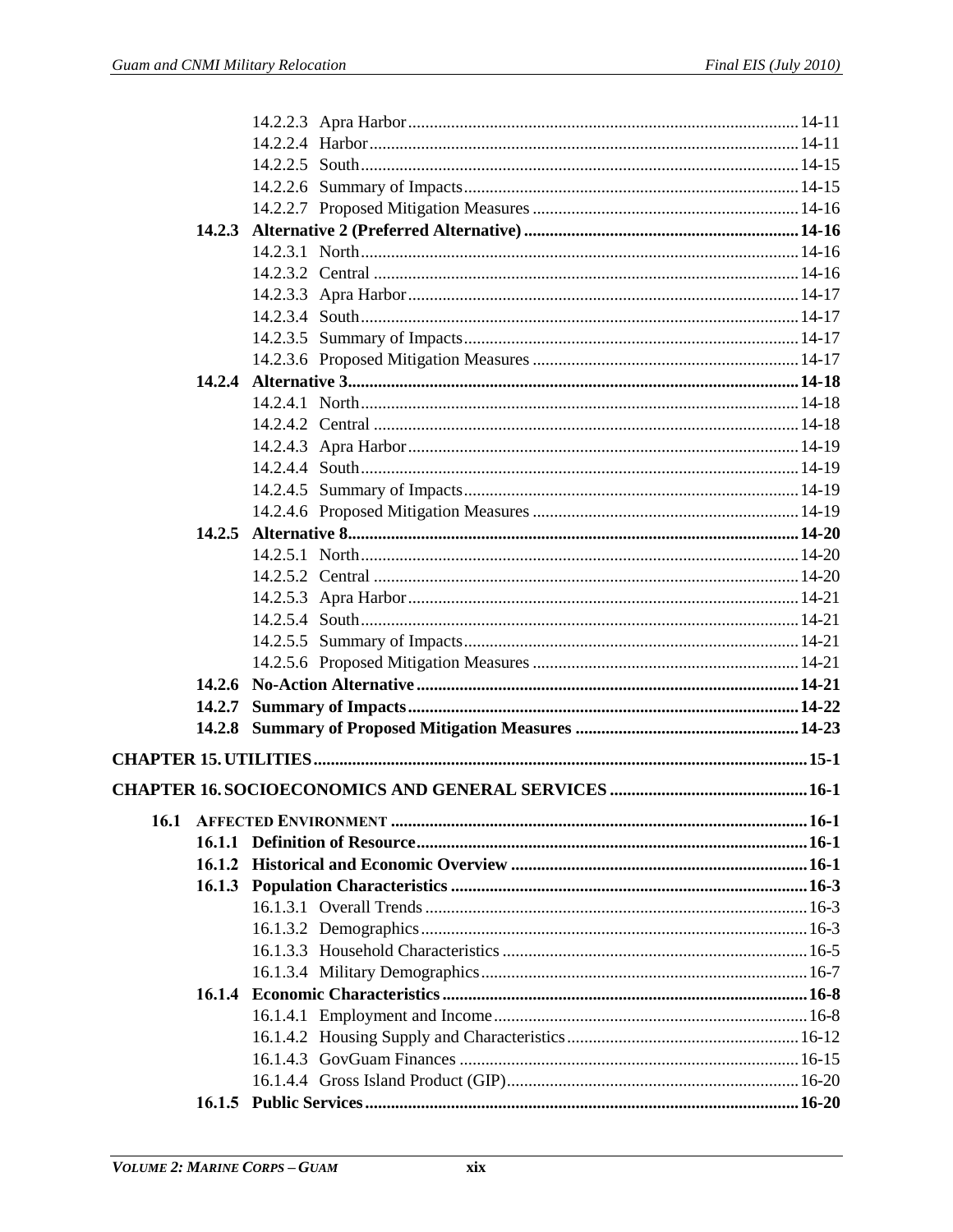14.2.2.3 Apra Harbor .......... 14-11
14.2.2.4 Harbor .......... 14-11
14.2.2.5 South .......... 14-15
14.2.2.6 Summary of Impacts .......... 14-15
14.2.2.7 Proposed Mitigation Measures .......... 14-16

**14.2.3 Alternative 2 (Preferred Alternative) .......... 14-16**

14.2.3.1 North .......... 14-16
14.2.3.2 Central .......... 14-16
14.2.3.3 Apra Harbor .......... 14-17
14.2.3.4 South .......... 14-17
14.2.3.5 Summary of Impacts .......... 14-17
14.2.3.6 Proposed Mitigation Measures .......... 14-17

**14.2.4 Alternative 3 .......... 14-18**

14.2.4.1 North .......... 14-18
14.2.4.2 Central .......... 14-18
14.2.4.3 Apra Harbor .......... 14-19
14.2.4.4 South .......... 14-19
14.2.4.5 Summary of Impacts .......... 14-19
14.2.4.6 Proposed Mitigation Measures .......... 14-19

**14.2.5 Alternative 8 .......... 14-20**

14.2.5.1 North .......... 14-20
14.2.5.2 Central .......... 14-20
14.2.5.3 Apra Harbor .......... 14-21
14.2.5.4 South .......... 14-21
14.2.5.5 Summary of Impacts .......... 14-21
14.2.5.6 Proposed Mitigation Measures .......... 14-21

**14.2.6 No-Action Alternative .......... 14-21**

**14.2.7 Summary of Impacts .......... 14-22**

**14.2.8 Summary of Proposed Mitigation Measures .......... 14-23**

**CHAPTER 15. UTILITIES .......... 15-1**

**CHAPTER 16. SOCIOECONOMICS AND GENERAL SERVICES .......... 16-1**

**16.1 AFFECTED ENVIRONMENT .......... 16-1**

**16.1.1 Definition of Resource .......... 16-1**

**16.1.2 Historical and Economic Overview .......... 16-1**

**16.1.3 Population Characteristics .......... 16-3**

16.1.3.1 Overall Trends .......... 16-3
16.1.3.2 Demographics .......... 16-3
16.1.3.3 Household Characteristics .......... 16-5
16.1.3.4 Military Demographics .......... 16-7

**16.1.4 Economic Characteristics .......... 16-8**

16.1.4.1 Employment and Income .......... 16-8
16.1.4.2 Housing Supply and Characteristics .......... 16-12
16.1.4.3 GovGuam Finances .......... 16-15
16.1.4.4 Gross Island Product (GIP) .......... 16-20

**16.1.5 Public Services .......... 16-20**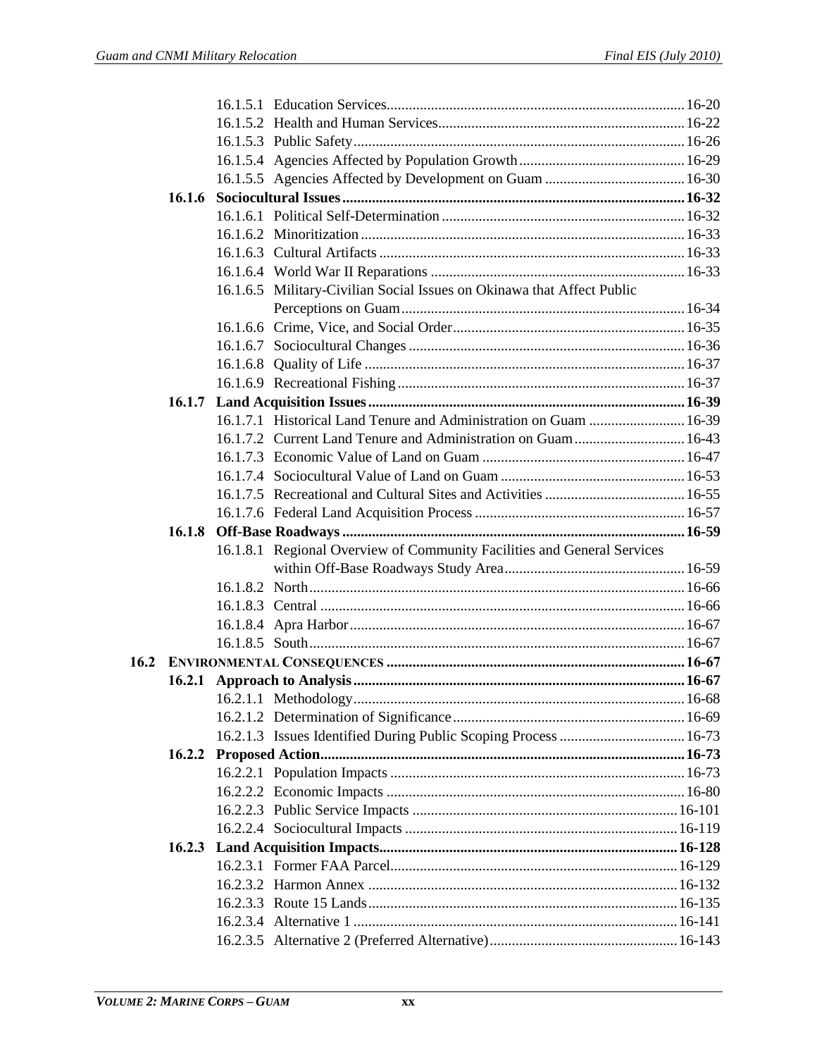16.1.5.1 Education Services ........ 16-20
16.1.5.2 Health and Human Services ........ 16-22
16.1.5.3 Public Safety ........ 16-26
16.1.5.4 Agencies Affected by Population Growth ........ 16-29
16.1.5.5 Agencies Affected by Development on Guam ........ 16-30

**16.1.6 Sociocultural Issues ........ 16-32**

16.1.6.1 Political Self-Determination ........ 16-32
16.1.6.2 Minoritization ........ 16-33
16.1.6.3 Cultural Artifacts ........ 16-33
16.1.6.4 World War II Reparations ........ 16-33
16.1.6.5 Military-Civilian Social Issues on Okinawa that Affect Public Perceptions on Guam ........ 16-34
16.1.6.6 Crime, Vice, and Social Order ........ 16-35
16.1.6.7 Sociocultural Changes ........ 16-36
16.1.6.8 Quality of Life ........ 16-37
16.1.6.9 Recreational Fishing ........ 16-37

**16.1.7 Land Acquisition Issues ........ 16-39**

16.1.7.1 Historical Land Tenure and Administration on Guam ........ 16-39
16.1.7.2 Current Land Tenure and Administration on Guam ........ 16-43
16.1.7.3 Economic Value of Land on Guam ........ 16-47
16.1.7.4 Sociocultural Value of Land on Guam ........ 16-53
16.1.7.5 Recreational and Cultural Sites and Activities ........ 16-55
16.1.7.6 Federal Land Acquisition Process ........ 16-57

**16.1.8 Off-Base Roadways ........ 16-59**

16.1.8.1 Regional Overview of Community Facilities and General Services within Off-Base Roadways Study Area ........ 16-59
16.1.8.2 North ........ 16-66
16.1.8.3 Central ........ 16-66
16.1.8.4 Apra Harbor ........ 16-67
16.1.8.5 South ........ 16-67

**16.2 ENVIRONMENTAL CONSEQUENCES ........ 16-67**

**16.2.1 Approach to Analysis ........ 16-67**

16.2.1.1 Methodology ........ 16-68
16.2.1.2 Determination of Significance ........ 16-69
16.2.1.3 Issues Identified During Public Scoping Process ........ 16-73

**16.2.2 Proposed Action ........ 16-73**

16.2.2.1 Population Impacts ........ 16-73
16.2.2.2 Economic Impacts ........ 16-80
16.2.2.3 Public Service Impacts ........ 16-101
16.2.2.4 Sociocultural Impacts ........ 16-119

**16.2.3 Land Acquisition Impacts ........ 16-128**

16.2.3.1 Former FAA Parcel ........ 16-129
16.2.3.2 Harmon Annex ........ 16-132
16.2.3.3 Route 15 Lands ........ 16-135
16.2.3.4 Alternative 1 ........ 16-141
16.2.3.5 Alternative 2 (Preferred Alternative) ........ 16-143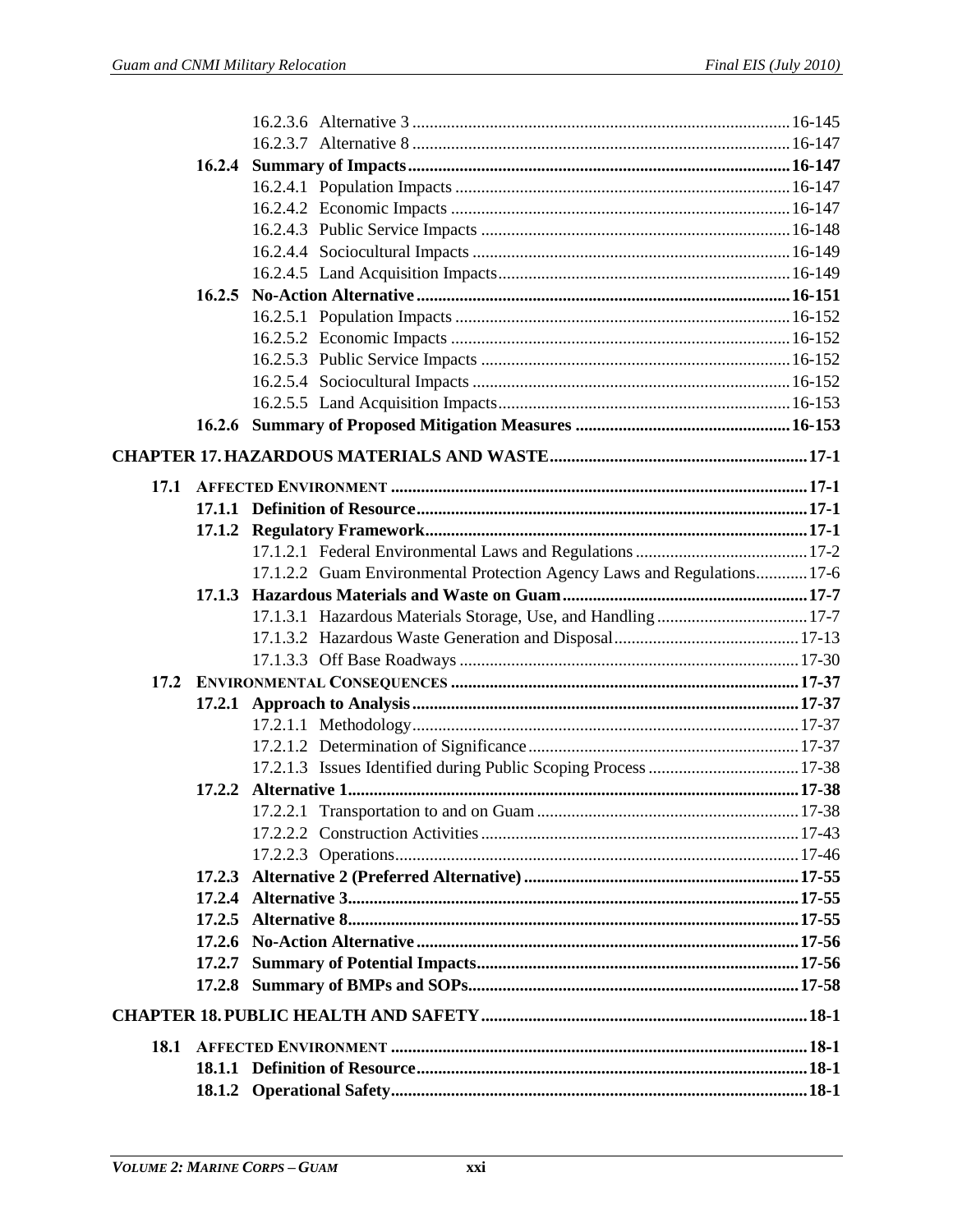16.2.3.6 Alternative 3 ........................................................................................ 16-145
16.2.3.7 Alternative 8 ........................................................................................ 16-147

**16.2.4 Summary of Impacts ......................................................................................... 16-147**

16.2.4.1 Population Impacts ............................................................................. 16-147
16.2.4.2 Economic Impacts .............................................................................. 16-147
16.2.4.3 Public Service Impacts ....................................................................... 16-148
16.2.4.4 Sociocultural Impacts ......................................................................... 16-149
16.2.4.5 Land Acquisition Impacts ................................................................... 16-149

**16.2.5 No-Action Alternative ....................................................................................... 16-151**

16.2.5.1 Population Impacts ............................................................................. 16-152
16.2.5.2 Economic Impacts .............................................................................. 16-152
16.2.5.3 Public Service Impacts ....................................................................... 16-152
16.2.5.4 Sociocultural Impacts ......................................................................... 16-152
16.2.5.5 Land Acquisition Impacts ................................................................... 16-153

**16.2.6 Summary of Proposed Mitigation Measures .................................................. 16-153**

**CHAPTER 17. HAZARDOUS MATERIALS AND WASTE ............................................................ 17-1**

**17.1 AFFECTED ENVIRONMENT ................................................................................................ 17-1**

**17.1.1 Definition of Resource .......................................................................................... 17-1**

**17.1.2 Regulatory Framework ......................................................................................... 17-1**

17.1.2.1 Federal Environmental Laws and Regulations ........................................ 17-2
17.1.2.2 Guam Environmental Protection Agency Laws and Regulations ............ 17-6

**17.1.3 Hazardous Materials and Waste on Guam ......................................................... 17-7**

17.1.3.1 Hazardous Materials Storage, Use, and Handling ................................... 17-7
17.1.3.2 Hazardous Waste Generation and Disposal ........................................... 17-13
17.1.3.3 Off Base Roadways .............................................................................. 17-30

**17.2 ENVIRONMENTAL CONSEQUENCES ................................................................................ 17-37**

**17.2.1 Approach to Analysis .......................................................................................... 17-37**

17.2.1.1 Methodology ......................................................................................... 17-37
17.2.1.2 Determination of Significance .............................................................. 17-37
17.2.1.3 Issues Identified during Public Scoping Process ................................... 17-38

**17.2.2 Alternative 1 ......................................................................................................... 17-38**

17.2.2.1 Transportation to and on Guam ............................................................. 17-38
17.2.2.2 Construction Activities .......................................................................... 17-43
17.2.2.3 Operations ............................................................................................. 17-46

**17.2.3 Alternative 2 (Preferred Alternative) ................................................................ 17-55**

**17.2.4 Alternative 3 ......................................................................................................... 17-55**

**17.2.5 Alternative 8 ......................................................................................................... 17-55**

**17.2.6 No-Action Alternative ......................................................................................... 17-56**

**17.2.7 Summary of Potential Impacts ........................................................................... 17-56**

**17.2.8 Summary of BMPs and SOPs ............................................................................. 17-58**

**CHAPTER 18. PUBLIC HEALTH AND SAFETY ............................................................................ 18-1**

**18.1 AFFECTED ENVIRONMENT ................................................................................................ 18-1**

**18.1.1 Definition of Resource .......................................................................................... 18-1**

**18.1.2 Operational Safety ................................................................................................ 18-1**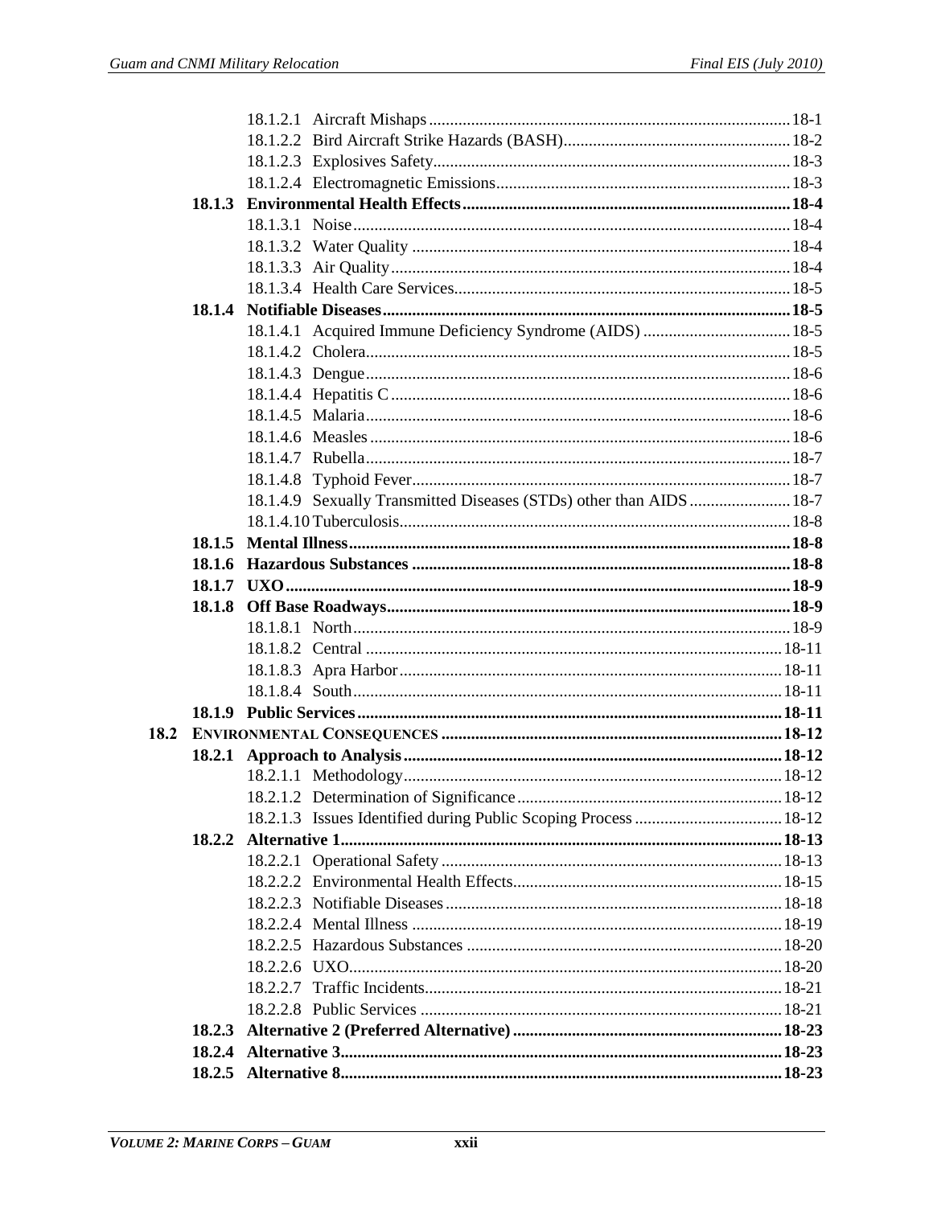18.1.2.1 Aircraft Mishaps ..... 18-1
18.1.2.2 Bird Aircraft Strike Hazards (BASH) ..... 18-2
18.1.2.3 Explosives Safety ..... 18-3
18.1.2.4 Electromagnetic Emissions ..... 18-3

**18.1.3 Environmental Health Effects ..... 18-4**

18.1.3.1 Noise ..... 18-4
18.1.3.2 Water Quality ..... 18-4
18.1.3.3 Air Quality ..... 18-4
18.1.3.4 Health Care Services ..... 18-5

**18.1.4 Notifiable Diseases ..... 18-5**

18.1.4.1 Acquired Immune Deficiency Syndrome (AIDS) ..... 18-5
18.1.4.2 Cholera ..... 18-5
18.1.4.3 Dengue ..... 18-6
18.1.4.4 Hepatitis C ..... 18-6
18.1.4.5 Malaria ..... 18-6
18.1.4.6 Measles ..... 18-6
18.1.4.7 Rubella ..... 18-7
18.1.4.8 Typhoid Fever ..... 18-7
18.1.4.9 Sexually Transmitted Diseases (STDs) other than AIDS ..... 18-7
18.1.4.10 Tuberculosis ..... 18-8

**18.1.5 Mental Illness ..... 18-8**

**18.1.6 Hazardous Substances ..... 18-8**

**18.1.7 UXO ..... 18-9**

**18.1.8 Off Base Roadways ..... 18-9**

18.1.8.1 North ..... 18-9
18.1.8.2 Central ..... 18-11
18.1.8.3 Apra Harbor ..... 18-11
18.1.8.4 South ..... 18-11

**18.1.9 Public Services ..... 18-11**

**18.2 ENVIRONMENTAL CONSEQUENCES ..... 18-12**

**18.2.1 Approach to Analysis ..... 18-12**

18.2.1.1 Methodology ..... 18-12
18.2.1.2 Determination of Significance ..... 18-12
18.2.1.3 Issues Identified during Public Scoping Process ..... 18-12

**18.2.2 Alternative 1 ..... 18-13**

18.2.2.1 Operational Safety ..... 18-13
18.2.2.2 Environmental Health Effects ..... 18-15
18.2.2.3 Notifiable Diseases ..... 18-18
18.2.2.4 Mental Illness ..... 18-19
18.2.2.5 Hazardous Substances ..... 18-20
18.2.2.6 UXO ..... 18-20
18.2.2.7 Traffic Incidents ..... 18-21
18.2.2.8 Public Services ..... 18-21

**18.2.3 Alternative 2 (Preferred Alternative) ..... 18-23**

**18.2.4 Alternative 3 ..... 18-23**

**18.2.5 Alternative 8 ..... 18-23**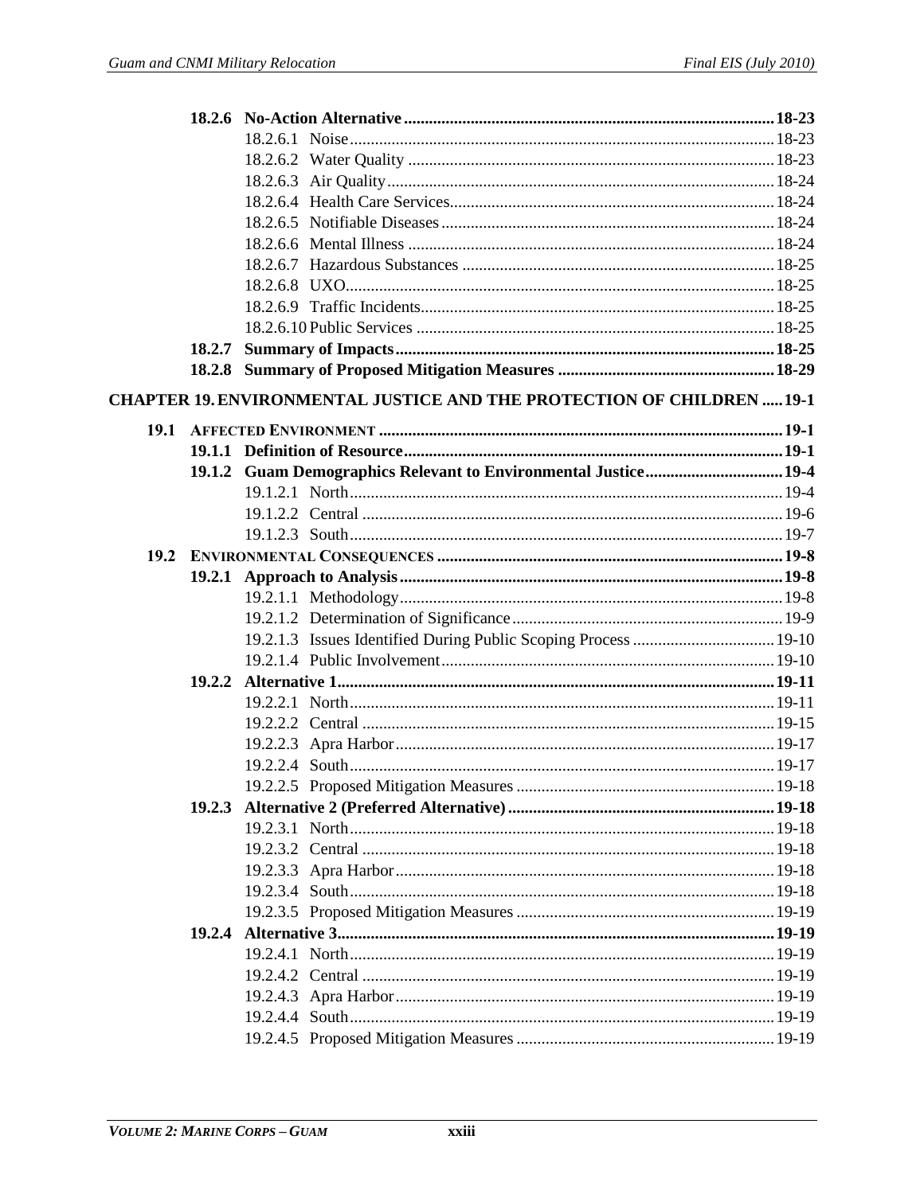**18.2.6 No-Action Alternative ........................................................................................ 18-23**

18.2.6.1 Noise ...................................................................................... 18-23

18.2.6.2 Water Quality ........................................................................ 18-23

18.2.6.3 Air Quality ............................................................................. 18-24

18.2.6.4 Health Care Services .............................................................. 18-24

18.2.6.5 Notifiable Diseases ................................................................ 18-24

18.2.6.6 Mental Illness ........................................................................ 18-24

18.2.6.7 Hazardous Substances ........................................................... 18-25

18.2.6.8 UXO ....................................................................................... 18-25

18.2.6.9 Traffic Incidents ..................................................................... 18-25

18.2.6.10 Public Services ...................................................................... 18-25

**18.2.7 Summary of Impacts ....................................................................................... 18-25**

**18.2.8 Summary of Proposed Mitigation Measures .................................................... 18-29**

**CHAPTER 19. ENVIRONMENTAL JUSTICE AND THE PROTECTION OF CHILDREN ..... 19-1**

**19.1 AFFECTED ENVIRONMENT ................................................................................................ 19-1**

**19.1.1 Definition of Resource ..................................................................................... 19-1**

**19.1.2 Guam Demographics Relevant to Environmental Justice ................................ 19-4**

19.1.2.1 North ...................................................................................... 19-4

19.1.2.2 Central ................................................................................... 19-6

19.1.2.3 South ...................................................................................... 19-7

**19.2 ENVIRONMENTAL CONSEQUENCES ................................................................................. 19-8**

**19.2.1 Approach to Analysis ....................................................................................... 19-8**

19.2.1.1 Methodology .......................................................................... 19-8

19.2.1.2 Determination of Significance ................................................ 19-9

19.2.1.3 Issues Identified During Public Scoping Process .................. 19-10

19.2.1.4 Public Involvement ............................................................... 19-10

**19.2.2 Alternative 1 .................................................................................................. 19-11**

19.2.2.1 North .................................................................................... 19-11

19.2.2.2 Central ................................................................................. 19-15

19.2.2.3 Apra Harbor .......................................................................... 19-17

19.2.2.4 South .................................................................................... 19-17

19.2.2.5 Proposed Mitigation Measures ............................................. 19-18

**19.2.3 Alternative 2 (Preferred Alternative) ............................................................. 19-18**

19.2.3.1 North .................................................................................... 19-18

19.2.3.2 Central ................................................................................. 19-18

19.2.3.3 Apra Harbor .......................................................................... 19-18

19.2.3.4 South .................................................................................... 19-18

19.2.3.5 Proposed Mitigation Measures ............................................. 19-19

**19.2.4 Alternative 3 .................................................................................................. 19-19**

19.2.4.1 North .................................................................................... 19-19

19.2.4.2 Central ................................................................................. 19-19

19.2.4.3 Apra Harbor .......................................................................... 19-19

19.2.4.4 South .................................................................................... 19-19

19.2.4.5 Proposed Mitigation Measures ............................................. 19-19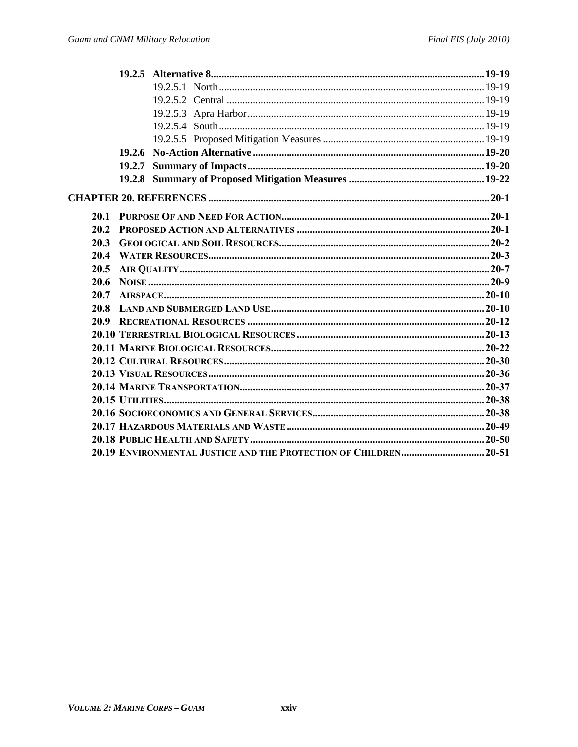**19.2.5 Alternative 8** ..... **19-19**

19.2.5.1 North ..... 19-19

19.2.5.2 Central ..... 19-19

19.2.5.3 Apra Harbor ..... 19-19

19.2.5.4 South ..... 19-19

19.2.5.5 Proposed Mitigation Measures ..... 19-19

**19.2.6 No-Action Alternative** ..... **19-20**

**19.2.7 Summary of Impacts** ..... **19-20**

**19.2.8 Summary of Proposed Mitigation Measures** ..... **19-22**

**CHAPTER 20. REFERENCES** ..... **20-1**

**20.1 PURPOSE OF AND NEED FOR ACTION** ..... **20-1**

**20.2 PROPOSED ACTION AND ALTERNATIVES** ..... **20-1**

**20.3 GEOLOGICAL AND SOIL RESOURCES** ..... **20-2**

**20.4 WATER RESOURCES** ..... **20-3**

**20.5 AIR QUALITY** ..... **20-7**

**20.6 NOISE** ..... **20-9**

**20.7 AIRSPACE** ..... **20-10**

**20.8 LAND AND SUBMERGED LAND USE** ..... **20-10**

**20.9 RECREATIONAL RESOURCES** ..... **20-12**

**20.10 TERRESTRIAL BIOLOGICAL RESOURCES** ..... **20-13**

**20.11 MARINE BIOLOGICAL RESOURCES** ..... **20-22**

**20.12 CULTURAL RESOURCES** ..... **20-30**

**20.13 VISUAL RESOURCES** ..... **20-36**

**20.14 MARINE TRANSPORTATION** ..... **20-37**

**20.15 UTILITIES** ..... **20-38**

**20.16 SOCIOECONOMICS AND GENERAL SERVICES** ..... **20-38**

**20.17 HAZARDOUS MATERIALS AND WASTE** ..... **20-49**

**20.18 PUBLIC HEALTH AND SAFETY** ..... **20-50**

**20.19 ENVIRONMENTAL JUSTICE AND THE PROTECTION OF CHILDREN** ..... **20-51**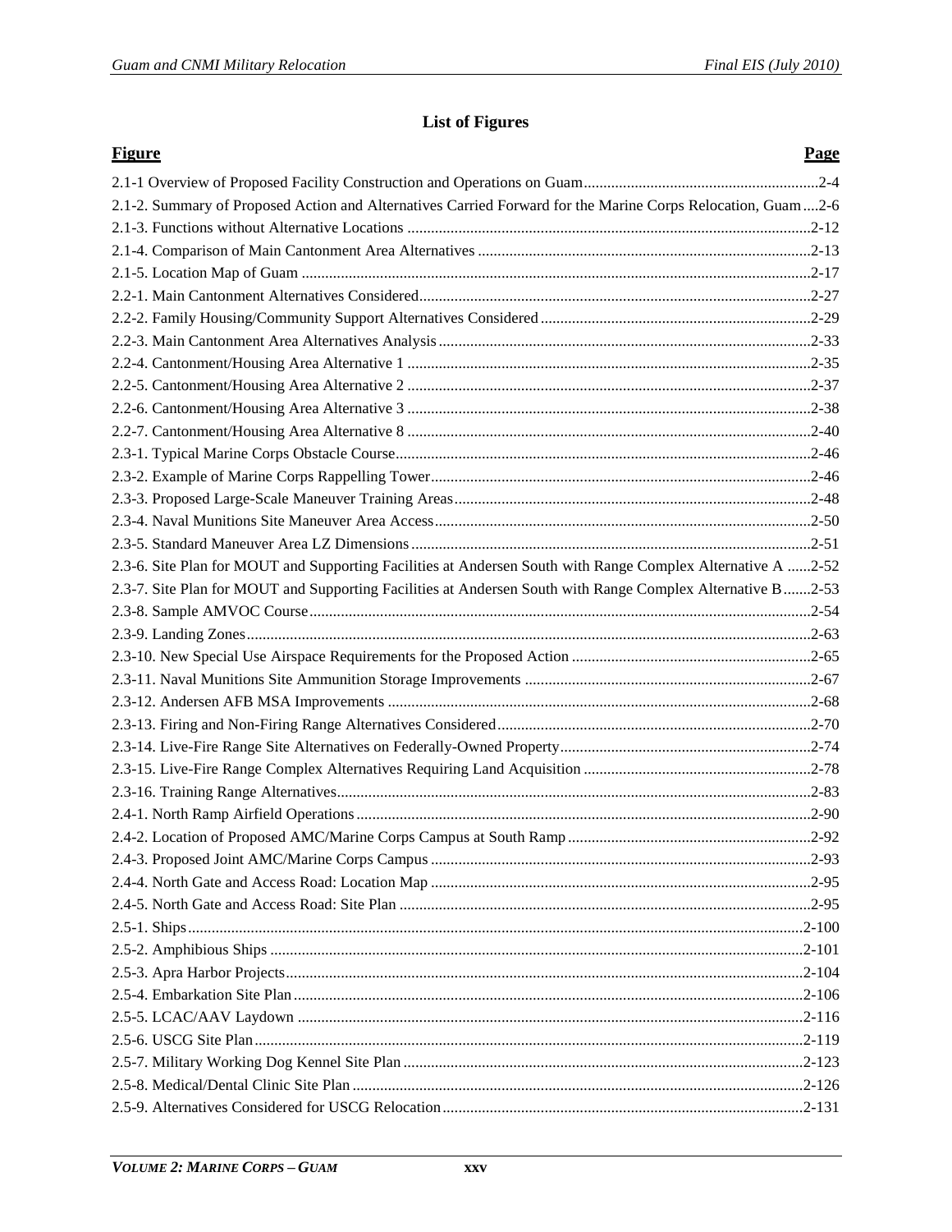## List of Figures

| Figure | Page |
|---|---|
| 2.1-1 Overview of Proposed Facility Construction and Operations on Guam | 2-4 |
| 2.1-2. Summary of Proposed Action and Alternatives Carried Forward for the Marine Corps Relocation, Guam | 2-6 |
| 2.1-3. Functions without Alternative Locations | 2-12 |
| 2.1-4. Comparison of Main Cantonment Area Alternatives | 2-13 |
| 2.1-5. Location Map of Guam | 2-17 |
| 2.2-1. Main Cantonment Alternatives Considered | 2-27 |
| 2.2-2. Family Housing/Community Support Alternatives Considered | 2-29 |
| 2.2-3. Main Cantonment Area Alternatives Analysis | 2-33 |
| 2.2-4. Cantonment/Housing Area Alternative 1 | 2-35 |
| 2.2-5. Cantonment/Housing Area Alternative 2 | 2-37 |
| 2.2-6. Cantonment/Housing Area Alternative 3 | 2-38 |
| 2.2-7. Cantonment/Housing Area Alternative 8 | 2-40 |
| 2.3-1. Typical Marine Corps Obstacle Course | 2-46 |
| 2.3-2. Example of Marine Corps Rappelling Tower | 2-46 |
| 2.3-3. Proposed Large-Scale Maneuver Training Areas | 2-48 |
| 2.3-4. Naval Munitions Site Maneuver Area Access | 2-50 |
| 2.3-5. Standard Maneuver Area LZ Dimensions | 2-51 |
| 2.3-6. Site Plan for MOUT and Supporting Facilities at Andersen South with Range Complex Alternative A | 2-52 |
| 2.3-7. Site Plan for MOUT and Supporting Facilities at Andersen South with Range Complex Alternative B | 2-53 |
| 2.3-8. Sample AMVOC Course | 2-54 |
| 2.3-9. Landing Zones | 2-63 |
| 2.3-10. New Special Use Airspace Requirements for the Proposed Action | 2-65 |
| 2.3-11. Naval Munitions Site Ammunition Storage Improvements | 2-67 |
| 2.3-12. Andersen AFB MSA Improvements | 2-68 |
| 2.3-13. Firing and Non-Firing Range Alternatives Considered | 2-70 |
| 2.3-14. Live-Fire Range Site Alternatives on Federally-Owned Property | 2-74 |
| 2.3-15. Live-Fire Range Complex Alternatives Requiring Land Acquisition | 2-78 |
| 2.3-16. Training Range Alternatives | 2-83 |
| 2.4-1. North Ramp Airfield Operations | 2-90 |
| 2.4-2. Location of Proposed AMC/Marine Corps Campus at South Ramp | 2-92 |
| 2.4-3. Proposed Joint AMC/Marine Corps Campus | 2-93 |
| 2.4-4. North Gate and Access Road: Location Map | 2-95 |
| 2.4-5. North Gate and Access Road: Site Plan | 2-95 |
| 2.5-1. Ships | 2-100 |
| 2.5-2. Amphibious Ships | 2-101 |
| 2.5-3. Apra Harbor Projects | 2-104 |
| 2.5-4. Embarkation Site Plan | 2-106 |
| 2.5-5. LCAC/AAV Laydown | 2-116 |
| 2.5-6. USCG Site Plan | 2-119 |
| 2.5-7. Military Working Dog Kennel Site Plan | 2-123 |
| 2.5-8. Medical/Dental Clinic Site Plan | 2-126 |
| 2.5-9. Alternatives Considered for USCG Relocation | 2-131 |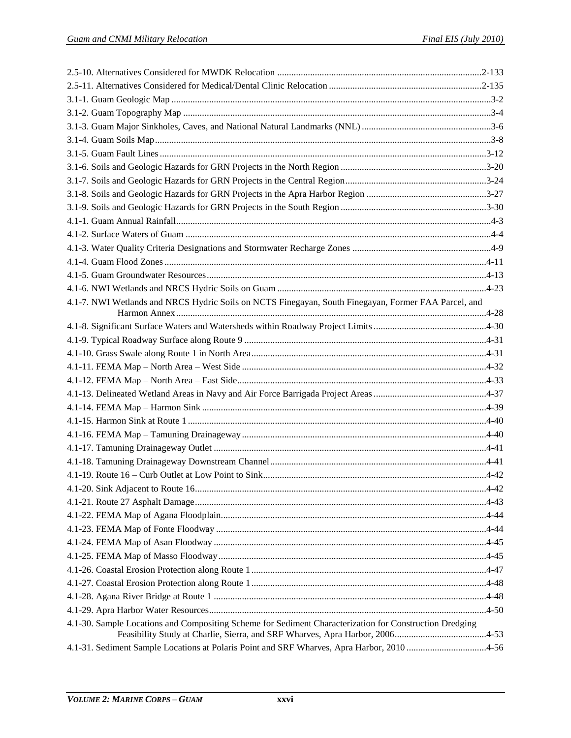2.5-10. Alternatives Considered for MWDK Relocation ......................................................................................2-133

2.5-11. Alternatives Considered for Medical/Dental Clinic Relocation .................................................................2-135

3.1-1. Guam Geologic Map ........................................................................................................................................3-2

3.1-2. Guam Topography Map ...................................................................................................................................3-4

3.1-3. Guam Major Sinkholes, Caves, and National Natural Landmarks (NNL) .......................................................3-6

3.1-4. Guam Soils Map...............................................................................................................................................3-8

3.1-5. Guam Fault Lines...........................................................................................................................................3-12

3.1-6. Soils and Geologic Hazards for GRN Projects in the North Region ..............................................................3-20

3.1-7. Soils and Geologic Hazards for GRN Projects in the Central Region............................................................3-24

3.1-8. Soils and Geologic Hazards for GRN Projects in the Apra Harbor Region ...................................................3-27

3.1-9. Soils and Geologic Hazards for GRN Projects in the South Region ..............................................................3-30

4.1-1. Guam Annual Rainfall......................................................................................................................................4-3

4.1-2. Surface Waters of Guam ..................................................................................................................................4-4

4.1-3. Water Quality Criteria Designations and Stormwater Recharge Zones ............................................................4-9

4.1-4. Guam Flood Zones..........................................................................................................................................4-11

4.1-5. Guam Groundwater Resources.......................................................................................................................4-13

4.1-6. NWI Wetlands and NRCS Hydric Soils on Guam .........................................................................................4-23

4.1-7. NWI Wetlands and NRCS Hydric Soils on NCTS Finegayan, South Finegayan, Former FAA Parcel, and Harmon Annex.....................................................................................................................................4-28

4.1-8. Significant Surface Waters and Watersheds within Roadway Project Limits................................................4-30

4.1-9. Typical Roadway Surface along Route 9 .......................................................................................................4-31

4.1-10. Grass Swale along Route 1 in North Area....................................................................................................4-31

4.1-11. FEMA Map – North Area – West Side ........................................................................................................4-32

4.1-12. FEMA Map – North Area – East Side..........................................................................................................4-33

4.1-13. Delineated Wetland Areas in Navy and Air Force Barrigada Project Areas ................................................4-37

4.1-14. FEMA Map – Harmon Sink ........................................................................................................................4-39

4.1-15. Harmon Sink at Route 1 ..............................................................................................................................4-40

4.1-16. FEMA Map – Tamuning Drainageway.......................................................................................................4-40

4.1-17. Tamuning Drainageway Outlet ...................................................................................................................4-41

4.1-18. Tamuning Drainageway Downstream Channel...........................................................................................4-41

4.1-19. Route 16 – Curb Outlet at Low Point to Sink..............................................................................................4-42

4.1-20. Sink Adjacent to Route 16...........................................................................................................................4-42

4.1-21. Route 27 Asphalt Damage...........................................................................................................................4-43

4.1-22. FEMA Map of Agana Floodplain................................................................................................................4-44

4.1-23. FEMA Map of Fonte Floodway ..................................................................................................................4-44

4.1-24. FEMA Map of Asan Floodway ...................................................................................................................4-45

4.1-25. FEMA Map of Masso Floodway.................................................................................................................4-45

4.1-26. Coastal Erosion Protection along Route 1...................................................................................................4-47

4.1-27. Coastal Erosion Protection along Route 1...................................................................................................4-48

4.1-28. Agana River Bridge at Route 1 ...................................................................................................................4-48

4.1-29. Apra Harbor Water Resources.....................................................................................................................4-50

4.1-30. Sample Locations and Compositing Scheme for Sediment Characterization for Construction Dredging Feasibility Study at Charlie, Sierra, and SRF Wharves, Apra Harbor, 2006.......................................4-53

4.1-31. Sediment Sample Locations at Polaris Point and SRF Wharves, Apra Harbor, 2010 .................................4-56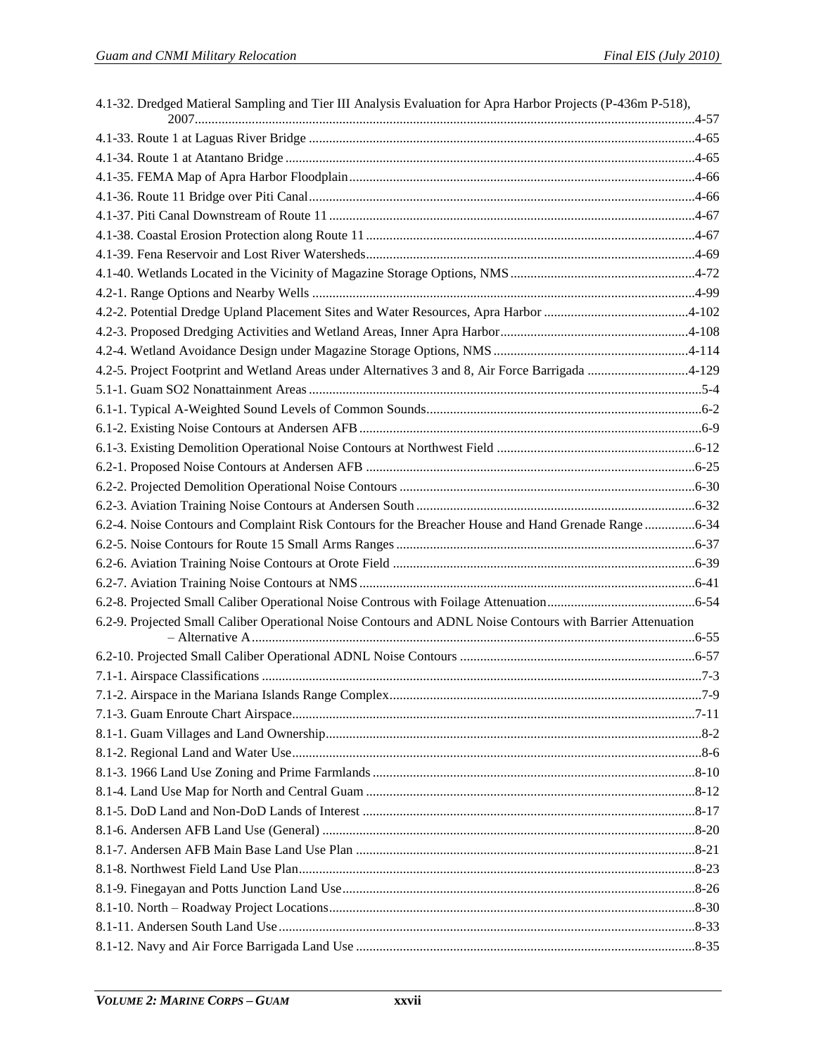4.1-32. Dredged Matieral Sampling and Tier III Analysis Evaluation for Apra Harbor Projects (P-436m P-518), 2007 .......... 4-57
4.1-33. Route 1 at Laguas River Bridge .......... 4-65
4.1-34. Route 1 at Atantano Bridge .......... 4-65
4.1-35. FEMA Map of Apra Harbor Floodplain .......... 4-66
4.1-36. Route 11 Bridge over Piti Canal .......... 4-66
4.1-37. Piti Canal Downstream of Route 11 .......... 4-67
4.1-38. Coastal Erosion Protection along Route 11 .......... 4-67
4.1-39. Fena Reservoir and Lost River Watersheds .......... 4-69
4.1-40. Wetlands Located in the Vicinity of Magazine Storage Options, NMS .......... 4-72
4.2-1. Range Options and Nearby Wells .......... 4-99
4.2-2. Potential Dredge Upland Placement Sites and Water Resources, Apra Harbor .......... 4-102
4.2-3. Proposed Dredging Activities and Wetland Areas, Inner Apra Harbor .......... 4-108
4.2-4. Wetland Avoidance Design under Magazine Storage Options, NMS .......... 4-114
4.2-5. Project Footprint and Wetland Areas under Alternatives 3 and 8, Air Force Barrigada .......... 4-129
5.1-1. Guam SO2 Nonattainment Areas .......... 5-4
6.1-1. Typical A-Weighted Sound Levels of Common Sounds .......... 6-2
6.1-2. Existing Noise Contours at Andersen AFB .......... 6-9
6.1-3. Existing Demolition Operational Noise Contours at Northwest Field .......... 6-12
6.2-1. Proposed Noise Contours at Andersen AFB .......... 6-25
6.2-2. Projected Demolition Operational Noise Contours .......... 6-30
6.2-3. Aviation Training Noise Contours at Andersen South .......... 6-32
6.2-4. Noise Contours and Complaint Risk Contours for the Breacher House and Hand Grenade Range .......... 6-34
6.2-5. Noise Contours for Route 15 Small Arms Ranges .......... 6-37
6.2-6. Aviation Training Noise Contours at Orote Field .......... 6-39
6.2-7. Aviation Training Noise Contours at NMS .......... 6-41
6.2-8. Projected Small Caliber Operational Noise Controus with Foilage Attenuation .......... 6-54
6.2-9. Projected Small Caliber Operational Noise Contours and ADNL Noise Contours with Barrier Attenuation – Alternative A .......... 6-55
6.2-10. Projected Small Caliber Operational ADNL Noise Contours .......... 6-57
7.1-1. Airspace Classifications .......... 7-3
7.1-2. Airspace in the Mariana Islands Range Complex .......... 7-9
7.1-3. Guam Enroute Chart Airspace .......... 7-11
8.1-1. Guam Villages and Land Ownership .......... 8-2
8.1-2. Regional Land and Water Use .......... 8-6
8.1-3. 1966 Land Use Zoning and Prime Farmlands .......... 8-10
8.1-4. Land Use Map for North and Central Guam .......... 8-12
8.1-5. DoD Land and Non-DoD Lands of Interest .......... 8-17
8.1-6. Andersen AFB Land Use (General) .......... 8-20
8.1-7. Andersen AFB Main Base Land Use Plan .......... 8-21
8.1-8. Northwest Field Land Use Plan .......... 8-23
8.1-9. Finegayan and Potts Junction Land Use .......... 8-26
8.1-10. North – Roadway Project Locations .......... 8-30
8.1-11. Andersen South Land Use .......... 8-33
8.1-12. Navy and Air Force Barrigada Land Use .......... 8-35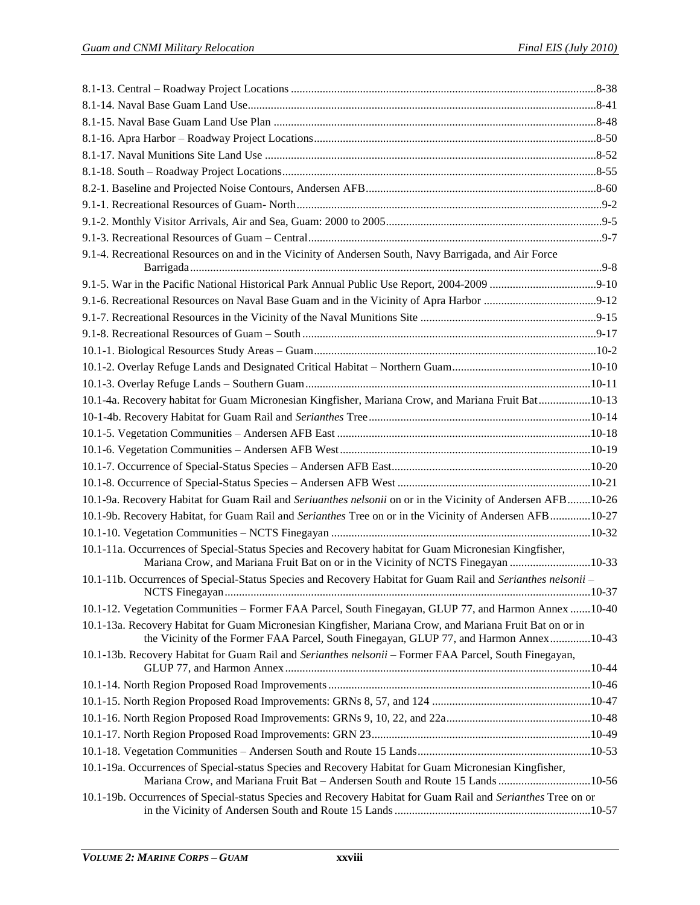8.1-13. Central – Roadway Project Locations ........................................................................................................8-38

8.1-14. Naval Base Guam Land Use........................................................................................................................8-41

8.1-15. Naval Base Guam Land Use Plan ..............................................................................................................8-48

8.1-16. Apra Harbor – Roadway Project Locations.................................................................................................8-50

8.1-17. Naval Munitions Site Land Use .................................................................................................................8-52

8.1-18. South – Roadway Project Locations...........................................................................................................8-55

8.2-1. Baseline and Projected Noise Contours, Andersen AFB...............................................................................8-60

9.1-1. Recreational Resources of Guam- North.........................................................................................................9-2

9.1-2. Monthly Visitor Arrivals, Air and Sea, Guam: 2000 to 2005..........................................................................9-5

9.1-3. Recreational Resources of Guam – Central.....................................................................................................9-7

9.1-4. Recreational Resources on and in the Vicinity of Andersen South, Navy Barrigada, and Air Force Barrigada.............................................................................................................................................9-8

9.1-5. War in the Pacific National Historical Park Annual Public Use Report, 2004-2009 ....................................9-10

9.1-6. Recreational Resources on Naval Base Guam and in the Vicinity of Apra Harbor .......................................9-12

9.1-7. Recreational Resources in the Vicinity of the Naval Munitions Site ............................................................9-15

9.1-8. Recreational Resources of Guam – South .....................................................................................................9-17

10.1-1. Biological Resources Study Areas – Guam..................................................................................................10-2

10.1-2. Overlay Refuge Lands and Designated Critical Habitat – Northern Guam................................................10-10

10.1-3. Overlay Refuge Lands – Southern Guam...................................................................................................10-11

10.1-4a. Recovery habitat for Guam Micronesian Kingfisher, Mariana Crow, and Mariana Fruit Bat..................10-13

10-1-4b. Recovery Habitat for Guam Rail and *Serianthes* Tree............................................................................10-14

10.1-5. Vegetation Communities – Andersen AFB East .......................................................................................10-18

10.1-6. Vegetation Communities – Andersen AFB West......................................................................................10-19

10.1-7. Occurrence of Special-Status Species – Andersen AFB East....................................................................10-20

10.1-8. Occurrence of Special-Status Species – Andersen AFB West ..................................................................10-21

10.1-9a. Recovery Habitat for Guam Rail and *Seriuanthes nelsonii* on or in the Vicinity of Andersen AFB........10-26

10.1-9b. Recovery Habitat, for Guam Rail and *Serianthes* Tree on or in the Vicinity of Andersen AFB.............10-27

10.1-10. Vegetation Communities – NCTS Finegayan .........................................................................................10-32

10.1-11a. Occurrences of Special-Status Species and Recovery habitat for Guam Micronesian Kingfisher, Mariana Crow, and Mariana Fruit Bat on or in the Vicinity of NCTS Finegayan ...........................10-33

10.1-11b. Occurrences of Special-Status Species and Recovery Habitat for Guam Rail and *Serianthes nelsonii* – NCTS Finegayan.............................................................................................................................10-37

10.1-12. Vegetation Communities – Former FAA Parcel, South Finegayan, GLUP 77, and Harmon Annex .......10-40

10.1-13a. Recovery Habitat for Guam Micronesian Kingfisher, Mariana Crow, and Mariana Fruit Bat on or in the Vicinity of the Former FAA Parcel, South Finegayan, GLUP 77, and Harmon Annex.............10-43

10.1-13b. Recovery Habitat for Guam Rail and *Serianthes nelsonii* – Former FAA Parcel, South Finegayan, GLUP 77, and Harmon Annex........................................................................................................10-44

10.1-14. North Region Proposed Road Improvements..........................................................................................10-46

10.1-15. North Region Proposed Road Improvements: GRNs 8, 57, and 124 ......................................................10-47

10.1-16. North Region Proposed Road Improvements: GRNs 9, 10, 22, and 22a.................................................10-48

10.1-17. North Region Proposed Road Improvements: GRN 23...........................................................................10-49

10.1-18. Vegetation Communities – Andersen South and Route 15 Lands...........................................................10-53

10.1-19a. Occurrences of Special-status Species and Recovery Habitat for Guam Micronesian Kingfisher, Mariana Crow, and Mariana Fruit Bat – Andersen South and Route 15 Lands ................................10-56

10.1-19b. Occurrences of Special-status Species and Recovery Habitat for Guam Rail and *Serianthes* Tree on or in the Vicinity of Andersen South and Route 15 Lands ...................................................................10-57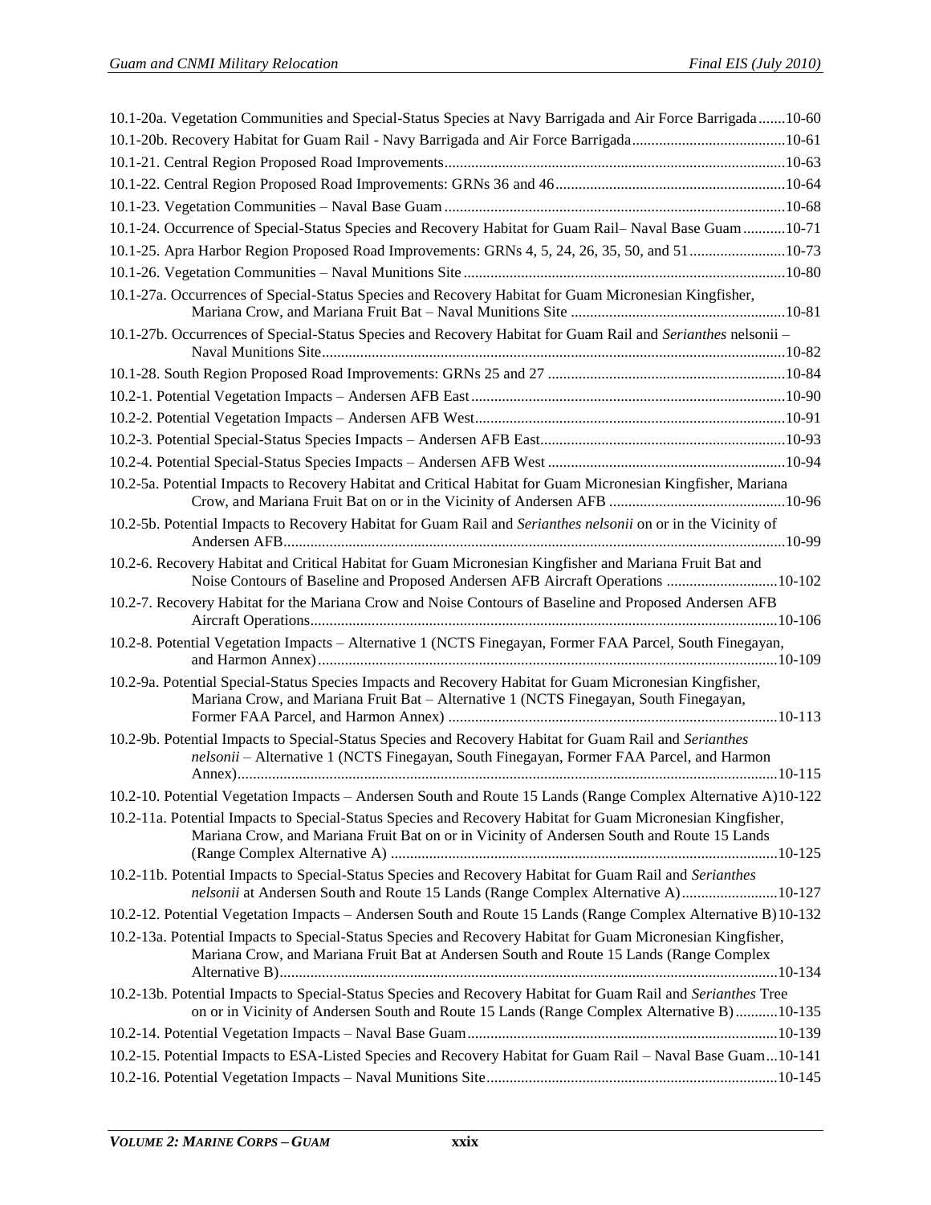10.1-20a. Vegetation Communities and Special-Status Species at Navy Barrigada and Air Force Barrigada .......10-60

10.1-20b. Recovery Habitat for Guam Rail - Navy Barrigada and Air Force Barrigada........................................10-61

10.1-21. Central Region Proposed Road Improvements........................................................................................10-63

10.1-22. Central Region Proposed Road Improvements: GRNs 36 and 46............................................................10-64

10.1-23. Vegetation Communities – Naval Base Guam ........................................................................................10-68

10.1-24. Occurrence of Special-Status Species and Recovery Habitat for Guam Rail– Naval Base Guam ...........10-71

10.1-25. Apra Harbor Region Proposed Road Improvements: GRNs 4, 5, 24, 26, 35, 50, and 51.........................10-73

10.1-26. Vegetation Communities – Naval Munitions Site ...................................................................................10-80

10.1-27a. Occurrences of Special-Status Species and Recovery Habitat for Guam Micronesian Kingfisher, Mariana Crow, and Mariana Fruit Bat – Naval Munitions Site ........................................................10-81

10.1-27b. Occurrences of Special-Status Species and Recovery Habitat for Guam Rail and *Serianthes* nelsonii – Naval Munitions Site.........................................................................................................................10-82

10.1-28. South Region Proposed Road Improvements: GRNs 25 and 27 .............................................................10-84

10.2-1. Potential Vegetation Impacts – Andersen AFB East.................................................................................10-90

10.2-2. Potential Vegetation Impacts – Andersen AFB West................................................................................10-91

10.2-3. Potential Special-Status Species Impacts – Andersen AFB East...............................................................10-93

10.2-4. Potential Special-Status Species Impacts – Andersen AFB West .............................................................10-94

10.2-5a. Potential Impacts to Recovery Habitat and Critical Habitat for Guam Micronesian Kingfisher, Mariana Crow, and Mariana Fruit Bat on or in the Vicinity of Andersen AFB ..............................................10-96

10.2-5b. Potential Impacts to Recovery Habitat for Guam Rail and *Serianthes nelsonii* on or in the Vicinity of Andersen AFB.................................................................................................................................10-99

10.2-6. Recovery Habitat and Critical Habitat for Guam Micronesian Kingfisher and Mariana Fruit Bat and Noise Contours of Baseline and Proposed Andersen AFB Aircraft Operations .............................10-102

10.2-7. Recovery Habitat for the Mariana Crow and Noise Contours of Baseline and Proposed Andersen AFB Aircraft Operations.........................................................................................................................10-106

10.2-8. Potential Vegetation Impacts – Alternative 1 (NCTS Finegayan, Former FAA Parcel, South Finegayan, and Harmon Annex).......................................................................................................................10-109

10.2-9a. Potential Special-Status Species Impacts and Recovery Habitat for Guam Micronesian Kingfisher, Mariana Crow, and Mariana Fruit Bat – Alternative 1 (NCTS Finegayan, South Finegayan, Former FAA Parcel, and Harmon Annex) ......................................................................................10-113

10.2-9b. Potential Impacts to Special-Status Species and Recovery Habitat for Guam Rail and *Serianthes nelsonii* – Alternative 1 (NCTS Finegayan, South Finegayan, Former FAA Parcel, and Harmon Annex)............................................................................................................................................10-115

10.2-10. Potential Vegetation Impacts – Andersen South and Route 15 Lands (Range Complex Alternative A)10-122

10.2-11a. Potential Impacts to Special-Status Species and Recovery Habitat for Guam Micronesian Kingfisher, Mariana Crow, and Mariana Fruit Bat on or in Vicinity of Andersen South and Route 15 Lands (Range Complex Alternative A) ....................................................................................................10-125

10.2-11b. Potential Impacts to Special-Status Species and Recovery Habitat for Guam Rail and *Serianthes nelsonii* at Andersen South and Route 15 Lands (Range Complex Alternative A).........................10-127

10.2-12. Potential Vegetation Impacts – Andersen South and Route 15 Lands (Range Complex Alternative B)10-132

10.2-13a. Potential Impacts to Special-Status Species and Recovery Habitat for Guam Micronesian Kingfisher, Mariana Crow, and Mariana Fruit Bat at Andersen South and Route 15 Lands (Range Complex Alternative B).................................................................................................................................10-134

10.2-13b. Potential Impacts to Special-Status Species and Recovery Habitat for Guam Rail and *Serianthes* Tree on or in Vicinity of Andersen South and Route 15 Lands (Range Complex Alternative B) ...........10-135

10.2-14. Potential Vegetation Impacts – Naval Base Guam.................................................................................10-139

10.2-15. Potential Impacts to ESA-Listed Species and Recovery Habitat for Guam Rail – Naval Base Guam...10-141

10.2-16. Potential Vegetation Impacts – Naval Munitions Site............................................................................10-145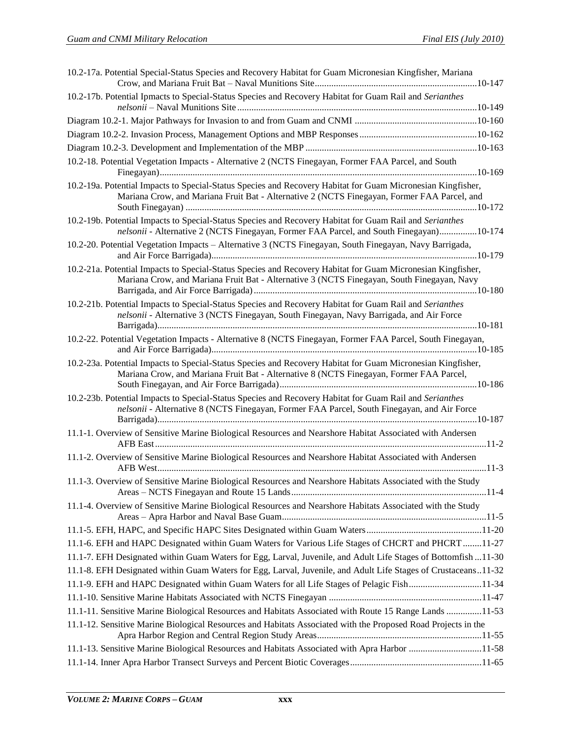10.2-17a. Potential Special-Status Species and Recovery Habitat for Guam Micronesian Kingfisher, Mariana Crow, and Mariana Fruit Bat – Naval Munitions Site....................................................................10-147

10.2-17b. Potential Ipmacts to Special-Status Species and Recovery Habitat for Guam Rail and *Serianthes nelsonii* – Naval Munitions Site.....................................................................................................10-149

Diagram 10.2-1. Major Pathways for Invasion to and from Guam and CNMI ....................................................10-160

Diagram 10.2-2. Invasion Process, Management Options and MBP Responses..................................................10-162

Diagram 10.2-3. Development and Implementation of the MBP .........................................................................10-163

10.2-18. Potential Vegetation Impacts - Alternative 2 (NCTS Finegayan, Former FAA Parcel, and South Finegayan).....................................................................................................................................10-169

10.2-19a. Potential Impacts to Special-Status Species and Recovery Habitat for Guam Micronesian Kingfisher, Mariana Crow, and Mariana Fruit Bat - Alternative 2 (NCTS Finegayan, Former FAA Parcel, and South Finegayan) ..........................................................................................................................10-172

10.2-19b. Potential Impacts to Special-Status Species and Recovery Habitat for Guam Rail and *Serianthes nelsonii* - Alternative 2 (NCTS Finegayan, Former FAA Parcel, and South Finegayan)................10-174

10.2-20. Potential Vegetation Impacts – Alternative 3 (NCTS Finegayan, South Finegayan, Navy Barrigada, and Air Force Barrigada)...............................................................................................................10-179

10.2-21a. Potential Impacts to Special-Status Species and Recovery Habitat for Guam Micronesian Kingfisher, Mariana Crow, and Mariana Fruit Bat - Alternative 3 (NCTS Finegayan, South Finegayan, Navy Barrigada, and Air Force Barrigada).............................................................................................10-180

10.2-21b. Potential Impacts to Special-Status Species and Recovery Habitat for Guam Rail and *Serianthes nelsonii* - Alternative 3 (NCTS Finegayan, South Finegayan, Navy Barrigada, and Air Force Barrigada).......................................................................................................................................10-181

10.2-22. Potential Vegetation Impacts - Alternative 8 (NCTS Finegayan, Former FAA Parcel, South Finegayan, and Air Force Barrigada)...............................................................................................................10-185

10.2-23a. Potential Impacts to Special-Status Species and Recovery Habitat for Guam Micronesian Kingfisher, Mariana Crow, and Mariana Fruit Bat - Alternative 8 (NCTS Finegayan, Former FAA Parcel, South Finegayan, and Air Force Barrigada)...................................................................................10-186

10.2-23b. Potential Impacts to Special-Status Species and Recovery Habitat for Guam Rail and *Serianthes nelsonii* - Alternative 8 (NCTS Finegayan, Former FAA Parcel, South Finegayan, and Air Force Barrigada).......................................................................................................................................10-187

11.1-1. Overview of Sensitive Marine Biological Resources and Nearshore Habitat Associated with Andersen AFB East............................................................................................................................................11-2

11.1-2. Overview of Sensitive Marine Biological Resources and Nearshore Habitat Associated with Andersen AFB West...........................................................................................................................................11-3

11.1-3. Overview of Sensitive Marine Biological Resources and Nearshore Habitats Associated with the Study Areas – NCTS Finegayan and Route 15 Lands..................................................................................11-4

11.1-4. Overview of Sensitive Marine Biological Resources and Nearshore Habitats Associated with the Study Areas – Apra Harbor and Naval Base Guam......................................................................................11-5

11.1-5. EFH, HAPC, and Specific HAPC Sites Designated within Guam Waters.................................................11-20

11.1-6. EFH and HAPC Designated within Guam Waters for Various Life Stages of CHCRT and PHCRT........11-27

11.1-7. EFH Designated within Guam Waters for Egg, Larval, Juvenile, and Adult Life Stages of Bottomfish ...11-30

11.1-8. EFH Designated within Guam Waters for Egg, Larval, Juvenile, and Adult Life Stages of Crustaceans..11-32

11.1-9. EFH and HAPC Designated within Guam Waters for all Life Stages of Pelagic Fish...............................11-34

11.1-10. Sensitive Marine Habitats Associated with NCTS Finegayan .................................................................11-47

11.1-11. Sensitive Marine Biological Resources and Habitats Associated with Route 15 Range Lands ...............11-53

11.1-12. Sensitive Marine Biological Resources and Habitats Associated with the Proposed Road Projects in the Apra Harbor Region and Central Region Study Areas.....................................................................11-55

11.1-13. Sensitive Marine Biological Resources and Habitats Associated with Apra Harbor ...............................11-58

11.1-14. Inner Apra Harbor Transect Surveys and Percent Biotic Coverages........................................................11-65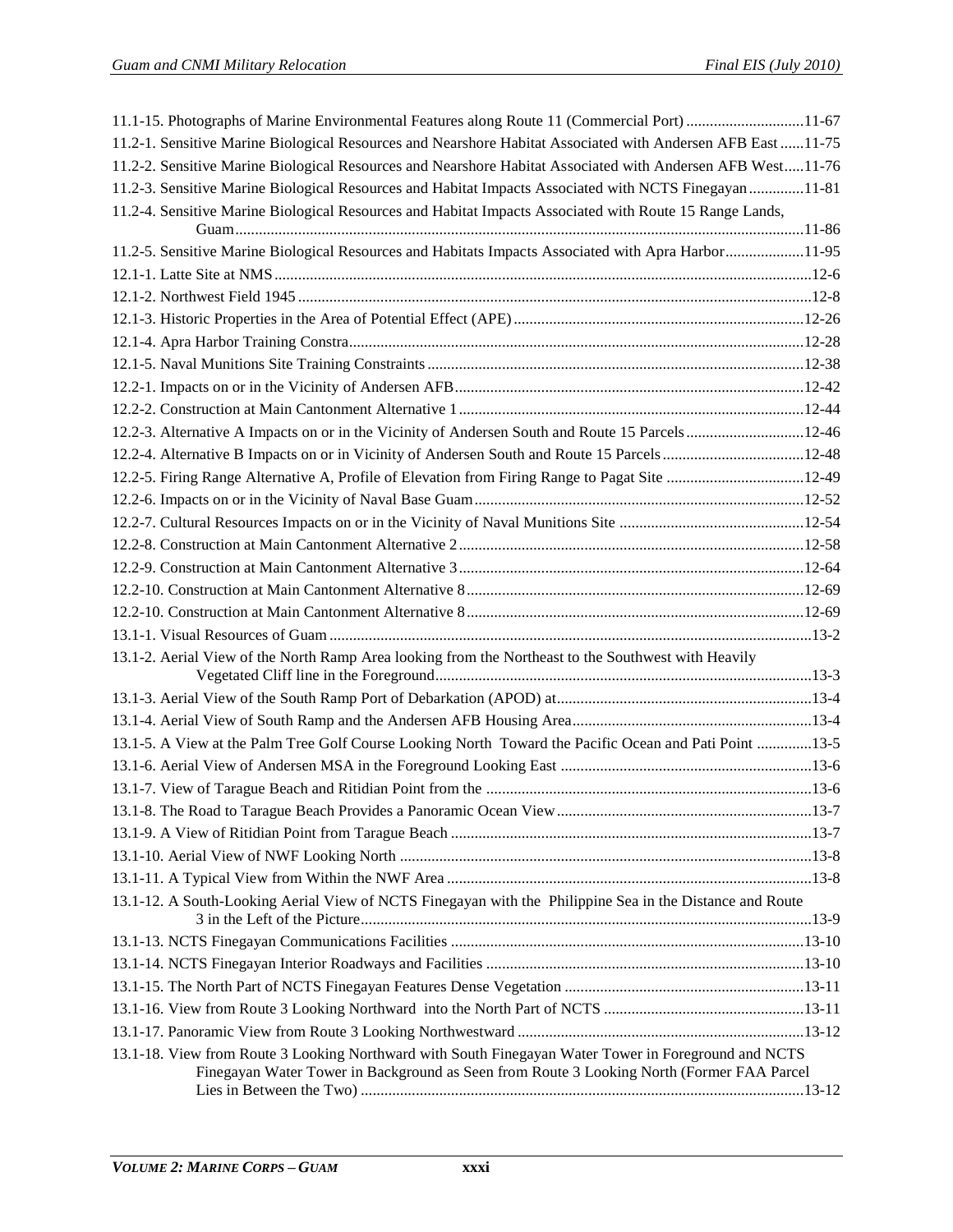11.1-15. Photographs of Marine Environmental Features along Route 11 (Commercial Port) .............................11-67

11.2-1. Sensitive Marine Biological Resources and Nearshore Habitat Associated with Andersen AFB East ......11-75

11.2-2. Sensitive Marine Biological Resources and Nearshore Habitat Associated with Andersen AFB West.....11-76

11.2-3. Sensitive Marine Biological Resources and Habitat Impacts Associated with NCTS Finegayan ..............11-81

11.2-4. Sensitive Marine Biological Resources and Habitat Impacts Associated with Route 15 Range Lands, Guam ................................................................................................................................................11-86

11.2-5. Sensitive Marine Biological Resources and Habitats Impacts Associated with Apra Harbor....................11-95

12.1-1. Latte Site at NMS .......................................................................................................................12-6

12.1-2. Northwest Field 1945 .................................................................................................................12-8

12.1-3. Historic Properties in the Area of Potential Effect (APE) .........................................................................12-26

12.1-4. Apra Harbor Training Constra.................................................................................................12-28

12.1-5. Naval Munitions Site Training Constraints ...............................................................................................12-38

12.2-1. Impacts on or in the Vicinity of Andersen AFB........................................................................................12-42

12.2-2. Construction at Main Cantonment Alternative 1 .......................................................................................12-44

12.2-3. Alternative A Impacts on or in the Vicinity of Andersen South and Route 15 Parcels..............................12-46

12.2-4. Alternative B Impacts on or in Vicinity of Andersen South and Route 15 Parcels....................................12-48

12.2-5. Firing Range Alternative A, Profile of Elevation from Firing Range to Pagat Site ...................................12-49

12.2-6. Impacts on or in the Vicinity of Naval Base Guam....................................................................................12-52

12.2-7. Cultural Resources Impacts on or in the Vicinity of Naval Munitions Site ...............................................12-54

12.2-8. Construction at Main Cantonment Alternative 2 .......................................................................................12-58

12.2-9. Construction at Main Cantonment Alternative 3 .......................................................................................12-64

12.2-10. Construction at Main Cantonment Alternative 8 .....................................................................................12-69

12.2-10. Construction at Main Cantonment Alternative 8 .....................................................................................12-69

13.1-1. Visual Resources of Guam .........................................................................................................................13-2

13.1-2. Aerial View of the North Ramp Area looking from the Northeast to the Southwest with Heavily Vegetated Cliff line in the Foreground...............................................................................................13-3

13.1-3. Aerial View of the South Ramp Port of Debarkation (APOD) at................................................................13-4

13.1-4. Aerial View of South Ramp and the Andersen AFB Housing Area............................................................13-4

13.1-5. A View at the Palm Tree Golf Course Looking North Toward the Pacific Ocean and Pati Point .............13-5

13.1-6. Aerial View of Andersen MSA in the Foreground Looking East ...............................................................13-6

13.1-7. View of Tarague Beach and Ritidian Point from the ..................................................................................13-6

13.1-8. The Road to Tarague Beach Provides a Panoramic Ocean View................................................................13-7

13.1-9. A View of Ritidian Point from Tarague Beach ...........................................................................................13-7

13.1-10. Aerial View of NWF Looking North ........................................................................................................13-8

13.1-11. A Typical View from Within the NWF Area ............................................................................................13-8

13.1-12. A South-Looking Aerial View of NCTS Finegayan with the Philippine Sea in the Distance and Route 3 in the Left of the Picture.................................................................................................................13-9

13.1-13. NCTS Finegayan Communications Facilities .........................................................................................13-10

13.1-14. NCTS Finegayan Interior Roadways and Facilities ................................................................................13-10

13.1-15. The North Part of NCTS Finegayan Features Dense Vegetation ............................................................13-11

13.1-16. View from Route 3 Looking Northward into the North Part of NCTS ..................................................13-11

13.1-17. Panoramic View from Route 3 Looking Northwestward ........................................................................13-12

13.1-18. View from Route 3 Looking Northward with South Finegayan Water Tower in Foreground and NCTS Finegayan Water Tower in Background as Seen from Route 3 Looking North (Former FAA Parcel Lies in Between the Two) ...............................................................................................................13-12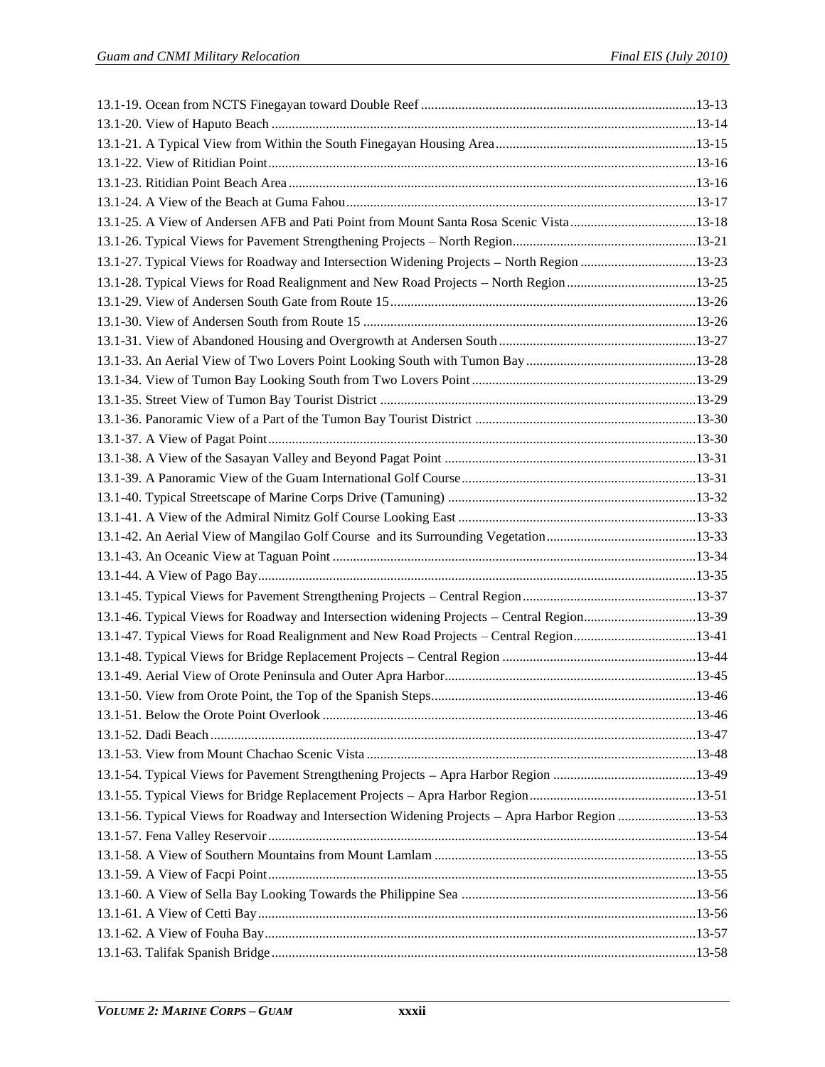13.1-19. Ocean from NCTS Finegayan toward Double Reef ....................................................................................13-13
13.1-20. View of Haputo Beach ..........................................................................................................................13-14
13.1-21. A Typical View from Within the South Finegayan Housing Area..........................................................13-15
13.1-22. View of Ritidian Point...........................................................................................................................13-16
13.1-23. Ritidian Point Beach Area .....................................................................................................................13-16
13.1-24. A View of the Beach at Guma Fahou....................................................................................................13-17
13.1-25. A View of Andersen AFB and Pati Point from Mount Santa Rosa Scenic Vista....................................13-18
13.1-26. Typical Views for Pavement Strengthening Projects – North Region....................................................13-21
13.1-27. Typical Views for Roadway and Intersection Widening Projects – North Region ................................13-23
13.1-28. Typical Views for Road Realignment and New Road Projects – North Region.....................................13-25
13.1-29. View of Andersen South Gate from Route 15........................................................................................13-26
13.1-30. View of Andersen South from Route 15 ................................................................................................13-26
13.1-31. View of Abandoned Housing and Overgrowth at Andersen South.........................................................13-27
13.1-33. An Aerial View of Two Lovers Point Looking South with Tumon Bay.................................................13-28
13.1-34. View of Tumon Bay Looking South from Two Lovers Point.................................................................13-29
13.1-35. Street View of Tumon Bay Tourist District ...........................................................................................13-29
13.1-36. Panoramic View of a Part of the Tumon Bay Tourist District ...............................................................13-30
13.1-37. A View of Pagat Point............................................................................................................................13-30
13.1-38. A View of the Sasayan Valley and Beyond Pagat Point ........................................................................13-31
13.1-39. A Panoramic View of the Guam International Golf Course...................................................................13-31
13.1-40. Typical Streetscape of Marine Corps Drive (Tamuning) .......................................................................13-32
13.1-41. A View of the Admiral Nimitz Golf Course Looking East ....................................................................13-33
13.1-42. An Aerial View of Mangilao Golf Course and its Surrounding Vegetation...........................................13-33
13.1-43. An Oceanic View at Taguan Point .........................................................................................................13-34
13.1-44. A View of Pago Bay...............................................................................................................................13-35
13.1-45. Typical Views for Pavement Strengthening Projects – Central Region..................................................13-37
13.1-46. Typical Views for Roadway and Intersection widening Projects – Central Region................................13-39
13.1-47. Typical Views for Road Realignment and New Road Projects – Central Region...................................13-41
13.1-48. Typical Views for Bridge Replacement Projects – Central Region ........................................................13-44
13.1-49. Aerial View of Orote Peninsula and Outer Apra Harbor........................................................................13-45
13.1-50. View from Orote Point, the Top of the Spanish Steps............................................................................13-46
13.1-51. Below the Orote Point Overlook ............................................................................................................13-46
13.1-52. Dadi Beach.............................................................................................................................................13-47
13.1-53. View from Mount Chachao Scenic Vista ...............................................................................................13-48
13.1-54. Typical Views for Pavement Strengthening Projects – Apra Harbor Region .........................................13-49
13.1-55. Typical Views for Bridge Replacement Projects – Apra Harbor Region................................................13-51
13.1-56. Typical Views for Roadway and Intersection Widening Projects – Apra Harbor Region ......................13-53
13.1-57. Fena Valley Reservoir............................................................................................................................13-54
13.1-58. A View of Southern Mountains from Mount Lamlam ...........................................................................13-55
13.1-59. A View of Facpi Point............................................................................................................................13-55
13.1-60. A View of Sella Bay Looking Towards the Philippine Sea ...................................................................13-56
13.1-61. A View of Cetti Bay...............................................................................................................................13-56
13.1-62. A View of Fouha Bay.............................................................................................................................13-57
13.1-63. Talifak Spanish Bridge...........................................................................................................................13-58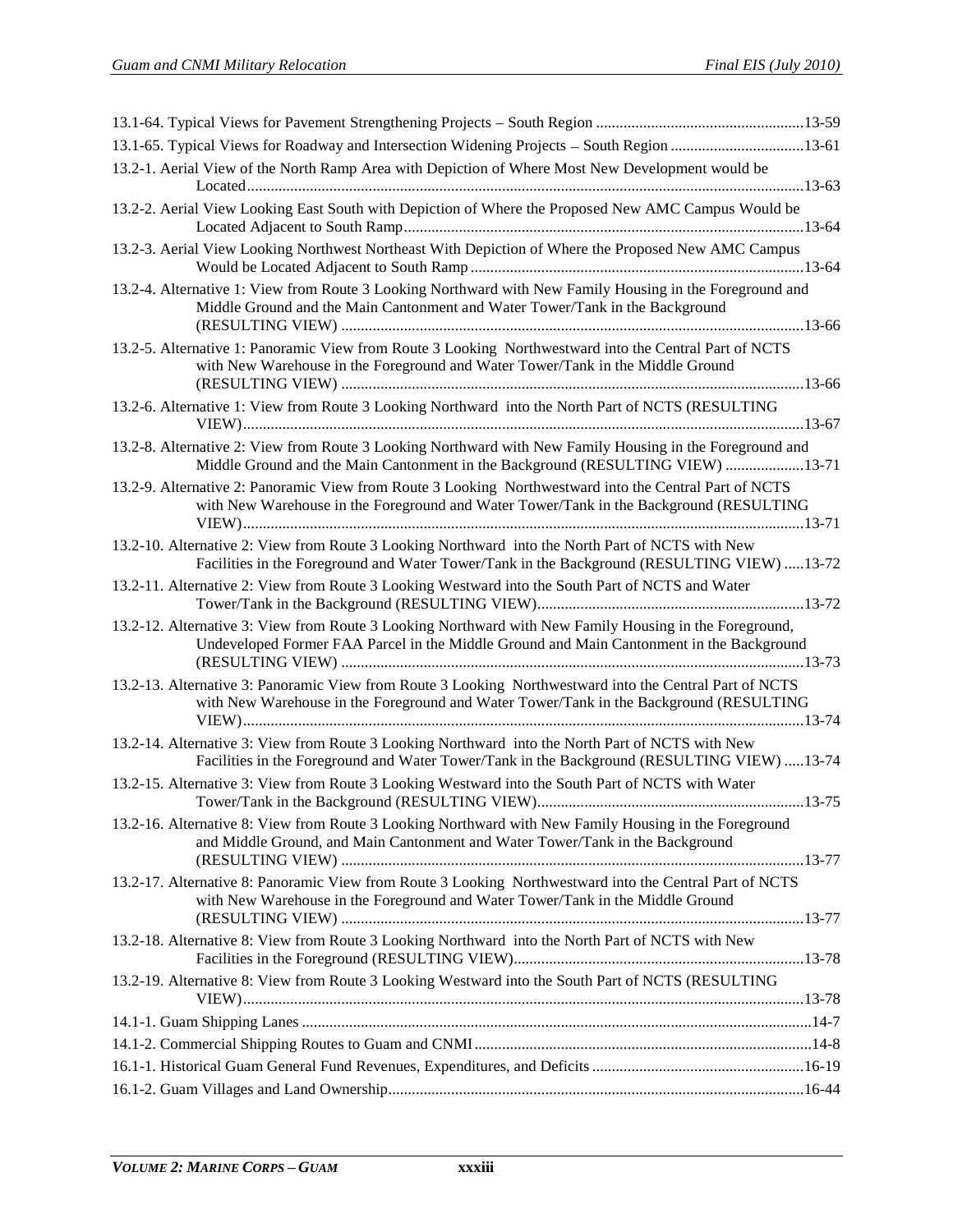13.1-64. Typical Views for Pavement Strengthening Projects – South Region .....................................................13-59

13.1-65. Typical Views for Roadway and Intersection Widening Projects – South Region ..................................13-61

13.2-1. Aerial View of the North Ramp Area with Depiction of Where Most New Development would be Located.............................................................................................................................................13-63

13.2-2. Aerial View Looking East South with Depiction of Where the Proposed New AMC Campus Would be Located Adjacent to South Ramp.....................................................................................................13-64

13.2-3. Aerial View Looking Northwest Northeast With Depiction of Where the Proposed New AMC Campus Would be Located Adjacent to South Ramp ....................................................................................13-64

13.2-4. Alternative 1: View from Route 3 Looking Northward with New Family Housing in the Foreground and Middle Ground and the Main Cantonment and Water Tower/Tank in the Background (RESULTING VIEW) .....................................................................................................................13-66

13.2-5. Alternative 1: Panoramic View from Route 3 Looking Northwestward into the Central Part of NCTS with New Warehouse in the Foreground and Water Tower/Tank in the Middle Ground (RESULTING VIEW) .....................................................................................................................13-66

13.2-6. Alternative 1: View from Route 3 Looking Northward into the North Part of NCTS (RESULTING VIEW)..............................................................................................................................................13-67

13.2-8. Alternative 2: View from Route 3 Looking Northward with New Family Housing in the Foreground and Middle Ground and the Main Cantonment in the Background (RESULTING VIEW) ....................13-71

13.2-9. Alternative 2: Panoramic View from Route 3 Looking Northwestward into the Central Part of NCTS with New Warehouse in the Foreground and Water Tower/Tank in the Background (RESULTING VIEW)..............................................................................................................................................13-71

13.2-10. Alternative 2: View from Route 3 Looking Northward into the North Part of NCTS with New Facilities in the Foreground and Water Tower/Tank in the Background (RESULTING VIEW) .....13-72

13.2-11. Alternative 2: View from Route 3 Looking Westward into the South Part of NCTS and Water Tower/Tank in the Background (RESULTING VIEW)....................................................................13-72

13.2-12. Alternative 3: View from Route 3 Looking Northward with New Family Housing in the Foreground, Undeveloped Former FAA Parcel in the Middle Ground and Main Cantonment in the Background (RESULTING VIEW) .....................................................................................................................13-73

13.2-13. Alternative 3: Panoramic View from Route 3 Looking Northwestward into the Central Part of NCTS with New Warehouse in the Foreground and Water Tower/Tank in the Background (RESULTING VIEW)..............................................................................................................................................13-74

13.2-14. Alternative 3: View from Route 3 Looking Northward into the North Part of NCTS with New Facilities in the Foreground and Water Tower/Tank in the Background (RESULTING VIEW) .....13-74

13.2-15. Alternative 3: View from Route 3 Looking Westward into the South Part of NCTS with Water Tower/Tank in the Background (RESULTING VIEW)....................................................................13-75

13.2-16. Alternative 8: View from Route 3 Looking Northward with New Family Housing in the Foreground and Middle Ground, and Main Cantonment and Water Tower/Tank in the Background (RESULTING VIEW) .....................................................................................................................13-77

13.2-17. Alternative 8: Panoramic View from Route 3 Looking Northwestward into the Central Part of NCTS with New Warehouse in the Foreground and Water Tower/Tank in the Middle Ground (RESULTING VIEW) .....................................................................................................................13-77

13.2-18. Alternative 8: View from Route 3 Looking Northward into the North Part of NCTS with New Facilities in the Foreground (RESULTING VIEW)..........................................................................13-78

13.2-19. Alternative 8: View from Route 3 Looking Westward into the South Part of NCTS (RESULTING VIEW)..............................................................................................................................................13-78

14.1-1. Guam Shipping Lanes ................................................................................................................................14-7

14.1-2. Commercial Shipping Routes to Guam and CNMI .....................................................................................14-8

16.1-1. Historical Guam General Fund Revenues, Expenditures, and Deficits ......................................................16-19

16.1-2. Guam Villages and Land Ownership.........................................................................................................16-44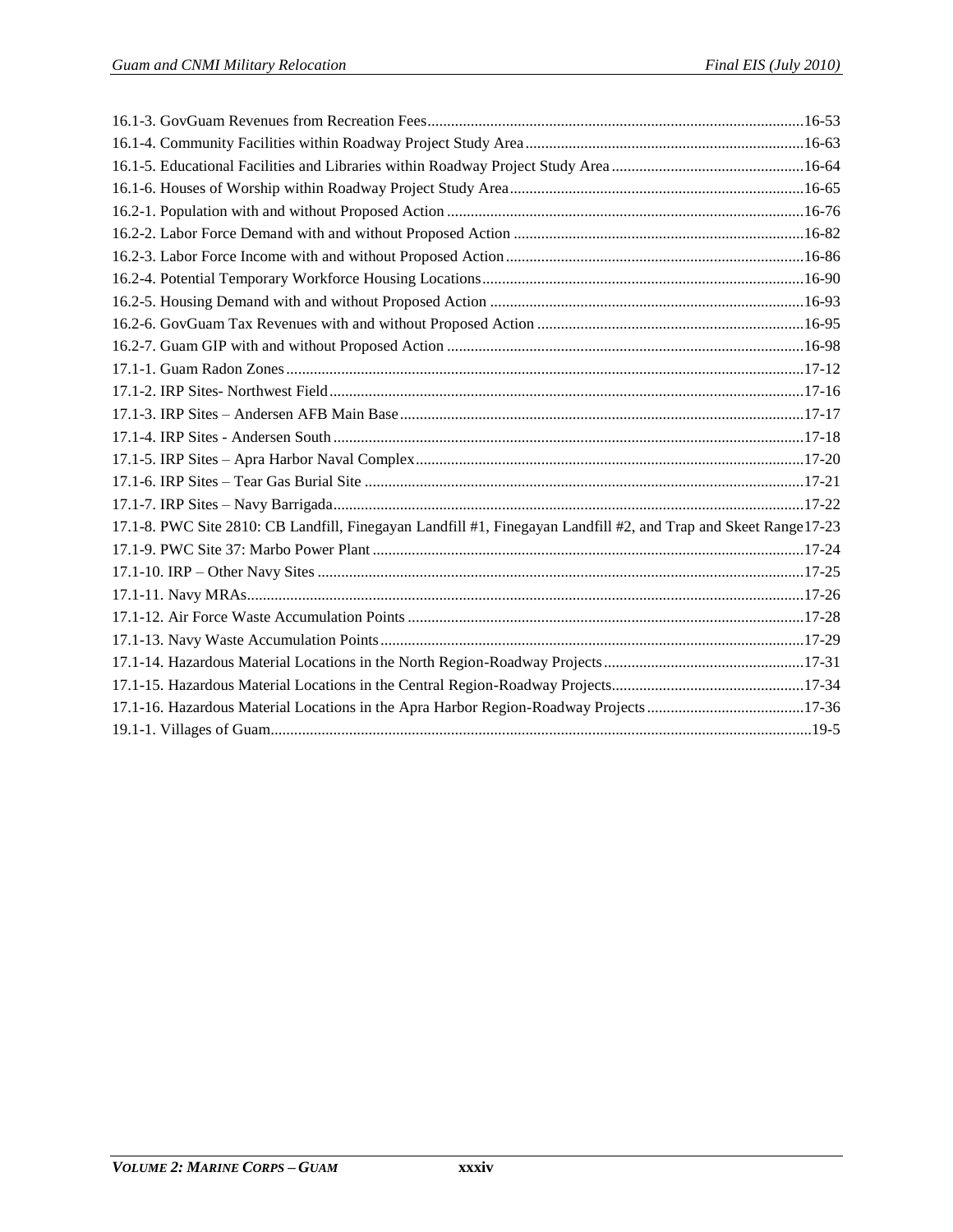16.1-3. GovGuam Revenues from Recreation Fees ........ 16-53
16.1-4. Community Facilities within Roadway Project Study Area ........ 16-63
16.1-5. Educational Facilities and Libraries within Roadway Project Study Area ........ 16-64
16.1-6. Houses of Worship within Roadway Project Study Area ........ 16-65
16.2-1. Population with and without Proposed Action ........ 16-76
16.2-2. Labor Force Demand with and without Proposed Action ........ 16-82
16.2-3. Labor Force Income with and without Proposed Action ........ 16-86
16.2-4. Potential Temporary Workforce Housing Locations ........ 16-90
16.2-5. Housing Demand with and without Proposed Action ........ 16-93
16.2-6. GovGuam Tax Revenues with and without Proposed Action ........ 16-95
16.2-7. Guam GIP with and without Proposed Action ........ 16-98
17.1-1. Guam Radon Zones ........ 17-12
17.1-2. IRP Sites- Northwest Field ........ 17-16
17.1-3. IRP Sites – Andersen AFB Main Base ........ 17-17
17.1-4. IRP Sites - Andersen South ........ 17-18
17.1-5. IRP Sites – Apra Harbor Naval Complex ........ 17-20
17.1-6. IRP Sites – Tear Gas Burial Site ........ 17-21
17.1-7. IRP Sites – Navy Barrigada ........ 17-22
17.1-8. PWC Site 2810: CB Landfill, Finegayan Landfill #1, Finegayan Landfill #2, and Trap and Skeet Range ........ 17-23
17.1-9. PWC Site 37: Marbo Power Plant ........ 17-24
17.1-10. IRP – Other Navy Sites ........ 17-25
17.1-11. Navy MRAs ........ 17-26
17.1-12. Air Force Waste Accumulation Points ........ 17-28
17.1-13. Navy Waste Accumulation Points ........ 17-29
17.1-14. Hazardous Material Locations in the North Region-Roadway Projects ........ 17-31
17.1-15. Hazardous Material Locations in the Central Region-Roadway Projects ........ 17-34
17.1-16. Hazardous Material Locations in the Apra Harbor Region-Roadway Projects ........ 17-36
19.1-1. Villages of Guam ........ 19-5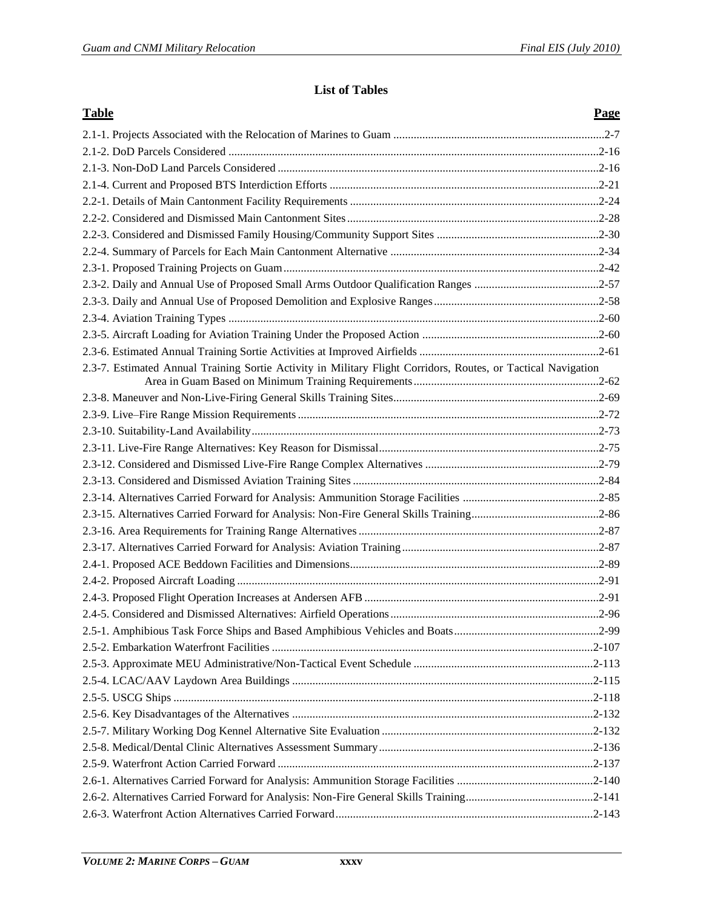## List of Tables

| Table | Page |
|---|---|
| 2.1-1. Projects Associated with the Relocation of Marines to Guam | 2-7 |
| 2.1-2. DoD Parcels Considered | 2-16 |
| 2.1-3. Non-DoD Land Parcels Considered | 2-16 |
| 2.1-4. Current and Proposed BTS Interdiction Efforts | 2-21 |
| 2.2-1. Details of Main Cantonment Facility Requirements | 2-24 |
| 2.2-2. Considered and Dismissed Main Cantonment Sites | 2-28 |
| 2.2-3. Considered and Dismissed Family Housing/Community Support Sites | 2-30 |
| 2.2-4. Summary of Parcels for Each Main Cantonment Alternative | 2-34 |
| 2.3-1. Proposed Training Projects on Guam | 2-42 |
| 2.3-2. Daily and Annual Use of Proposed Small Arms Outdoor Qualification Ranges | 2-57 |
| 2.3-3. Daily and Annual Use of Proposed Demolition and Explosive Ranges | 2-58 |
| 2.3-4. Aviation Training Types | 2-60 |
| 2.3-5. Aircraft Loading for Aviation Training Under the Proposed Action | 2-60 |
| 2.3-6. Estimated Annual Training Sortie Activities at Improved Airfields | 2-61 |
| 2.3-7. Estimated Annual Training Sortie Activity in Military Flight Corridors, Routes, or Tactical Navigation Area in Guam Based on Minimum Training Requirements | 2-62 |
| 2.3-8. Maneuver and Non-Live-Firing General Skills Training Sites | 2-69 |
| 2.3-9. Live–Fire Range Mission Requirements | 2-72 |
| 2.3-10. Suitability-Land Availability | 2-73 |
| 2.3-11. Live-Fire Range Alternatives: Key Reason for Dismissal | 2-75 |
| 2.3-12. Considered and Dismissed Live-Fire Range Complex Alternatives | 2-79 |
| 2.3-13. Considered and Dismissed Aviation Training Sites | 2-84 |
| 2.3-14. Alternatives Carried Forward for Analysis: Ammunition Storage Facilities | 2-85 |
| 2.3-15. Alternatives Carried Forward for Analysis: Non-Fire General Skills Training | 2-86 |
| 2.3-16. Area Requirements for Training Range Alternatives | 2-87 |
| 2.3-17. Alternatives Carried Forward for Analysis: Aviation Training | 2-87 |
| 2.4-1. Proposed ACE Beddown Facilities and Dimensions | 2-89 |
| 2.4-2. Proposed Aircraft Loading | 2-91 |
| 2.4-3. Proposed Flight Operation Increases at Andersen AFB | 2-91 |
| 2.4-5. Considered and Dismissed Alternatives: Airfield Operations | 2-96 |
| 2.5-1. Amphibious Task Force Ships and Based Amphibious Vehicles and Boats | 2-99 |
| 2.5-2. Embarkation Waterfront Facilities | 2-107 |
| 2.5-3. Approximate MEU Administrative/Non-Tactical Event Schedule | 2-113 |
| 2.5-4. LCAC/AAV Laydown Area Buildings | 2-115 |
| 2.5-5. USCG Ships | 2-118 |
| 2.5-6. Key Disadvantages of the Alternatives | 2-132 |
| 2.5-7. Military Working Dog Kennel Alternative Site Evaluation | 2-132 |
| 2.5-8. Medical/Dental Clinic Alternatives Assessment Summary | 2-136 |
| 2.5-9. Waterfront Action Carried Forward | 2-137 |
| 2.6-1. Alternatives Carried Forward for Analysis: Ammunition Storage Facilities | 2-140 |
| 2.6-2. Alternatives Carried Forward for Analysis: Non-Fire General Skills Training | 2-141 |
| 2.6-3. Waterfront Action Alternatives Carried Forward | 2-143 |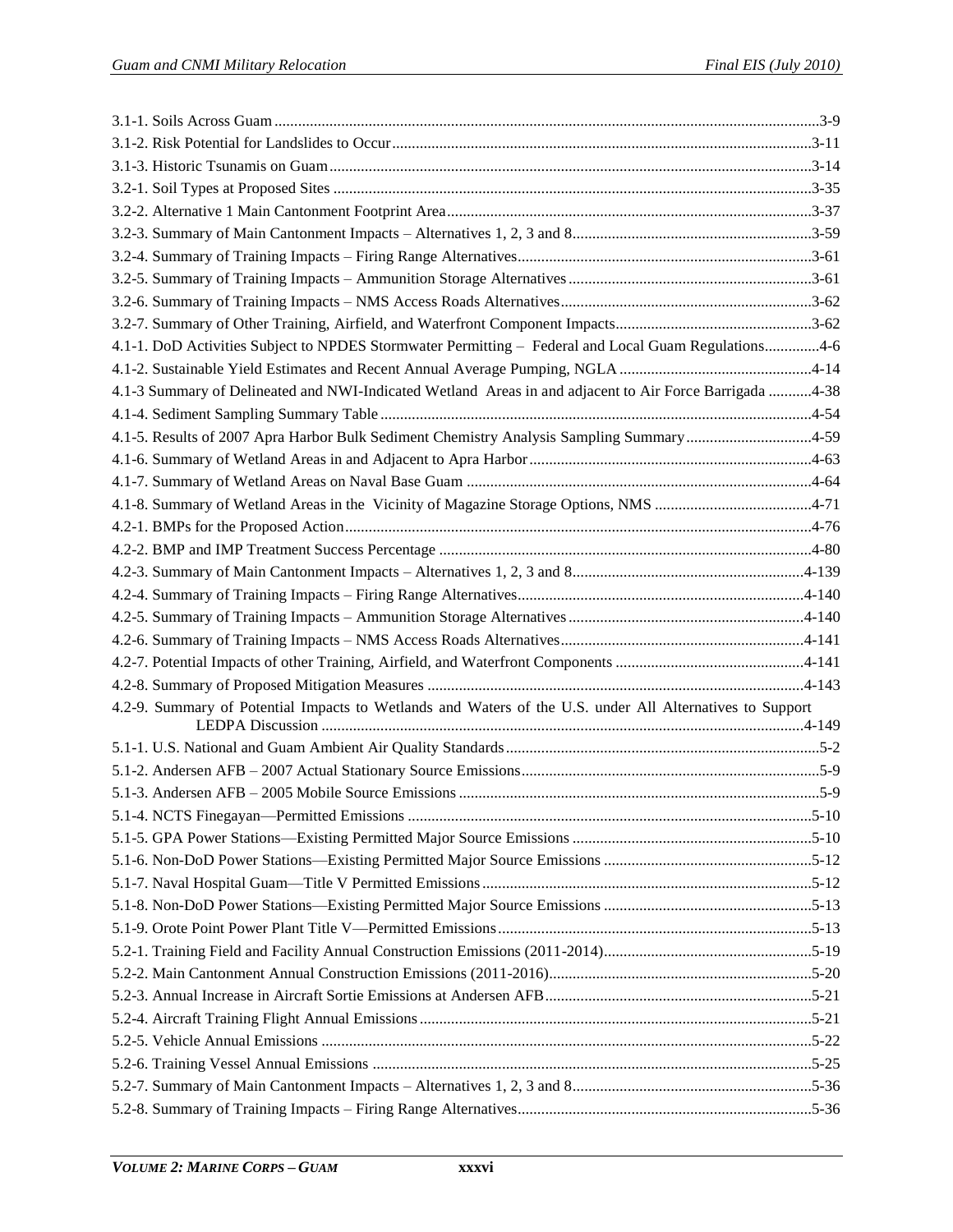3.1-1. Soils Across Guam ........................................................................................................................................3-9
3.1-2. Risk Potential for Landslides to Occur ...........................................................................................................3-11
3.1-3. Historic Tsunamis on Guam ..........................................................................................................................3-14
3.2-1. Soil Types at Proposed Sites .........................................................................................................................3-35
3.2-2. Alternative 1 Main Cantonment Footprint Area .............................................................................................3-37
3.2-3. Summary of Main Cantonment Impacts – Alternatives 1, 2, 3 and 8.............................................................3-59
3.2-4. Summary of Training Impacts – Firing Range Alternatives...........................................................................3-61
3.2-5. Summary of Training Impacts – Ammunition Storage Alternatives ..............................................................3-61
3.2-6. Summary of Training Impacts – NMS Access Roads Alternatives ................................................................3-62
3.2-7. Summary of Other Training, Airfield, and Waterfront Component Impacts..................................................3-62
4.1-1. DoD Activities Subject to NPDES Stormwater Permitting – Federal and Local Guam Regulations..............4-6
4.1-2. Sustainable Yield Estimates and Recent Annual Average Pumping, NGLA .................................................4-14
4.1-3 Summary of Delineated and NWI-Indicated Wetland Areas in and adjacent to Air Force Barrigada ...........4-38
4.1-4. Sediment Sampling Summary Table .............................................................................................................4-54
4.1-5. Results of 2007 Apra Harbor Bulk Sediment Chemistry Analysis Sampling Summary................................4-59
4.1-6. Summary of Wetland Areas in and Adjacent to Apra Harbor ........................................................................4-63
4.1-7. Summary of Wetland Areas on Naval Base Guam ........................................................................................4-64
4.1-8. Summary of Wetland Areas in the Vicinity of Magazine Storage Options, NMS ........................................4-71
4.2-1. BMPs for the Proposed Action......................................................................................................................4-76
4.2-2. BMP and IMP Treatment Success Percentage ..............................................................................................4-80
4.2-3. Summary of Main Cantonment Impacts – Alternatives 1, 2, 3 and 8...........................................................4-139
4.2-4. Summary of Training Impacts – Firing Range Alternatives.........................................................................4-140
4.2-5. Summary of Training Impacts – Ammunition Storage Alternatives ............................................................4-140
4.2-6. Summary of Training Impacts – NMS Access Roads Alternatives..............................................................4-141
4.2-7. Potential Impacts of other Training, Airfield, and Waterfront Components ................................................4-141
4.2-8. Summary of Proposed Mitigation Measures ................................................................................................4-143
4.2-9. Summary of Potential Impacts to Wetlands and Waters of the U.S. under All Alternatives to Support LEDPA Discussion ..........................................................................................................................4-149
5.1-1. U.S. National and Guam Ambient Air Quality Standards ...............................................................................5-2
5.1-2. Andersen AFB – 2007 Actual Stationary Source Emissions ...........................................................................5-9
5.1-3. Andersen AFB – 2005 Mobile Source Emissions ...........................................................................................5-9
5.1-4. NCTS Finegayan—Permitted Emissions ......................................................................................................5-10
5.1-5. GPA Power Stations—Existing Permitted Major Source Emissions .............................................................5-10
5.1-6. Non-DoD Power Stations—Existing Permitted Major Source Emissions .....................................................5-12
5.1-7. Naval Hospital Guam—Title V Permitted Emissions ....................................................................................5-12
5.1-8. Non-DoD Power Stations—Existing Permitted Major Source Emissions .....................................................5-13
5.1-9. Orote Point Power Plant Title V—Permitted Emissions ................................................................................5-13
5.2-1. Training Field and Facility Annual Construction Emissions (2011-2014).....................................................5-19
5.2-2. Main Cantonment Annual Construction Emissions (2011-2016)...................................................................5-20
5.2-3. Annual Increase in Aircraft Sortie Emissions at Andersen AFB ...................................................................5-21
5.2-4. Aircraft Training Flight Annual Emissions ...................................................................................................5-21
5.2-5. Vehicle Annual Emissions ............................................................................................................................5-22
5.2-6. Training Vessel Annual Emissions ...............................................................................................................5-25
5.2-7. Summary of Main Cantonment Impacts – Alternatives 1, 2, 3 and 8.............................................................5-36
5.2-8. Summary of Training Impacts – Firing Range Alternatives...........................................................................5-36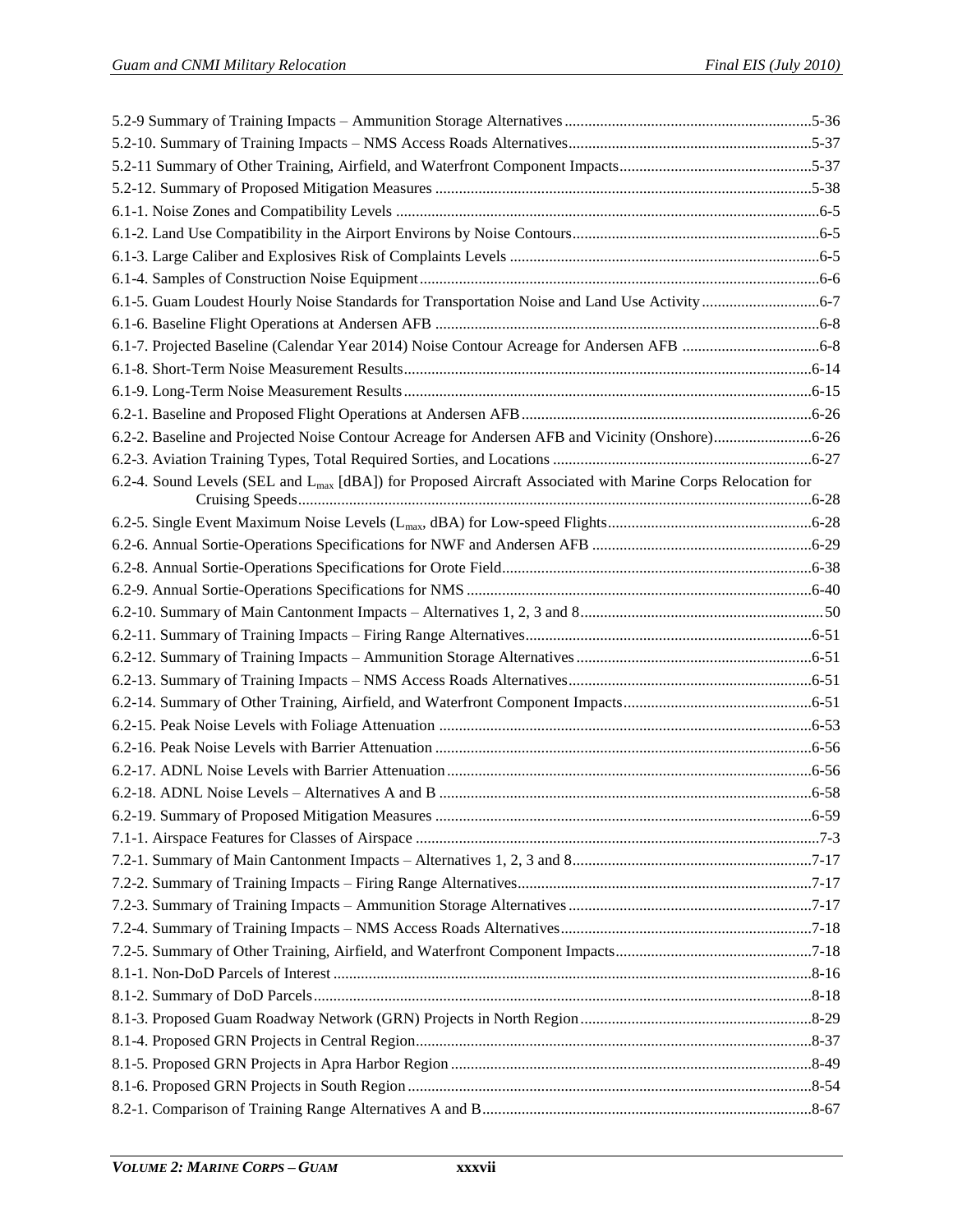5.2-9 Summary of Training Impacts – Ammunition Storage Alternatives ............................................................. 5-36
5.2-10. Summary of Training Impacts – NMS Access Roads Alternatives ............................................................. 5-37
5.2-11 Summary of Other Training, Airfield, and Waterfront Component Impacts ................................................ 5-37
5.2-12. Summary of Proposed Mitigation Measures ............................................................................................... 5-38
6.1-1. Noise Zones and Compatibility Levels .......................................................................................................... 6-5
6.1-2. Land Use Compatibility in the Airport Environs by Noise Contours .............................................................. 6-5
6.1-3. Large Caliber and Explosives Risk of Complaints Levels .............................................................................. 6-5
6.1-4. Samples of Construction Noise Equipment .................................................................................................... 6-6
6.1-5. Guam Loudest Hourly Noise Standards for Transportation Noise and Land Use Activity ............................. 6-7
6.1-6. Baseline Flight Operations at Andersen AFB ................................................................................................ 6-8
6.1-7. Projected Baseline (Calendar Year 2014) Noise Contour Acreage for Andersen AFB .................................. 6-8
6.1-8. Short-Term Noise Measurement Results ...................................................................................................... 6-14
6.1-9. Long-Term Noise Measurement Results ...................................................................................................... 6-15
6.2-1. Baseline and Proposed Flight Operations at Andersen AFB ......................................................................... 6-26
6.2-2. Baseline and Projected Noise Contour Acreage for Andersen AFB and Vicinity (Onshore) ........................ 6-26
6.2-3. Aviation Training Types, Total Required Sorties, and Locations ................................................................. 6-27
6.2-4. Sound Levels (SEL and $L_{max}$ [dBA]) for Proposed Aircraft Associated with Marine Corps Relocation for Cruising Speeds ................................................................................................................................... 6-28
6.2-5. Single Event Maximum Noise Levels ($L_{max}$, dBA) for Low-speed Flights .................................................. 6-28
6.2-6. Annual Sortie-Operations Specifications for NWF and Andersen AFB ....................................................... 6-29
6.2-8. Annual Sortie-Operations Specifications for Orote Field .............................................................................. 6-38
6.2-9. Annual Sortie-Operations Specifications for NMS ....................................................................................... 6-40
6.2-10. Summary of Main Cantonment Impacts – Alternatives 1, 2, 3 and 8 ............................................................. 50
6.2-11. Summary of Training Impacts – Firing Range Alternatives ........................................................................ 6-51
6.2-12. Summary of Training Impacts – Ammunition Storage Alternatives ........................................................... 6-51
6.2-13. Summary of Training Impacts – NMS Access Roads Alternatives ............................................................. 6-51
6.2-14. Summary of Other Training, Airfield, and Waterfront Component Impacts ............................................... 6-51
6.2-15. Peak Noise Levels with Foliage Attenuation ............................................................................................. 6-53
6.2-16. Peak Noise Levels with Barrier Attenuation ............................................................................................... 6-56
6.2-17. ADNL Noise Levels with Barrier Attenuation ............................................................................................ 6-56
6.2-18. ADNL Noise Levels – Alternatives A and B .............................................................................................. 6-58
6.2-19. Summary of Proposed Mitigation Measures ............................................................................................... 6-59
7.1-1. Airspace Features for Classes of Airspace ..................................................................................................... 7-3
7.2-1. Summary of Main Cantonment Impacts – Alternatives 1, 2, 3 and 8 ............................................................ 7-17
7.2-2. Summary of Training Impacts – Firing Range Alternatives .......................................................................... 7-17
7.2-3. Summary of Training Impacts – Ammunition Storage Alternatives ............................................................. 7-17
7.2-4. Summary of Training Impacts – NMS Access Roads Alternatives ............................................................... 7-18
7.2-5. Summary of Other Training, Airfield, and Waterfront Component Impacts ................................................. 7-18
8.1-1. Non-DoD Parcels of Interest ........................................................................................................................ 8-16
8.1-2. Summary of DoD Parcels ............................................................................................................................. 8-18
8.1-3. Proposed Guam Roadway Network (GRN) Projects in North Region .......................................................... 8-29
8.1-4. Proposed GRN Projects in Central Region .................................................................................................... 8-37
8.1-5. Proposed GRN Projects in Apra Harbor Region ........................................................................................... 8-49
8.1-6. Proposed GRN Projects in South Region ...................................................................................................... 8-54
8.2-1. Comparison of Training Range Alternatives A and B ................................................................................... 8-67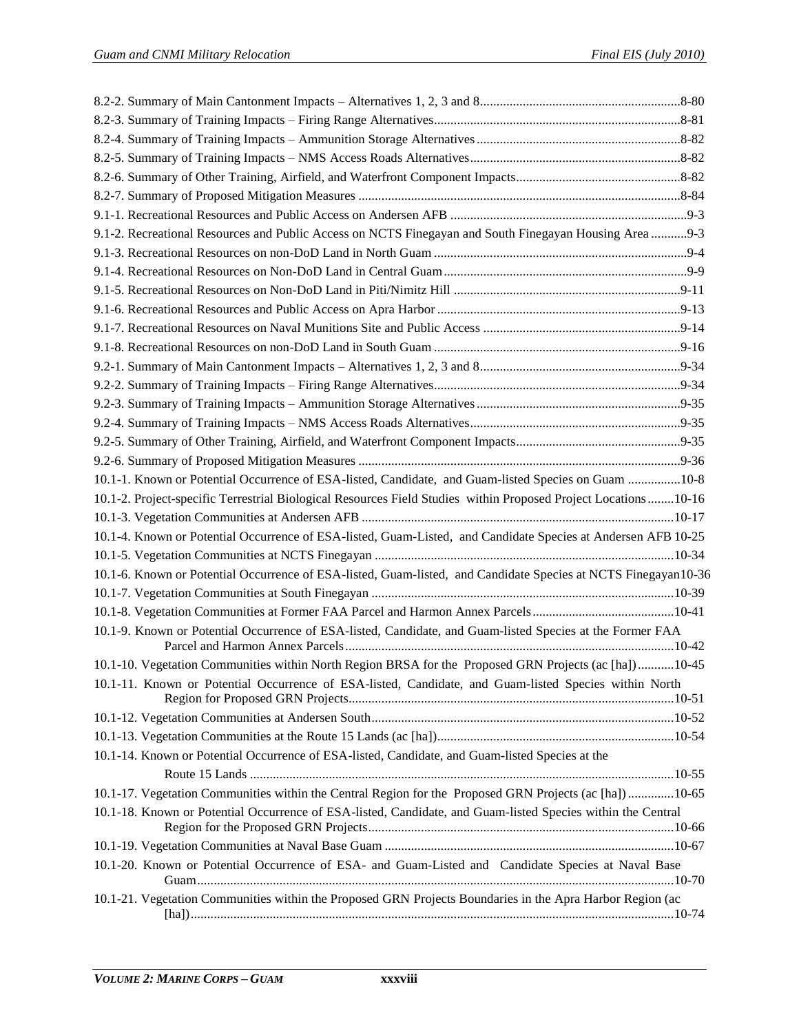8.2-2. Summary of Main Cantonment Impacts – Alternatives 1, 2, 3 and 8 ............................................................ 8-80
8.2-3. Summary of Training Impacts – Firing Range Alternatives ........................................................................... 8-81
8.2-4. Summary of Training Impacts – Ammunition Storage Alternatives ............................................................. 8-82
8.2-5. Summary of Training Impacts – NMS Access Roads Alternatives ............................................................... 8-82
8.2-6. Summary of Other Training, Airfield, and Waterfront Component Impacts ................................................. 8-82
8.2-7. Summary of Proposed Mitigation Measures .................................................................................................. 8-84
9.1-1. Recreational Resources and Public Access on Andersen AFB ........................................................................ 9-3
9.1-2. Recreational Resources and Public Access on NCTS Finegayan and South Finegayan Housing Area ........... 9-3
9.1-3. Recreational Resources on non-DoD Land in North Guam ............................................................................. 9-4
9.1-4. Recreational Resources on Non-DoD Land in Central Guam .......................................................................... 9-9
9.1-5. Recreational Resources on Non-DoD Land in Piti/Nimitz Hill ..................................................................... 9-11
9.1-6. Recreational Resources and Public Access on Apra Harbor .......................................................................... 9-13
9.1-7. Recreational Resources on Naval Munitions Site and Public Access ............................................................ 9-14
9.1-8. Recreational Resources on non-DoD Land in South Guam ........................................................................... 9-16
9.2-1. Summary of Main Cantonment Impacts – Alternatives 1, 2, 3 and 8 ............................................................ 9-34
9.2-2. Summary of Training Impacts – Firing Range Alternatives ........................................................................... 9-34
9.2-3. Summary of Training Impacts – Ammunition Storage Alternatives ............................................................. 9-35
9.2-4. Summary of Training Impacts – NMS Access Roads Alternatives ............................................................... 9-35
9.2-5. Summary of Other Training, Airfield, and Waterfront Component Impacts ................................................. 9-35
9.2-6. Summary of Proposed Mitigation Measures .................................................................................................. 9-36
10.1-1. Known or Potential Occurrence of ESA-listed, Candidate, and Guam-listed Species on Guam ................ 10-8
10.1-2. Project-specific Terrestrial Biological Resources Field Studies within Proposed Project Locations ........ 10-16
10.1-3. Vegetation Communities at Andersen AFB ............................................................................................... 10-17
10.1-4. Known or Potential Occurrence of ESA-listed, Guam-Listed, and Candidate Species at Andersen AFB 10-25
10.1-5. Vegetation Communities at NCTS Finegayan ........................................................................................... 10-34
10.1-6. Known or Potential Occurrence of ESA-listed, Guam-listed, and Candidate Species at NCTS Finegayan 10-36
10.1-7. Vegetation Communities at South Finegayan ............................................................................................ 10-39
10.1-8. Vegetation Communities at Former FAA Parcel and Harmon Annex Parcels ........................................... 10-41
10.1-9. Known or Potential Occurrence of ESA-listed, Candidate, and Guam-listed Species at the Former FAA Parcel and Harmon Annex Parcels ................................................................................................... 10-42
10.1-10. Vegetation Communities within North Region BRSA for the Proposed GRN Projects (ac [ha]) ........... 10-45
10.1-11. Known or Potential Occurrence of ESA-listed, Candidate, and Guam-listed Species within North Region for Proposed GRN Projects .................................................................................................. 10-51
10.1-12. Vegetation Communities at Andersen South ........................................................................................... 10-52
10.1-13. Vegetation Communities at the Route 15 Lands (ac [ha]) ........................................................................ 10-54
10.1-14. Known or Potential Occurrence of ESA-listed, Candidate, and Guam-listed Species at the Route 15 Lands ................................................................................................................................ 10-55
10.1-17. Vegetation Communities within the Central Region for the Proposed GRN Projects (ac [ha]) .............. 10-65
10.1-18. Known or Potential Occurrence of ESA-listed, Candidate, and Guam-listed Species within the Central Region for the Proposed GRN Projects ............................................................................................ 10-66
10.1-19. Vegetation Communities at Naval Base Guam ....................................................................................... 10-67
10.1-20. Known or Potential Occurrence of ESA- and Guam-Listed and Candidate Species at Naval Base Guam ................................................................................................................................................ 10-70
10.1-21. Vegetation Communities within the Proposed GRN Projects Boundaries in the Apra Harbor Region (ac [ha]) ................................................................................................................................................. 10-74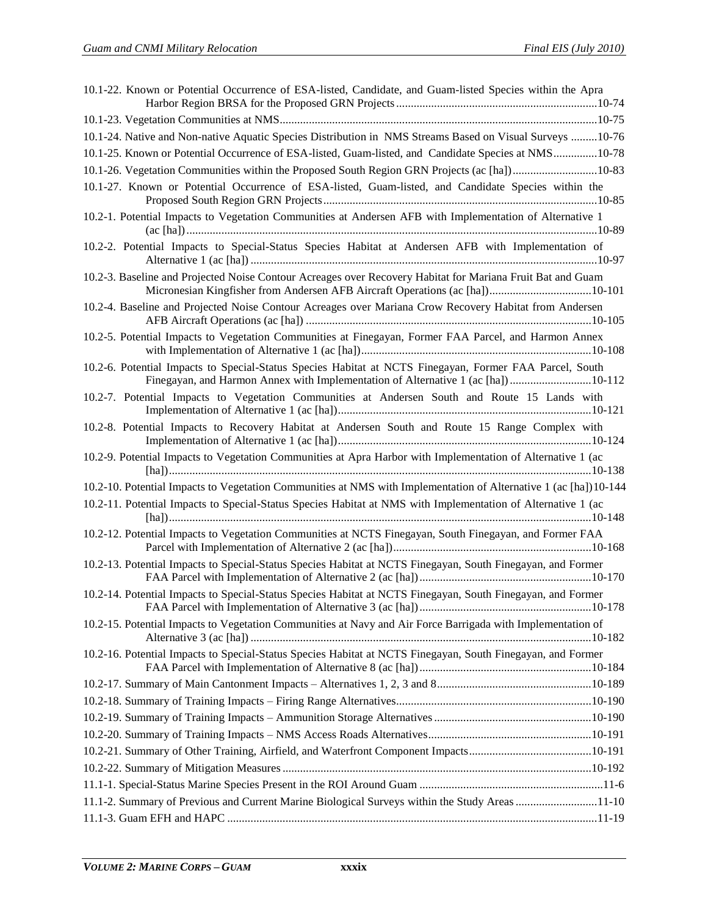10.1-22. Known or Potential Occurrence of ESA-listed, Candidate, and Guam-listed Species within the Apra Harbor Region BRSA for the Proposed GRN Projects ....................................................................10-74

10.1-23. Vegetation Communities at NMS............................................................................................10-75

10.1-24. Native and Non-native Aquatic Species Distribution in NMS Streams Based on Visual Surveys .........10-76

10.1-25. Known or Potential Occurrence of ESA-listed, Guam-listed, and Candidate Species at NMS...............10-78

10.1-26. Vegetation Communities within the Proposed South Region GRN Projects (ac [ha])............................10-83

10.1-27. Known or Potential Occurrence of ESA-listed, Guam-listed, and Candidate Species within the Proposed South Region GRN Projects.............................................................................................10-85

10.2-1. Potential Impacts to Vegetation Communities at Andersen AFB with Implementation of Alternative 1 (ac [ha])...........................................................................................................................................10-89

10.2-2. Potential Impacts to Special-Status Species Habitat at Andersen AFB with Implementation of Alternative 1 (ac [ha]) .....................................................................................................................10-97

10.2-3. Baseline and Projected Noise Contour Acreages over Recovery Habitat for Mariana Fruit Bat and Guam Micronesian Kingfisher from Andersen AFB Aircraft Operations (ac [ha])...................................10-101

10.2-4. Baseline and Projected Noise Contour Acreages over Mariana Crow Recovery Habitat from Andersen AFB Aircraft Operations (ac [ha]) .................................................................................................10-105

10.2-5. Potential Impacts to Vegetation Communities at Finegayan, Former FAA Parcel, and Harmon Annex with Implementation of Alternative 1 (ac [ha])..............................................................................10-108

10.2-6. Potential Impacts to Special-Status Species Habitat at NCTS Finegayan, Former FAA Parcel, South Finegayan, and Harmon Annex with Implementation of Alternative 1 (ac [ha])............................10-112

10.2-7. Potential Impacts to Vegetation Communities at Andersen South and Route 15 Lands with Implementation of Alternative 1 (ac [ha])......................................................................................10-121

10.2-8. Potential Impacts to Recovery Habitat at Andersen South and Route 15 Range Complex with Implementation of Alternative 1 (ac [ha])......................................................................................10-124

10.2-9. Potential Impacts to Vegetation Communities at Apra Harbor with Implementation of Alternative 1 (ac [ha])...............................................................................................................................................10-138

10.2-10. Potential Impacts to Vegetation Communities at NMS with Implementation of Alternative 1 (ac [ha])10-144

10.2-11. Potential Impacts to Special-Status Species Habitat at NMS with Implementation of Alternative 1 (ac [ha])...............................................................................................................................................10-148

10.2-12. Potential Impacts to Vegetation Communities at NCTS Finegayan, South Finegayan, and Former FAA Parcel with Implementation of Alternative 2 (ac [ha])...................................................................10-168

10.2-13. Potential Impacts to Special-Status Species Habitat at NCTS Finegayan, South Finegayan, and Former FAA Parcel with Implementation of Alternative 2 (ac [ha])..........................................................10-170

10.2-14. Potential Impacts to Special-Status Species Habitat at NCTS Finegayan, South Finegayan, and Former FAA Parcel with Implementation of Alternative 3 (ac [ha])..........................................................10-178

10.2-15. Potential Impacts to Vegetation Communities at Navy and Air Force Barrigada with Implementation of Alternative 3 (ac [ha]) ...................................................................................................................10-182

10.2-16. Potential Impacts to Special-Status Species Habitat at NCTS Finegayan, South Finegayan, and Former FAA Parcel with Implementation of Alternative 8 (ac [ha])..........................................................10-184

10.2-17. Summary of Main Cantonment Impacts – Alternatives 1, 2, 3 and 8....................................................10-189

10.2-18. Summary of Training Impacts – Firing Range Alternatives..................................................................10-190

10.2-19. Summary of Training Impacts – Ammunition Storage Alternatives......................................................10-190

10.2-20. Summary of Training Impacts – NMS Access Roads Alternatives.......................................................10-191

10.2-21. Summary of Other Training, Airfield, and Waterfront Component Impacts..........................................10-191

10.2-22. Summary of Mitigation Measures.........................................................................................................10-192

11.1-1. Special-Status Marine Species Present in the ROI Around Guam ..............................................................11-6

11.1-2. Summary of Previous and Current Marine Biological Surveys within the Study Areas ...........................11-10

11.1-3. Guam EFH and HAPC .............................................................................................................................11-19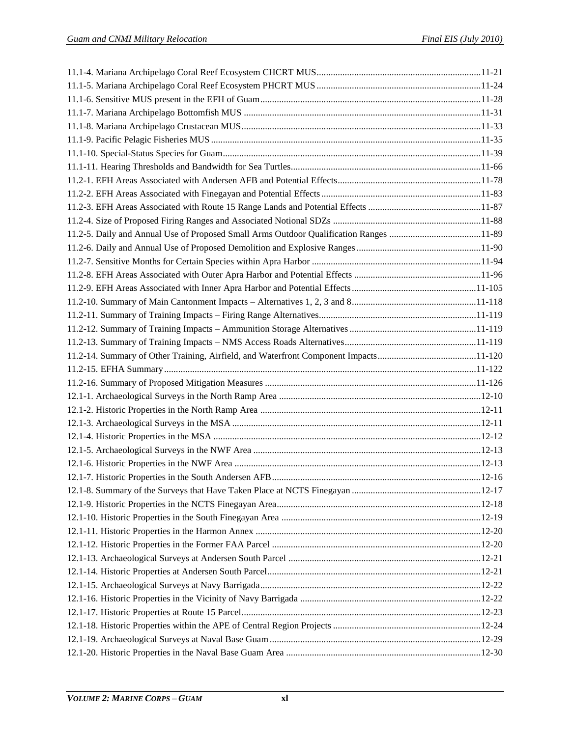11.1-4. Mariana Archipelago Coral Reef Ecosystem CHCRT MUS.....................................................................11-21
11.1-5. Mariana Archipelago Coral Reef Ecosystem PHCRT MUS.....................................................................11-24
11.1-6. Sensitive MUS present in the EFH of Guam.............................................................................................11-28
11.1-7. Mariana Archipelago Bottomfish MUS ....................................................................................................11-31
11.1-8. Mariana Archipelago Crustacean MUS.....................................................................................................11-33
11.1-9. Pacific Pelagic Fisheries MUS ..................................................................................................................11-35
11.1-10. Special-Status Species for Guam.............................................................................................................11-39
11.1-11. Hearing Thresholds and Bandwidth for Sea Turtles................................................................................11-66
11.2-1. EFH Areas Associated with Andersen AFB and Potential Effects............................................................11-78
11.2-2. EFH Areas Associated with Finegayan and Potential Effects...................................................................11-83
11.2-3. EFH Areas Associated with Route 15 Range Lands and Potential Effects ...............................................11-87
11.2-4. Size of Proposed Firing Ranges and Associated Notional SDZs ..............................................................11-88
11.2-5. Daily and Annual Use of Proposed Small Arms Outdoor Qualification Ranges .......................................11-89
11.2-6. Daily and Annual Use of Proposed Demolition and Explosive Ranges....................................................11-90
11.2-7. Sensitive Months for Certain Species within Apra Harbor .......................................................................11-94
11.2-8. EFH Areas Associated with Outer Apra Harbor and Potential Effects .....................................................11-96
11.2-9. EFH Areas Associated with Inner Apra Harbor and Potential Effects.....................................................11-105
11.2-10. Summary of Main Cantonment Impacts – Alternatives 1, 2, 3 and 8....................................................11-118
11.2-11. Summary of Training Impacts – Firing Range Alternatives..................................................................11-119
11.2-12. Summary of Training Impacts – Ammunition Storage Alternatives .....................................................11-119
11.2-13. Summary of Training Impacts – NMS Access Roads Alternatives.......................................................11-119
11.2-14. Summary of Other Training, Airfield, and Waterfront Component Impacts..........................................11-120
11.2-15. EFHA Summary....................................................................................................................................11-122
11.2-16. Summary of Proposed Mitigation Measures .........................................................................................11-126
12.1-1. Archaeological Surveys in the North Ramp Area .....................................................................................12-10
12.1-2. Historic Properties in the North Ramp Area .............................................................................................12-11
12.1-3. Archaeological Surveys in the MSA .........................................................................................................12-11
12.1-4. Historic Properties in the MSA .................................................................................................................12-12
12.1-5. Archaeological Surveys in the NWF Area ................................................................................................12-13
12.1-6. Historic Properties in the NWF Area ........................................................................................................12-13
12.1-7. Historic Properties in the South Andersen AFB........................................................................................12-16
12.1-8. Summary of the Surveys that Have Taken Place at NCTS Finegayan ......................................................12-17
12.1-9. Historic Properties in the NCTS Finegayan Area......................................................................................12-18
12.1-10. Historic Properties in the South Finegayan Area ....................................................................................12-19
12.1-11. Historic Properties in the Harmon Annex ...............................................................................................12-20
12.1-12. Historic Properties in the Former FAA Parcel ........................................................................................12-20
12.1-13. Archaeological Surveys at Andersen South Parcel .................................................................................12-21
12.1-14. Historic Properties at Andersen South Parcel..........................................................................................12-21
12.1-15. Archaeological Surveys at Navy Barrigada.............................................................................................12-22
12.1-16. Historic Properties in the Vicinity of Navy Barrigada ............................................................................12-22
12.1-17. Historic Properties at Route 15 Parcel.....................................................................................................12-23
12.1-18. Historic Properties within the APE of Central Region Projects ..............................................................12-24
12.1-19. Archaeological Surveys at Naval Base Guam.........................................................................................12-29
12.1-20. Historic Properties in the Naval Base Guam Area ..................................................................................12-30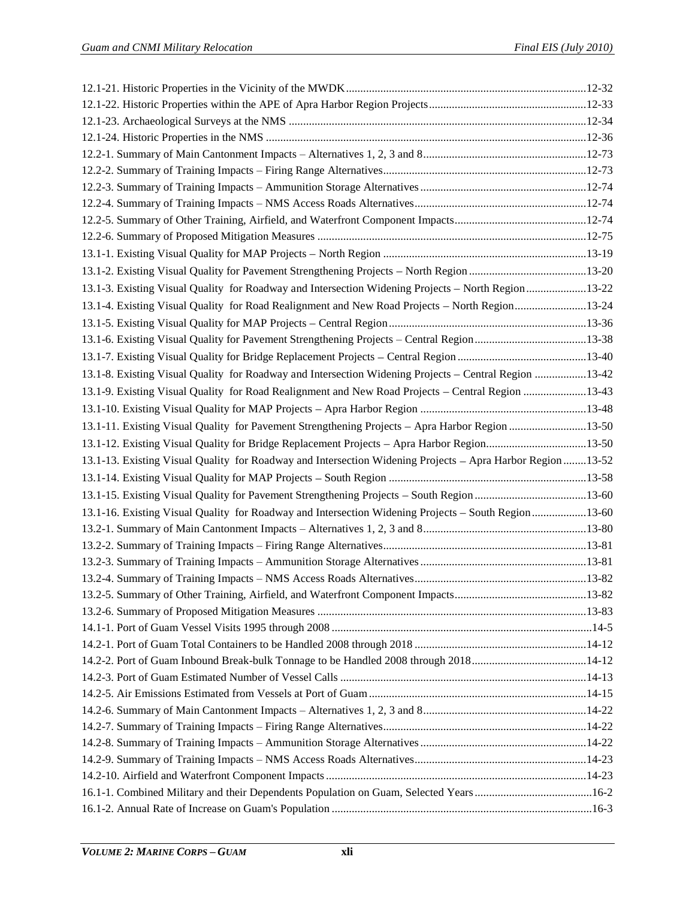12.1-21. Historic Properties in the Vicinity of the MWDK ....................................................................................12-32
12.1-22. Historic Properties within the APE of Apra Harbor Region Projects.......................................................12-33
12.1-23. Archaeological Surveys at the NMS .......................................................................................................12-34
12.1-24. Historic Properties in the NMS ...............................................................................................................12-36
12.2-1. Summary of Main Cantonment Impacts – Alternatives 1, 2, 3 and 8.........................................................12-73
12.2-2. Summary of Training Impacts – Firing Range Alternatives......................................................................12-73
12.2-3. Summary of Training Impacts – Ammunition Storage Alternatives..........................................................12-74
12.2-4. Summary of Training Impacts – NMS Access Roads Alternatives...........................................................12-74
12.2-5. Summary of Other Training, Airfield, and Waterfront Component Impacts.............................................12-74
12.2-6. Summary of Proposed Mitigation Measures .............................................................................................12-75
13.1-1. Existing Visual Quality for MAP Projects – North Region ......................................................................13-19
13.1-2. Existing Visual Quality for Pavement Strengthening Projects – North Region .........................................13-20
13.1-3. Existing Visual Quality for Roadway and Intersection Widening Projects – North Region .....................13-22
13.1-4. Existing Visual Quality for Road Realignment and New Road Projects – North Region.........................13-24
13.1-5. Existing Visual Quality for MAP Projects – Central Region....................................................................13-36
13.1-6. Existing Visual Quality for Pavement Strengthening Projects – Central Region.......................................13-38
13.1-7. Existing Visual Quality for Bridge Replacement Projects – Central Region ............................................13-40
13.1-8. Existing Visual Quality for Roadway and Intersection Widening Projects – Central Region ..................13-42
13.1-9. Existing Visual Quality for Road Realignment and New Road Projects – Central Region ......................13-43
13.1-10. Existing Visual Quality for MAP Projects – Apra Harbor Region .........................................................13-48
13.1-11. Existing Visual Quality for Pavement Strengthening Projects – Apra Harbor Region ...........................13-50
13.1-12. Existing Visual Quality for Bridge Replacement Projects – Apra Harbor Region..................................13-50
13.1-13. Existing Visual Quality for Roadway and Intersection Widening Projects – Apra Harbor Region ........13-52
13.1-14. Existing Visual Quality for MAP Projects – South Region ....................................................................13-58
13.1-15. Existing Visual Quality for Pavement Strengthening Projects – South Region .......................................13-60
13.1-16. Existing Visual Quality for Roadway and Intersection Widening Projects – South Region ...................13-60
13.2-1. Summary of Main Cantonment Impacts – Alternatives 1, 2, 3 and 8.........................................................13-80
13.2-2. Summary of Training Impacts – Firing Range Alternatives......................................................................13-81
13.2-3. Summary of Training Impacts – Ammunition Storage Alternatives..........................................................13-81
13.2-4. Summary of Training Impacts – NMS Access Roads Alternatives...........................................................13-82
13.2-5. Summary of Other Training, Airfield, and Waterfront Component Impacts.............................................13-82
13.2-6. Summary of Proposed Mitigation Measures .............................................................................................13-83
14.1-1. Port of Guam Vessel Visits 1995 through 2008 ..........................................................................................14-5
14.2-1. Port of Guam Total Containers to be Handled 2008 through 2018 ...........................................................14-12
14.2-2. Port of Guam Inbound Break-bulk Tonnage to be Handled 2008 through 2018........................................14-12
14.2-3. Port of Guam Estimated Number of Vessel Calls .....................................................................................14-13
14.2-5. Air Emissions Estimated from Vessels at Port of Guam ...........................................................................14-15
14.2-6. Summary of Main Cantonment Impacts – Alternatives 1, 2, 3 and 8.........................................................14-22
14.2-7. Summary of Training Impacts – Firing Range Alternatives......................................................................14-22
14.2-8. Summary of Training Impacts – Ammunition Storage Alternatives..........................................................14-22
14.2-9. Summary of Training Impacts – NMS Access Roads Alternatives...........................................................14-23
14.2-10. Airfield and Waterfront Component Impacts .........................................................................................14-23
16.1-1. Combined Military and their Dependents Population on Guam, Selected Years.........................................16-2
16.1-2. Annual Rate of Increase on Guam's Population ..........................................................................................16-3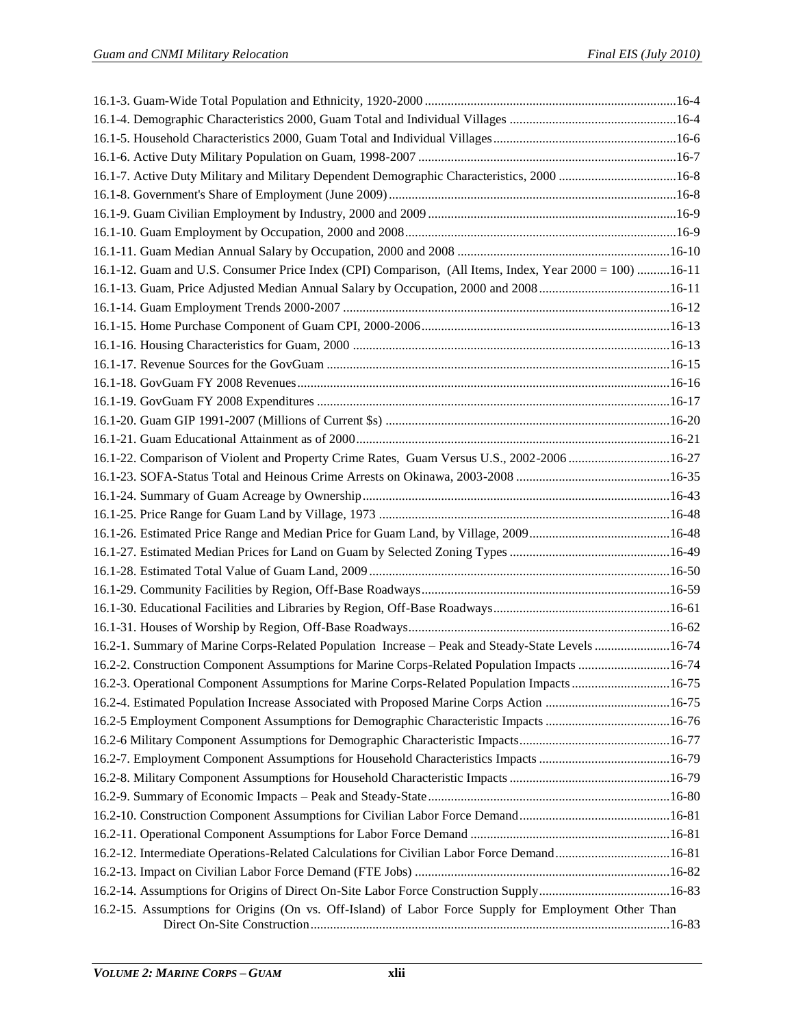16.1-3. Guam-Wide Total Population and Ethnicity, 1920-2000 ....16-4
16.1-4. Demographic Characteristics 2000, Guam Total and Individual Villages ....16-4
16.1-5. Household Characteristics 2000, Guam Total and Individual Villages ....16-6
16.1-6. Active Duty Military Population on Guam, 1998-2007 ....16-7
16.1-7. Active Duty Military and Military Dependent Demographic Characteristics, 2000 ....16-8
16.1-8. Government's Share of Employment (June 2009) ....16-8
16.1-9. Guam Civilian Employment by Industry, 2000 and 2009 ....16-9
16.1-10. Guam Employment by Occupation, 2000 and 2008 ....16-9
16.1-11. Guam Median Annual Salary by Occupation, 2000 and 2008 ....16-10
16.1-12. Guam and U.S. Consumer Price Index (CPI) Comparison, (All Items, Index, Year 2000 = 100) ....16-11
16.1-13. Guam, Price Adjusted Median Annual Salary by Occupation, 2000 and 2008 ....16-11
16.1-14. Guam Employment Trends 2000-2007 ....16-12
16.1-15. Home Purchase Component of Guam CPI, 2000-2006 ....16-13
16.1-16. Housing Characteristics for Guam, 2000 ....16-13
16.1-17. Revenue Sources for the GovGuam ....16-15
16.1-18. GovGuam FY 2008 Revenues ....16-16
16.1-19. GovGuam FY 2008 Expenditures ....16-17
16.1-20. Guam GIP 1991-2007 (Millions of Current $s) ....16-20
16.1-21. Guam Educational Attainment as of 2000 ....16-21
16.1-22. Comparison of Violent and Property Crime Rates, Guam Versus U.S., 2002-2006 ....16-27
16.1-23. SOFA-Status Total and Heinous Crime Arrests on Okinawa, 2003-2008 ....16-35
16.1-24. Summary of Guam Acreage by Ownership ....16-43
16.1-25. Price Range for Guam Land by Village, 1973 ....16-48
16.1-26. Estimated Price Range and Median Price for Guam Land, by Village, 2009 ....16-48
16.1-27. Estimated Median Prices for Land on Guam by Selected Zoning Types ....16-49
16.1-28. Estimated Total Value of Guam Land, 2009 ....16-50
16.1-29. Community Facilities by Region, Off-Base Roadways ....16-59
16.1-30. Educational Facilities and Libraries by Region, Off-Base Roadways ....16-61
16.1-31. Houses of Worship by Region, Off-Base Roadways ....16-62
16.2-1. Summary of Marine Corps-Related Population Increase – Peak and Steady-State Levels ....16-74
16.2-2. Construction Component Assumptions for Marine Corps-Related Population Impacts ....16-74
16.2-3. Operational Component Assumptions for Marine Corps-Related Population Impacts ....16-75
16.2-4. Estimated Population Increase Associated with Proposed Marine Corps Action ....16-75
16.2-5 Employment Component Assumptions for Demographic Characteristic Impacts ....16-76
16.2-6 Military Component Assumptions for Demographic Characteristic Impacts ....16-77
16.2-7. Employment Component Assumptions for Household Characteristics Impacts ....16-79
16.2-8. Military Component Assumptions for Household Characteristic Impacts ....16-79
16.2-9. Summary of Economic Impacts – Peak and Steady-State ....16-80
16.2-10. Construction Component Assumptions for Civilian Labor Force Demand ....16-81
16.2-11. Operational Component Assumptions for Labor Force Demand ....16-81
16.2-12. Intermediate Operations-Related Calculations for Civilian Labor Force Demand ....16-81
16.2-13. Impact on Civilian Labor Force Demand (FTE Jobs) ....16-82
16.2-14. Assumptions for Origins of Direct On-Site Labor Force Construction Supply ....16-83
16.2-15. Assumptions for Origins (On vs. Off-Island) of Labor Force Supply for Employment Other Than Direct On-Site Construction ....16-83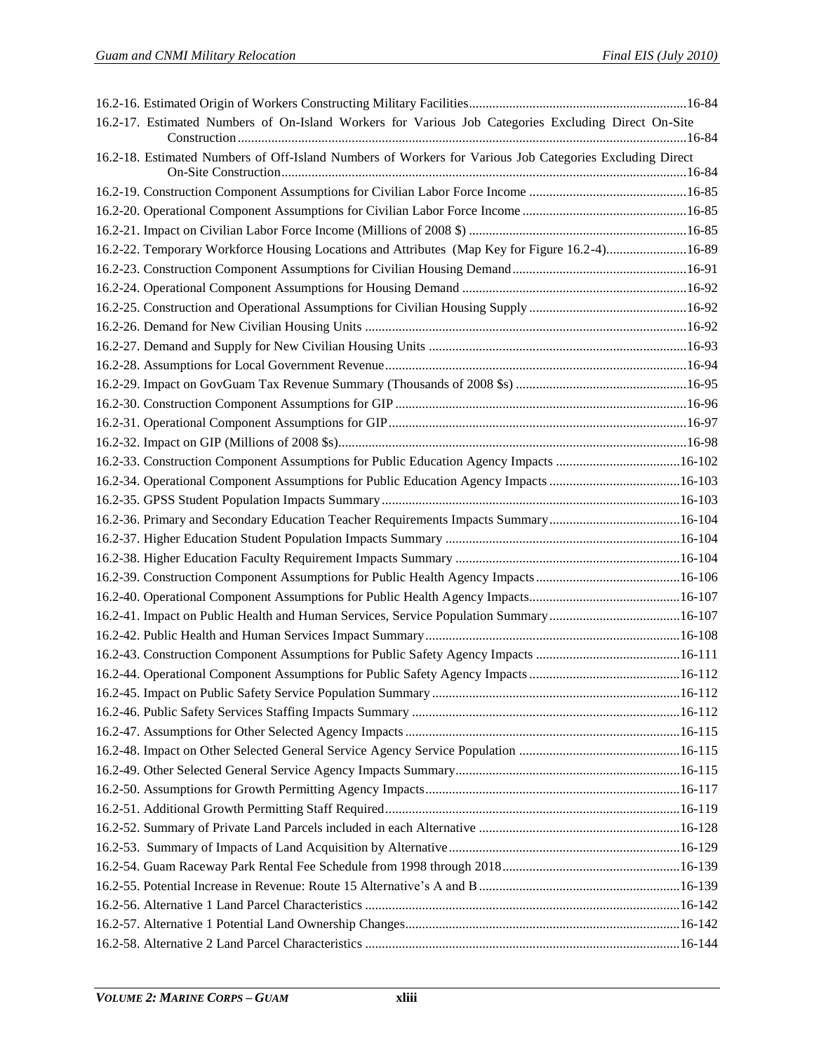16.2-16. Estimated Origin of Workers Constructing Military Facilities ........ 16-84

16.2-17. Estimated Numbers of On-Island Workers for Various Job Categories Excluding Direct On-Site Construction ........ 16-84

16.2-18. Estimated Numbers of Off-Island Numbers of Workers for Various Job Categories Excluding Direct On-Site Construction ........ 16-84

16.2-19. Construction Component Assumptions for Civilian Labor Force Income ........ 16-85

16.2-20. Operational Component Assumptions for Civilian Labor Force Income ........ 16-85

16.2-21. Impact on Civilian Labor Force Income (Millions of 2008 $) ........ 16-85

16.2-22. Temporary Workforce Housing Locations and Attributes (Map Key for Figure 16.2-4) ........ 16-89

16.2-23. Construction Component Assumptions for Civilian Housing Demand ........ 16-91

16.2-24. Operational Component Assumptions for Housing Demand ........ 16-92

16.2-25. Construction and Operational Assumptions for Civilian Housing Supply ........ 16-92

16.2-26. Demand for New Civilian Housing Units ........ 16-92

16.2-27. Demand and Supply for New Civilian Housing Units ........ 16-93

16.2-28. Assumptions for Local Government Revenue ........ 16-94

16.2-29. Impact on GovGuam Tax Revenue Summary (Thousands of 2008 $s) ........ 16-95

16.2-30. Construction Component Assumptions for GIP ........ 16-96

16.2-31. Operational Component Assumptions for GIP ........ 16-97

16.2-32. Impact on GIP (Millions of 2008 $s) ........ 16-98

16.2-33. Construction Component Assumptions for Public Education Agency Impacts ........ 16-102

16.2-34. Operational Component Assumptions for Public Education Agency Impacts ........ 16-103

16.2-35. GPSS Student Population Impacts Summary ........ 16-103

16.2-36. Primary and Secondary Education Teacher Requirements Impacts Summary ........ 16-104

16.2-37. Higher Education Student Population Impacts Summary ........ 16-104

16.2-38. Higher Education Faculty Requirement Impacts Summary ........ 16-104

16.2-39. Construction Component Assumptions for Public Health Agency Impacts ........ 16-106

16.2-40. Operational Component Assumptions for Public Health Agency Impacts ........ 16-107

16.2-41. Impact on Public Health and Human Services, Service Population Summary ........ 16-107

16.2-42. Public Health and Human Services Impact Summary ........ 16-108

16.2-43. Construction Component Assumptions for Public Safety Agency Impacts ........ 16-111

16.2-44. Operational Component Assumptions for Public Safety Agency Impacts ........ 16-112

16.2-45. Impact on Public Safety Service Population Summary ........ 16-112

16.2-46. Public Safety Services Staffing Impacts Summary ........ 16-112

16.2-47. Assumptions for Other Selected Agency Impacts ........ 16-115

16.2-48. Impact on Other Selected General Service Agency Service Population ........ 16-115

16.2-49. Other Selected General Service Agency Impacts Summary ........ 16-115

16.2-50. Assumptions for Growth Permitting Agency Impacts ........ 16-117

16.2-51. Additional Growth Permitting Staff Required ........ 16-119

16.2-52. Summary of Private Land Parcels included in each Alternative ........ 16-128

16.2-53. Summary of Impacts of Land Acquisition by Alternative ........ 16-129

16.2-54. Guam Raceway Park Rental Fee Schedule from 1998 through 2018 ........ 16-139

16.2-55. Potential Increase in Revenue: Route 15 Alternative's A and B ........ 16-139

16.2-56. Alternative 1 Land Parcel Characteristics ........ 16-142

16.2-57. Alternative 1 Potential Land Ownership Changes ........ 16-142

16.2-58. Alternative 2 Land Parcel Characteristics ........ 16-144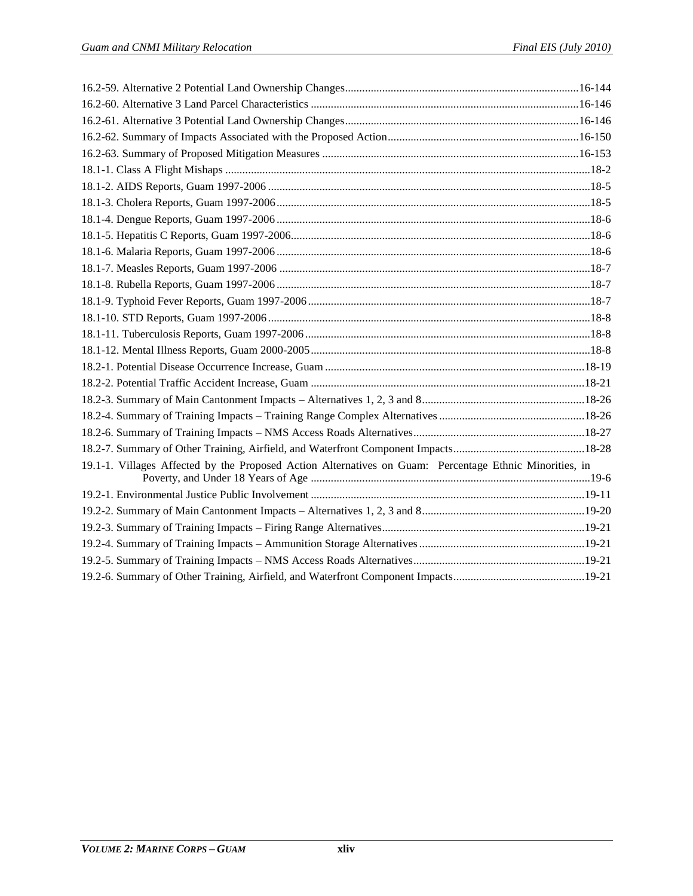16.2-59. Alternative 2 Potential Land Ownership Changes.....16-144
16.2-60. Alternative 3 Land Parcel Characteristics.....16-146
16.2-61. Alternative 3 Potential Land Ownership Changes.....16-146
16.2-62. Summary of Impacts Associated with the Proposed Action.....16-150
16.2-63. Summary of Proposed Mitigation Measures.....16-153
18.1-1. Class A Flight Mishaps.....18-2
18.1-2. AIDS Reports, Guam 1997-2006.....18-5
18.1-3. Cholera Reports, Guam 1997-2006.....18-5
18.1-4. Dengue Reports, Guam 1997-2006.....18-6
18.1-5. Hepatitis C Reports, Guam 1997-2006.....18-6
18.1-6. Malaria Reports, Guam 1997-2006.....18-6
18.1-7. Measles Reports, Guam 1997-2006.....18-7
18.1-8. Rubella Reports, Guam 1997-2006.....18-7
18.1-9. Typhoid Fever Reports, Guam 1997-2006.....18-7
18.1-10. STD Reports, Guam 1997-2006.....18-8
18.1-11. Tuberculosis Reports, Guam 1997-2006.....18-8
18.1-12. Mental Illness Reports, Guam 2000-2005.....18-8
18.2-1. Potential Disease Occurrence Increase, Guam.....18-19
18.2-2. Potential Traffic Accident Increase, Guam.....18-21
18.2-3. Summary of Main Cantonment Impacts – Alternatives 1, 2, 3 and 8.....18-26
18.2-4. Summary of Training Impacts – Training Range Complex Alternatives.....18-26
18.2-6. Summary of Training Impacts – NMS Access Roads Alternatives.....18-27
18.2-7. Summary of Other Training, Airfield, and Waterfront Component Impacts.....18-28
19.1-1. Villages Affected by the Proposed Action Alternatives on Guam: Percentage Ethnic Minorities, in Poverty, and Under 18 Years of Age.....19-6
19.2-1. Environmental Justice Public Involvement.....19-11
19.2-2. Summary of Main Cantonment Impacts – Alternatives 1, 2, 3 and 8.....19-20
19.2-3. Summary of Training Impacts – Firing Range Alternatives.....19-21
19.2-4. Summary of Training Impacts – Ammunition Storage Alternatives.....19-21
19.2-5. Summary of Training Impacts – NMS Access Roads Alternatives.....19-21
19.2-6. Summary of Other Training, Airfield, and Waterfront Component Impacts.....19-21